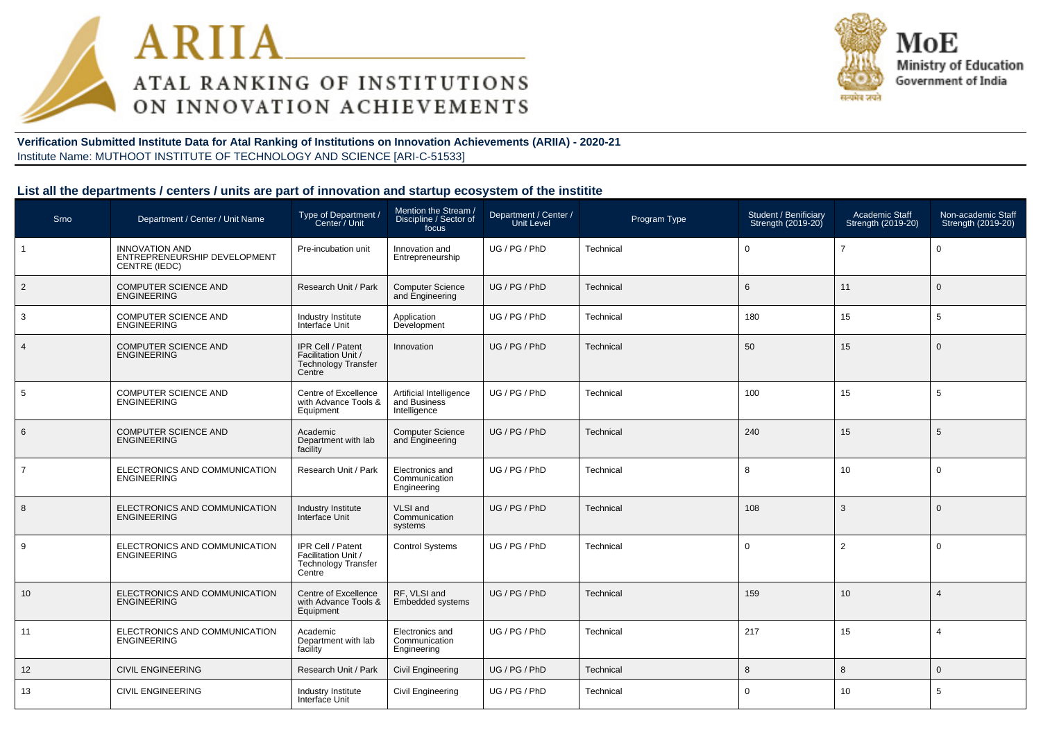**Verification Submitted Institute Data for Atal Ranking of Institutions on Innovation Achievements (ARIIA) - 2020-21**

Institute Name: MUTHOOT INSTITUTE OF TECHNOLOGY AND SCIENCE [ARI-C-51533]

## List all the departments / centers / units are part of innovation and startup ecosystem of the institite

| Srno | Department / Center / Unit Name | Type of Department / Center / Unit | Mention the Stream / Discipline / Sector of focus | Department / Center / Unit Level | Program Type | Student / Benificiary Strength (2019-20) | Academic Staff Strength (2019-20) | Non-academic Staff Strength (2019-20) |
|---|---|---|---|---|---|---|---|---|
| 1 | INNOVATION AND ENTREPRENEURSHIP DEVELOPMENT CENTRE (IEDC) | Pre-incubation unit | Innovation and Entrepreneurship | UG / PG / PhD | Technical | 0 | 7 | 0 |
| 2 | COMPUTER SCIENCE AND ENGINEERING | Research Unit / Park | Computer Science and Engineering | UG / PG / PhD | Technical | 6 | 11 | 0 |
| 3 | COMPUTER SCIENCE AND ENGINEERING | Industry Institute Interface Unit | Application Development | UG / PG / PhD | Technical | 180 | 15 | 5 |
| 4 | COMPUTER SCIENCE AND ENGINEERING | IPR Cell / Patent Facilitation Unit / Technology Transfer Centre | Innovation | UG / PG / PhD | Technical | 50 | 15 | 0 |
| 5 | COMPUTER SCIENCE AND ENGINEERING | Centre of Excellence with Advance Tools & Equipment | Artificial Intelligence and Business Intelligence | UG / PG / PhD | Technical | 100 | 15 | 5 |
| 6 | COMPUTER SCIENCE AND ENGINEERING | Academic Department with lab facility | Computer Science and Engineering | UG / PG / PhD | Technical | 240 | 15 | 5 |
| 7 | ELECTRONICS AND COMMUNICATION ENGINEERING | Research Unit / Park | Electronics and Communication Engineering | UG / PG / PhD | Technical | 8 | 10 | 0 |
| 8 | ELECTRONICS AND COMMUNICATION ENGINEERING | Industry Institute Interface Unit | VLSI and Communication systems | UG / PG / PhD | Technical | 108 | 3 | 0 |
| 9 | ELECTRONICS AND COMMUNICATION ENGINEERING | IPR Cell / Patent Facilitation Unit / Technology Transfer Centre | Control Systems | UG / PG / PhD | Technical | 0 | 2 | 0 |
| 10 | ELECTRONICS AND COMMUNICATION ENGINEERING | Centre of Excellence with Advance Tools & Equipment | RF, VLSI and Embedded systems | UG / PG / PhD | Technical | 159 | 10 | 4 |
| 11 | ELECTRONICS AND COMMUNICATION ENGINEERING | Academic Department with lab facility | Electronics and Communication Engineering | UG / PG / PhD | Technical | 217 | 15 | 4 |
| 12 | CIVIL ENGINEERING | Research Unit / Park | Civil Engineering | UG / PG / PhD | Technical | 8 | 8 | 0 |
| 13 | CIVIL ENGINEERING | Industry Institute Interface Unit | Civil Engineering | UG / PG / PhD | Technical | 0 | 10 | 5 |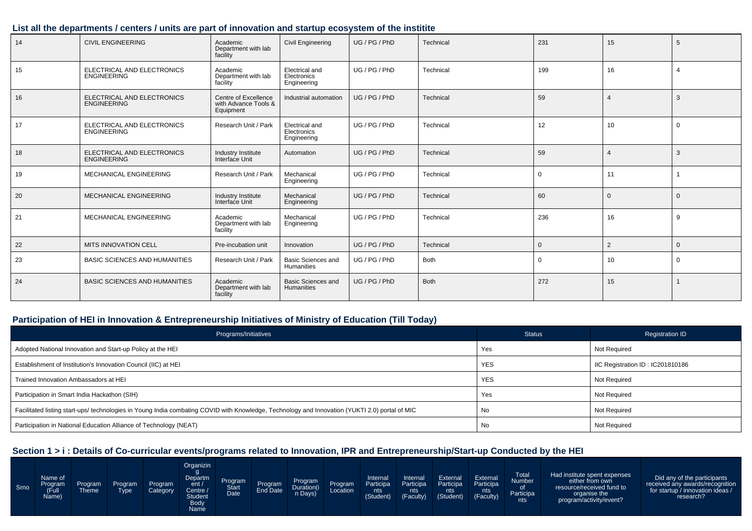## List all the departments / centers / units are part of innovation and startup ecosystem of the institite

| | | | | | | | | |
|---|---|---|---|---|---|---|---|---|
| 14 | CIVIL ENGINEERING | Academic Department with lab facility | Civil Engineering | UG / PG / PhD | Technical | 231 | 15 | 5 |
| 15 | ELECTRICAL AND ELECTRONICS ENGINEERING | Academic Department with lab facility | Electrical and Electronics Engineering | UG / PG / PhD | Technical | 199 | 16 | 4 |
| 16 | ELECTRICAL AND ELECTRONICS ENGINEERING | Centre of Excellence with Advance Tools & Equipment | Industrial automation | UG / PG / PhD | Technical | 59 | 4 | 3 |
| 17 | ELECTRICAL AND ELECTRONICS ENGINEERING | Research Unit / Park | Electrical and Electronics Engineering | UG / PG / PhD | Technical | 12 | 10 | 0 |
| 18 | ELECTRICAL AND ELECTRONICS ENGINEERING | Industry Institute Interface Unit | Automation | UG / PG / PhD | Technical | 59 | 4 | 3 |
| 19 | MECHANICAL ENGINEERING | Research Unit / Park | Mechanical Engineering | UG / PG / PhD | Technical | 0 | 11 | 1 |
| 20 | MECHANICAL ENGINEERING | Industry Institute Interface Unit | Mechanical Engineering | UG / PG / PhD | Technical | 60 | 0 | 0 |
| 21 | MECHANICAL ENGINEERING | Academic Department with lab facility | Mechanical Engineering | UG / PG / PhD | Technical | 236 | 16 | 9 |
| 22 | MITS INNOVATION CELL | Pre-incubation unit | Innovation | UG / PG / PhD | Technical | 0 | 2 | 0 |
| 23 | BASIC SCIENCES AND HUMANITIES | Research Unit / Park | Basic Sciences and Humanities | UG / PG / PhD | Both | 0 | 10 | 0 |
| 24 | BASIC SCIENCES AND HUMANITIES | Academic Department with lab facility | Basic Sciences and Humanities | UG / PG / PhD | Both | 272 | 15 | 1 |

## Participation of HEI in Innovation & Entrepreneurship Initiatives of Ministry of Education (Till Today)

| Programs/Initiatives | Status | Registration ID |
|---|---|---|
| Adopted National Innovation and Start-up Policy at the HEI | Yes | Not Required |
| Establishment of Institution's Innovation Council (IIC) at HEI | YES | IIC Registration ID : IC201810186 |
| Trained Innovation Ambassadors at HEI | YES | Not Required |
| Participation in Smart India Hackathon (SIH) | Yes | Not Required |
| Facilitated listing start-ups/ technologies in Young India combating COVID with Knowledge, Technology and Innovation (YUKTI 2.0) portal of MIC | No | Not Required |
| Participation in National Education Alliance of Technology (NEAT) | No | Not Required |

## Section 1 > i : Details of Co-curricular events/programs related to Innovation, IPR and Entrepreneurship/Start-up Conducted by the HEI

| Srno | Name of Program (Full Name) | Program Theme | Program Type | Program Category | Organizing Department / Centre / Student Body Name | Program Start Date | Program End Date | Program Duration(in Days) | Program Location | Internal Participants (Student) | Internal Participants (Faculty) | External Participants (Student) | External Participants (Faculty) | Total Number of Participants | Had institute spent expenses either from own resource/received fund to organise the program/activity/event? | Did any of the participants received any awards/recognition for startup / innovation ideas / research? |
|---|---|---|---|---|---|---|---|---|---|---|---|---|---|---|---|---|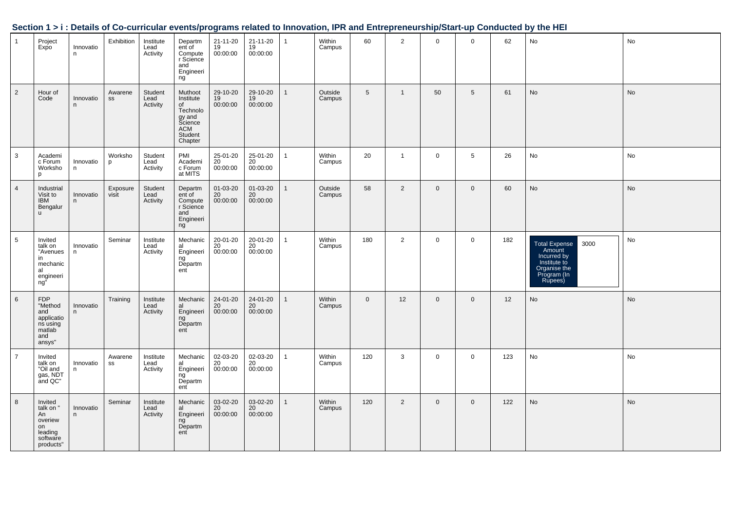## Section 1 > i : Details of Co-curricular events/programs related to Innovation, IPR and Entrepreneurship/Start-up Conducted by the HEI

| | | | | | | | | | | | | | | | | |
|---|---|---|---|---|---|---|---|---|---|---|---|---|---|---|---|---|
| 1 | Project Expo | Innovation | Exhibition | Institute Lead Activity | Department of Computer Science and Engineering | 21-11-2019 00:00:00 | 21-11-2019 00:00:00 | 1 | Within Campus | 60 | 2 | 0 | 0 | 62 | No | No |
| 2 | Hour of Code | Innovation | Awareness | Student Lead Activity | Muthoot Institute of Technology and Science ACM Student Chapter | 29-10-2019 00:00:00 | 29-10-2019 00:00:00 | 1 | Outside Campus | 5 | 1 | 50 | 5 | 61 | No | No |
| 3 | Academic Forum Workshop | Innovation | Workshop | Student Lead Activity | PMI Academic Forum at MITS | 25-01-2020 00:00:00 | 25-01-2020 00:00:00 | 1 | Within Campus | 20 | 1 | 0 | 5 | 26 | No | No |
| 4 | Industrial Visit to IBM Bengaluru | Innovation | Exposure visit | Student Lead Activity | Department of Computer Science and Engineering | 01-03-2020 00:00:00 | 01-03-2020 00:00:00 | 1 | Outside Campus | 58 | 2 | 0 | 0 | 60 | No | No |
| 5 | Invited talk on "Avenues in mechanical engineering" | Innovation | Seminar | Institute Lead Activity | Mechanical Engineering Department | 20-01-2020 00:00:00 | 20-01-2020 00:00:00 | 1 | Within Campus | 180 | 2 | 0 | 0 | 182 | Total Expense Amount Incurred by Institute to Organise the Program (In Rupees): 3000 | No |
| 6 | FDP "Method and applications using matlab and ansys" | Innovation | Training | Institute Lead Activity | Mechanical Engineering Department | 24-01-2020 00:00:00 | 24-01-2020 00:00:00 | 1 | Within Campus | 0 | 12 | 0 | 0 | 12 | No | No |
| 7 | Invited talk on "Oil and gas, NDT and QC" | Innovation | Awareness | Institute Lead Activity | Mechanical Engineering Department | 02-03-2020 00:00:00 | 02-03-2020 00:00:00 | 1 | Within Campus | 120 | 3 | 0 | 0 | 123 | No | No |
| 8 | Invited talk on " An overiew on leading software products" | Innovation | Seminar | Institute Lead Activity | Mechanical Engineering Department | 03-02-2020 00:00:00 | 03-02-2020 00:00:00 | 1 | Within Campus | 120 | 2 | 0 | 0 | 122 | No | No |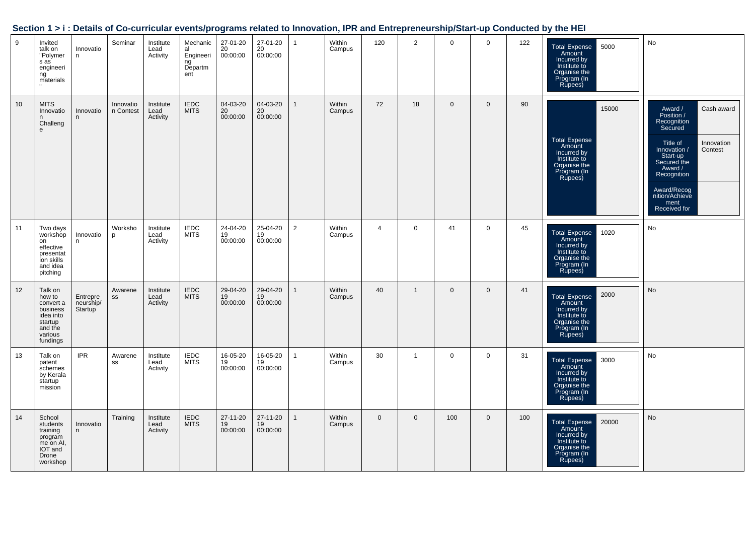## Section 1 > i : Details of Co-curricular events/programs related to Innovation, IPR and Entrepreneurship/Start-up Conducted by the HEI

| | | | | | | | | | | | | | | | | |
|---|---|---|---|---|---|---|---|---|---|---|---|---|---|---|---|---|
| 9 | Invited talk on "Polymers as engineering materials" | Innovation | Seminar | Institute Lead Activity | Mechanical Engineering Department | 27-01-2020 00:00:00 | 27-01-2020 00:00:00 | 1 | Within Campus | 120 | 2 | 0 | 0 | 122 | Total Expense Amount Incurred by Institute to Organise the Program (In Rupees): 5000 | No |
| 10 | MITS Innovation Challenge | Innovation | Innovation Contest | Institute Lead Activity | IEDC MITS | 04-03-2020 00:00:00 | 04-03-2020 00:00:00 | 1 | Within Campus | 72 | 18 | 0 | 0 | 90 | Total Expense Amount Incurred by Institute to Organise the Program (In Rupees): 15000 | Award / Position / Recognition Secured: Cash award; Title of Innovation / Start-up Secured the Award / Recognition: Innovation Contest; Award/Recognition/Achievement Received for: |
| 11 | Two days workshop on effective presentation skills and idea pitching | Innovation | Workshop | Institute Lead Activity | IEDC MITS | 24-04-2019 00:00:00 | 25-04-2019 00:00:00 | 2 | Within Campus | 4 | 0 | 41 | 0 | 45 | Total Expense Amount Incurred by Institute to Organise the Program (In Rupees): 1020 | No |
| 12 | Talk on how to convert a business idea into startup and the various fundings | Entrepreneurship/Startup | Awareness | Institute Lead Activity | IEDC MITS | 29-04-2019 00:00:00 | 29-04-2019 00:00:00 | 1 | Within Campus | 40 | 1 | 0 | 0 | 41 | Total Expense Amount Incurred by Institute to Organise the Program (In Rupees): 2000 | No |
| 13 | Talk on patent schemes by Kerala startup mission | IPR | Awareness | Institute Lead Activity | IEDC MITS | 16-05-2019 00:00:00 | 16-05-2019 00:00:00 | 1 | Within Campus | 30 | 1 | 0 | 0 | 31 | Total Expense Amount Incurred by Institute to Organise the Program (In Rupees): 3000 | No |
| 14 | School students training programme on AI, IOT and Drone workshop | Innovation | Training | Institute Lead Activity | IEDC MITS | 27-11-2019 00:00:00 | 27-11-2019 00:00:00 | 1 | Within Campus | 0 | 0 | 100 | 0 | 100 | Total Expense Amount Incurred by Institute to Organise the Program (In Rupees): 20000 | No |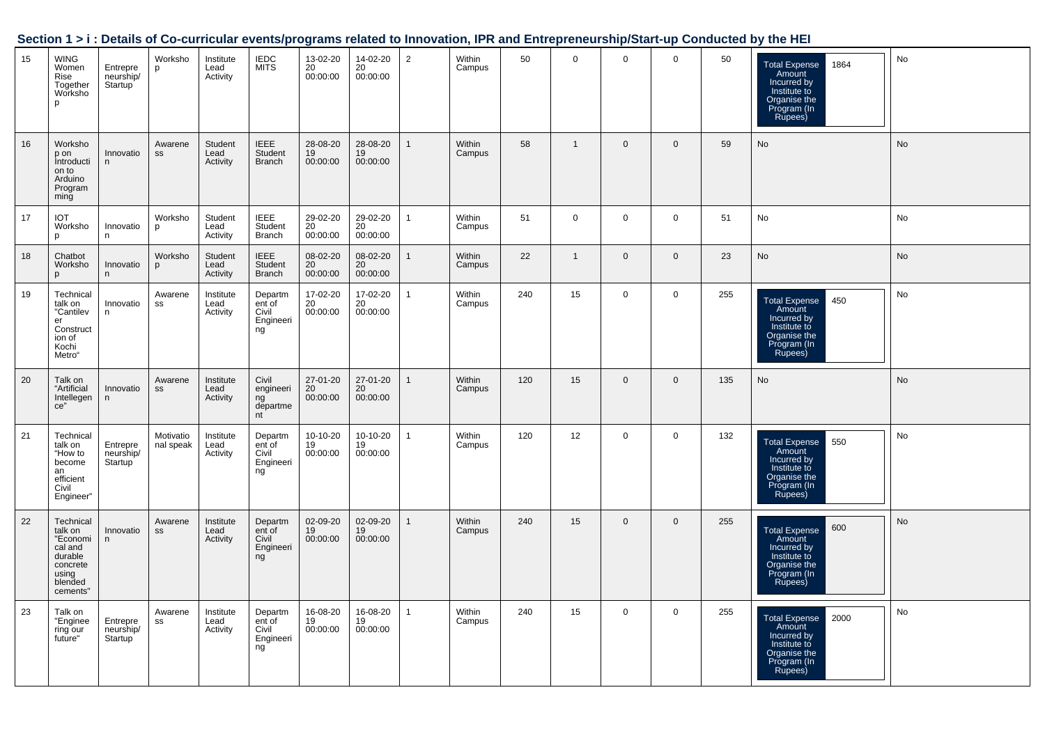## Section 1 > i : Details of Co-curricular events/programs related to Innovation, IPR and Entrepreneurship/Start-up Conducted by the HEI

| | | | | | | | | | | | | | | | | |
|---|---|---|---|---|---|---|---|---|---|---|---|---|---|---|---|---|
| 15 | WING Women Rise Together Workshop | Entrepreneurship/ Startup | Workshop | Institute Lead Activity | IEDC MITS | 13-02-2020 00:00:00 | 14-02-2020 00:00:00 | 2 | Within Campus | 50 | 0 | 0 | 0 | 50 | Total Expense Amount Incurred by Institute to Organise the Program (In Rupees) 1864 | No |
| 16 | Workshop on Introduction to Arduino Programming | Innovation | Awareness | Student Lead Activity | IEEE Student Branch | 28-08-2019 00:00:00 | 28-08-2019 00:00:00 | 1 | Within Campus | 58 | 1 | 0 | 0 | 59 | No | No |
| 17 | IOT Workshop | Innovation | Workshop | Student Lead Activity | IEEE Student Branch | 29-02-2020 00:00:00 | 29-02-2020 00:00:00 | 1 | Within Campus | 51 | 0 | 0 | 0 | 51 | No | No |
| 18 | Chatbot Workshop | Innovation | Workshop | Student Lead Activity | IEEE Student Branch | 08-02-2020 00:00:00 | 08-02-2020 00:00:00 | 1 | Within Campus | 22 | 1 | 0 | 0 | 23 | No | No |
| 19 | Technical talk on "Cantilever Construction of Kochi Metro" | Innovation | Awareness | Institute Lead Activity | Department of Civil Engineering | 17-02-2020 00:00:00 | 17-02-2020 00:00:00 | 1 | Within Campus | 240 | 15 | 0 | 0 | 255 | Total Expense Amount Incurred by Institute to Organise the Program (In Rupees) 450 | No |
| 20 | Talk on "Artificial Intellegence" | Innovation | Awareness | Institute Lead Activity | Civil engineering department | 27-01-2020 00:00:00 | 27-01-2020 00:00:00 | 1 | Within Campus | 120 | 15 | 0 | 0 | 135 | No | No |
| 21 | Technical talk on "How to become an efficient Civil Engineer" | Entrepreneurship/ Startup | Motivational speak | Institute Lead Activity | Department of Civil Engineering | 10-10-2019 00:00:00 | 10-10-2019 00:00:00 | 1 | Within Campus | 120 | 12 | 0 | 0 | 132 | Total Expense Amount Incurred by Institute to Organise the Program (In Rupees) 550 | No |
| 22 | Technical talk on "Economical and durable concrete using blended cements" | Innovation | Awareness | Institute Lead Activity | Department of Civil Engineering | 02-09-2019 00:00:00 | 02-09-2019 00:00:00 | 1 | Within Campus | 240 | 15 | 0 | 0 | 255 | Total Expense Amount Incurred by Institute to Organise the Program (In Rupees) 600 | No |
| 23 | Talk on "Engineering our future" | Entrepreneurship/ Startup | Awareness | Institute Lead Activity | Department of Civil Engineering | 16-08-2019 00:00:00 | 16-08-2019 00:00:00 | 1 | Within Campus | 240 | 15 | 0 | 0 | 255 | Total Expense Amount Incurred by Institute to Organise the Program (In Rupees) 2000 | No |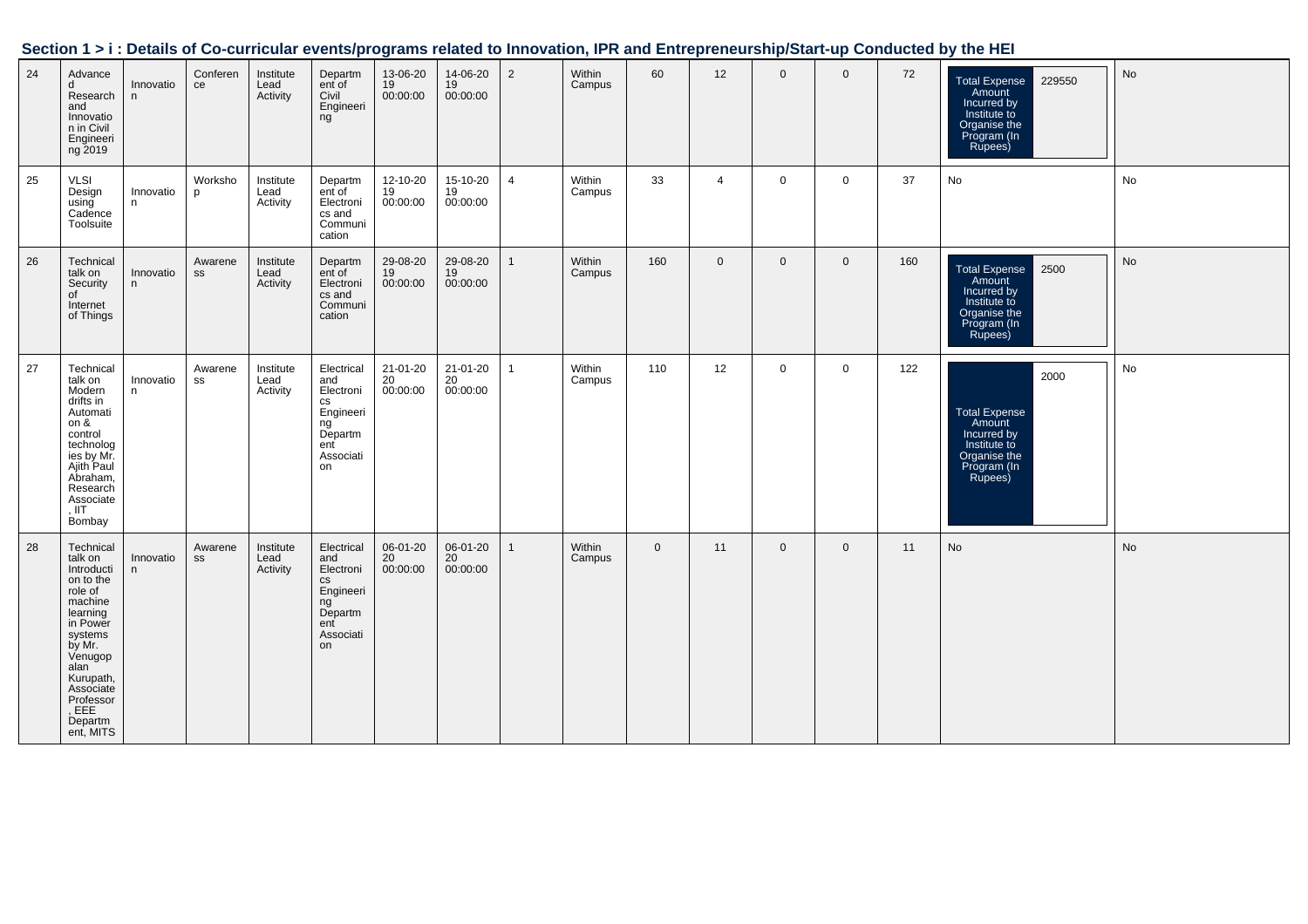## Section 1 > i : Details of Co-curricular events/programs related to Innovation, IPR and Entrepreneurship/Start-up Conducted by the HEI

| | | | | | | | | | | | | | | | | |
|---|---|---|---|---|---|---|---|---|---|---|---|---|---|---|---|---|
| 24 | Advanced Research and Innovation in Civil Engineering 2019 | Innovation | Conference | Institute Lead Activity | Department of Civil Engineering | 13-06-2019 00:00:00 | 14-06-2019 00:00:00 | 2 | Within Campus | 60 | 12 | 0 | 0 | 72 | Total Expense Amount Incurred by Institute to Organise the Program (In Rupees): 229550 | No |
| 25 | VLSI Design using Cadence Toolsuite | Innovation | Workshop | Institute Lead Activity | Department of Electronics and Communication | 12-10-2019 00:00:00 | 15-10-2019 00:00:00 | 4 | Within Campus | 33 | 4 | 0 | 0 | 37 | No | No |
| 26 | Technical talk on Security of Internet of Things | Innovation | Awareness | Institute Lead Activity | Department of Electronics and Communication | 29-08-2019 00:00:00 | 29-08-2019 00:00:00 | 1 | Within Campus | 160 | 0 | 0 | 0 | 160 | Total Expense Amount Incurred by Institute to Organise the Program (In Rupees): 2500 | No |
| 27 | Technical talk on Modern drifts in Automation & control technologies by Mr. Ajith Paul Abraham, Research Associate, IIT Bombay | Innovation | Awareness | Institute Lead Activity | Electrical and Electronics Engineering Department Association | 21-01-2020 00:00:00 | 21-01-2020 00:00:00 | 1 | Within Campus | 110 | 12 | 0 | 0 | 122 | Total Expense Amount Incurred by Institute to Organise the Program (In Rupees): 2000 | No |
| 28 | Technical talk on Introduction to the role of machine learning in Power systems by Mr. Venugopalan Kurupath, Associate Professor, EEE Department, MITS | Innovation | Awareness | Institute Lead Activity | Electrical and Electronics Engineering Department Association | 06-01-2020 00:00:00 | 06-01-2020 00:00:00 | 1 | Within Campus | 0 | 11 | 0 | 0 | 11 | No | No |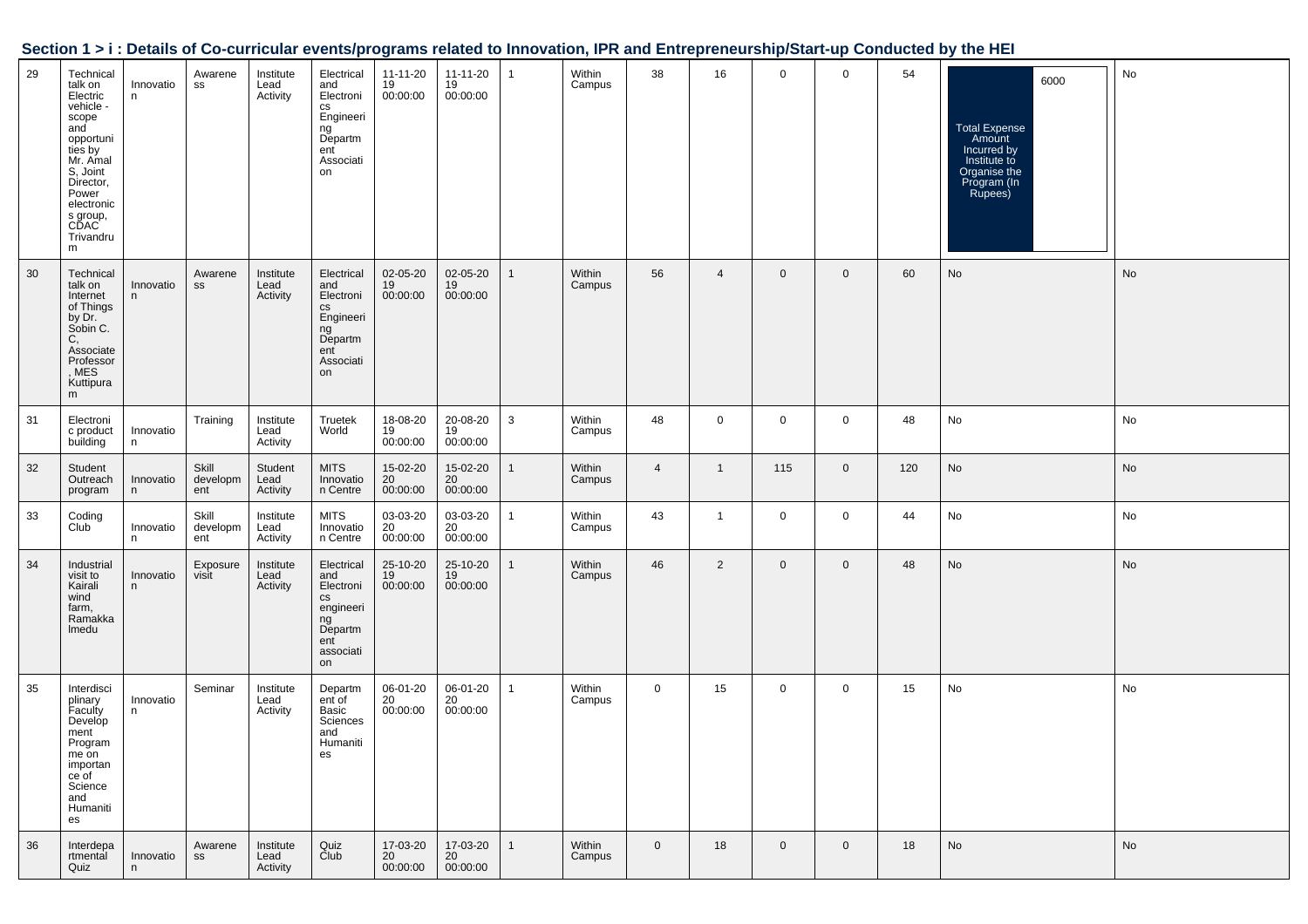## Section 1 > i : Details of Co-curricular events/programs related to Innovation, IPR and Entrepreneurship/Start-up Conducted by the HEI

| | | | | | | | | | | | | | | | | |
|---|---|---|---|---|---|---|---|---|---|---|---|---|---|---|---|---|
| 29 | Technical talk on Electric vehicle - scope and opportunities by Mr. Amal S, Joint Director, Power electronics group, CDAC Trivandrum | Innovation | Awareness | Institute Lead Activity | Electrical and Electronics Engineering Department Association | 11-11-2019 00:00:00 | 11-11-2019 00:00:00 | 1 | Within Campus | 38 | 16 | 0 | 0 | 54 | Total Expense Amount Incurred by Institute to Organise the Program (In Rupees) 6000 | No |
| 30 | Technical talk on Internet of Things by Dr. Sobin C. C, Associate Professor, MES Kuttipuram | Innovation | Awareness | Institute Lead Activity | Electrical and Electronics Engineering Department Association | 02-05-2019 00:00:00 | 02-05-2019 00:00:00 | 1 | Within Campus | 56 | 4 | 0 | 0 | 60 | No | No |
| 31 | Electronic product building | Innovation | Training | Institute Lead Activity | Truetek World | 18-08-2019 00:00:00 | 20-08-2019 00:00:00 | 3 | Within Campus | 48 | 0 | 0 | 0 | 48 | No | No |
| 32 | Student Outreach program | Innovation | Skill development | Student Lead Activity | MITS Innovation Centre | 15-02-2020 00:00:00 | 15-02-2020 00:00:00 | 1 | Within Campus | 4 | 1 | 115 | 0 | 120 | No | No |
| 33 | Coding Club | Innovation | Skill development | Institute Lead Activity | MITS Innovation Centre | 03-03-2020 00:00:00 | 03-03-2020 00:00:00 | 1 | Within Campus | 43 | 1 | 0 | 0 | 44 | No | No |
| 34 | Industrial visit to Kairali wind farm, Ramakkalmedu | Innovation | Exposure visit | Institute Lead Activity | Electrical and Electronics engineering Department association | 25-10-2019 00:00:00 | 25-10-2019 00:00:00 | 1 | Within Campus | 46 | 2 | 0 | 0 | 48 | No | No |
| 35 | Interdisciplinary Faculty Development Programme on importance of Science and Humanities | Innovation | Seminar | Institute Lead Activity | Department of Basic Sciences and Humanities | 06-01-2020 00:00:00 | 06-01-2020 00:00:00 | 1 | Within Campus | 0 | 15 | 0 | 0 | 15 | No | No |
| 36 | Interdepartmental Quiz | Innovation | Awareness | Institute Lead Activity | Quiz Club | 17-03-2020 00:00:00 | 17-03-2020 00:00:00 | 1 | Within Campus | 0 | 18 | 0 | 0 | 18 | No | No |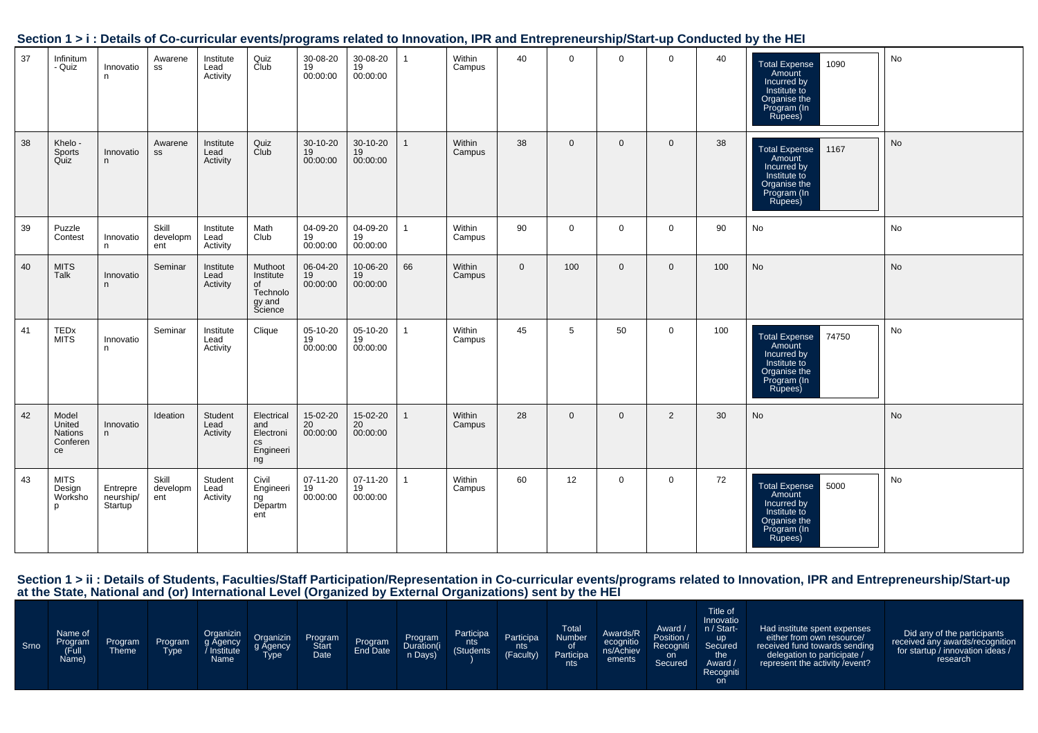## Section 1 > i : Details of Co-curricular events/programs related to Innovation, IPR and Entrepreneurship/Start-up Conducted by the HEI

| | | | | | | | | | | | | | | | | |
|---|---|---|---|---|---|---|---|---|---|---|---|---|---|---|---|---|
| 37 | Infinitum - Quiz | Innovation | Awareness | Institute Lead Activity | Quiz Club | 30-08-2019 00:00:00 | 30-08-2019 00:00:00 | 1 | Within Campus | 40 | 0 | 0 | 0 | 40 | Total Expense Amount Incurred by Institute to Organise the Program (In Rupees) 1090 | No |
| 38 | Khelo - Sports Quiz | Innovation | Awareness | Institute Lead Activity | Quiz Club | 30-10-2019 00:00:00 | 30-10-2019 00:00:00 | 1 | Within Campus | 38 | 0 | 0 | 0 | 38 | Total Expense Amount Incurred by Institute to Organise the Program (In Rupees) 1167 | No |
| 39 | Puzzle Contest | Innovation | Skill development | Institute Lead Activity | Math Club | 04-09-2019 00:00:00 | 04-09-2019 00:00:00 | 1 | Within Campus | 90 | 0 | 0 | 0 | 90 | No | No |
| 40 | MITS Talk | Innovation | Seminar | Institute Lead Activity | Muthoot Institute of Technology and Science | 06-04-2019 00:00:00 | 10-06-2019 00:00:00 | 66 | Within Campus | 0 | 100 | 0 | 0 | 100 | No | No |
| 41 | TEDx MITS | Innovation | Seminar | Institute Lead Activity | Clique | 05-10-2019 00:00:00 | 05-10-2019 00:00:00 | 1 | Within Campus | 45 | 5 | 50 | 0 | 100 | Total Expense Amount Incurred by Institute to Organise the Program (In Rupees) 74750 | No |
| 42 | Model United Nations Conference | Innovation | Ideation | Student Lead Activity | Electrical and Electronics Engineering | 15-02-2020 00:00:00 | 15-02-2020 00:00:00 | 1 | Within Campus | 28 | 0 | 0 | 2 | 30 | No | No |
| 43 | MITS Design Workshop | Entrepreneurship/ Startup | Skill development | Student Lead Activity | Civil Engineering Department | 07-11-2019 00:00:00 | 07-11-2019 00:00:00 | 1 | Within Campus | 60 | 12 | 0 | 0 | 72 | Total Expense Amount Incurred by Institute to Organise the Program (In Rupees) 5000 | No |

## Section 1 > ii : Details of Students, Faculties/Staff Participation/Representation in Co-curricular events/programs related to Innovation, IPR and Entrepreneurship/Start-up at the State, National and (or) International Level (Organized by External Organizations) sent by the HEI

| Srno | Name of Program (Full Name) | Program Theme | Program Type | Organizing Agency / Institute Name | Organizing Agency Type | Program Start Date | Program End Date | Program Duration(in Days) | Participants (Students) | Participants (Faculty) | Total Number of Participants | Awards/Recognitions/Achievements | Award / Position / Recognition Secured | Title of Innovation / Start-up Secured the Award / Recognition | Had institute spent expenses either from own resource/ received fund towards sending delegation to participate / represent the activity /event? | Did any of the participants received any awards/recognition for startup / innovation ideas / research |
|---|---|---|---|---|---|---|---|---|---|---|---|---|---|---|---|---|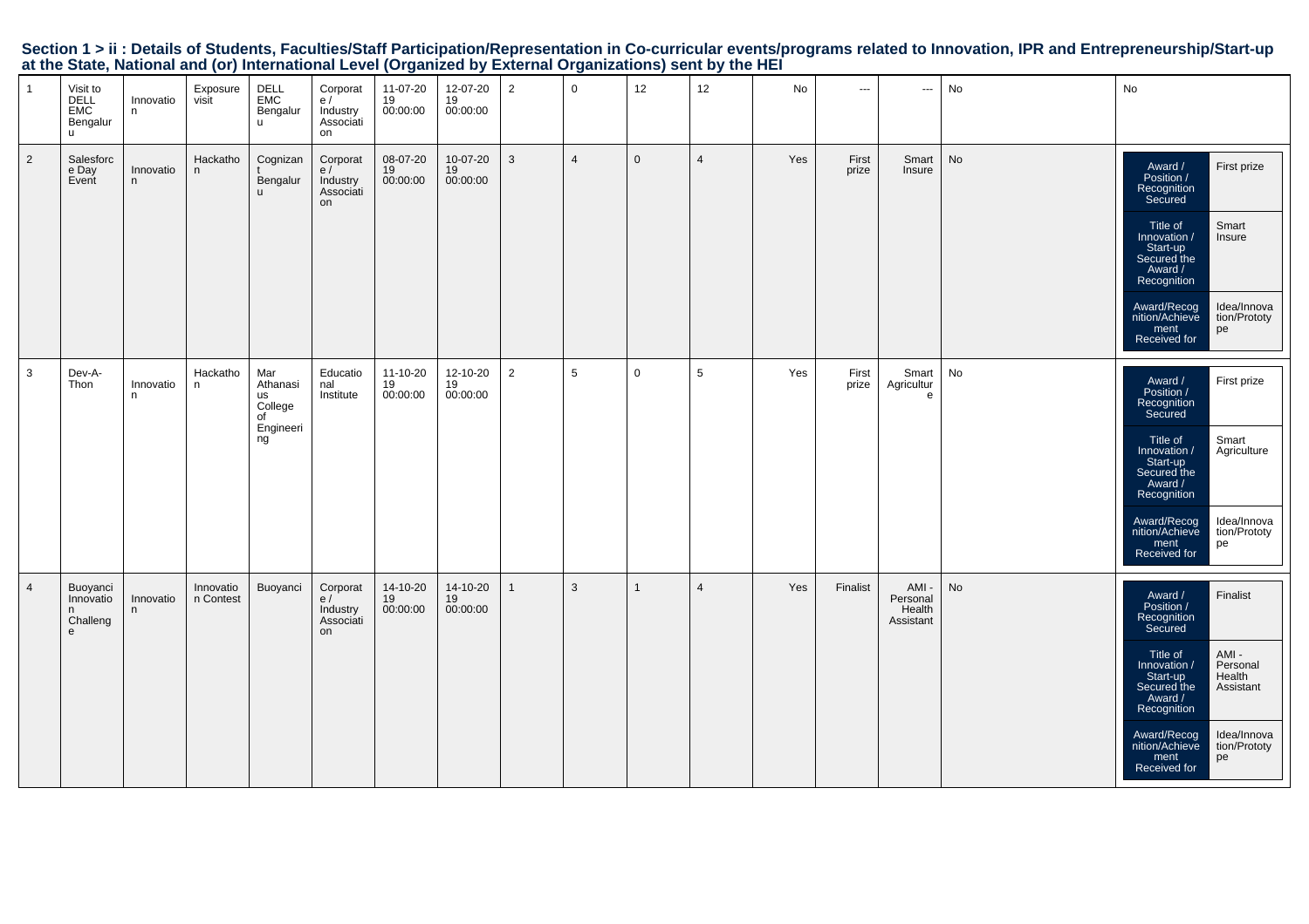## Section 1 > ii : Details of Students, Faculties/Staff Participation/Representation in Co-curricular events/programs related to Innovation, IPR and Entrepreneurship/Start-up at the State, National and (or) International Level (Organized by External Organizations) sent by the HEI

| | | | | | | | | | | | | | | | | |
|---|---|---|---|---|---|---|---|---|---|---|---|---|---|---|---|---|
| 1 | Visit to DELL EMC Bengaluru | Innovation | Exposure visit | DELL EMC Bengaluru | Corporate / Industry Association | 11-07-2019 00:00:00 | 12-07-2019 00:00:00 | 2 | 0 | 12 | 12 | No | --- | --- | No | No |
| 2 | Salesforce Day Event | Innovation | Hackathon | Cognizant Bengaluru | Corporate / Industry Association | 08-07-2019 00:00:00 | 10-07-2019 00:00:00 | 3 | 4 | 0 | 4 | Yes | First prize | Smart Insure | No | Award / Position / Recognition Secured: First prize<br>Title of Innovation / Start-up Secured the Award / Recognition: Smart Insure<br>Award/Recognition/Achievement Received for: Idea/Innovation/Prototype |
| 3 | Dev-A-Thon | Innovation | Hackathon | Mar Athanasius College of Engineering | Educational Institute | 11-10-2019 00:00:00 | 12-10-2019 00:00:00 | 2 | 5 | 0 | 5 | Yes | First prize | Smart Agriculture | No | Award / Position / Recognition Secured: First prize<br>Title of Innovation / Start-up Secured the Award / Recognition: Smart Agriculture<br>Award/Recognition/Achievement Received for: Idea/Innovation/Prototype |
| 4 | Buoyanci Innovation Challenge | Innovation | Innovation Contest | Buoyanci | Corporate / Industry Association | 14-10-2019 00:00:00 | 14-10-2019 00:00:00 | 1 | 3 | 1 | 4 | Yes | Finalist | AMI - Personal Health Assistant | No | Award / Position / Recognition Secured: Finalist<br>Title of Innovation / Start-up Secured the Award / Recognition: AMI - Personal Health Assistant<br>Award/Recognition/Achievement Received for: Idea/Innovation/Prototype |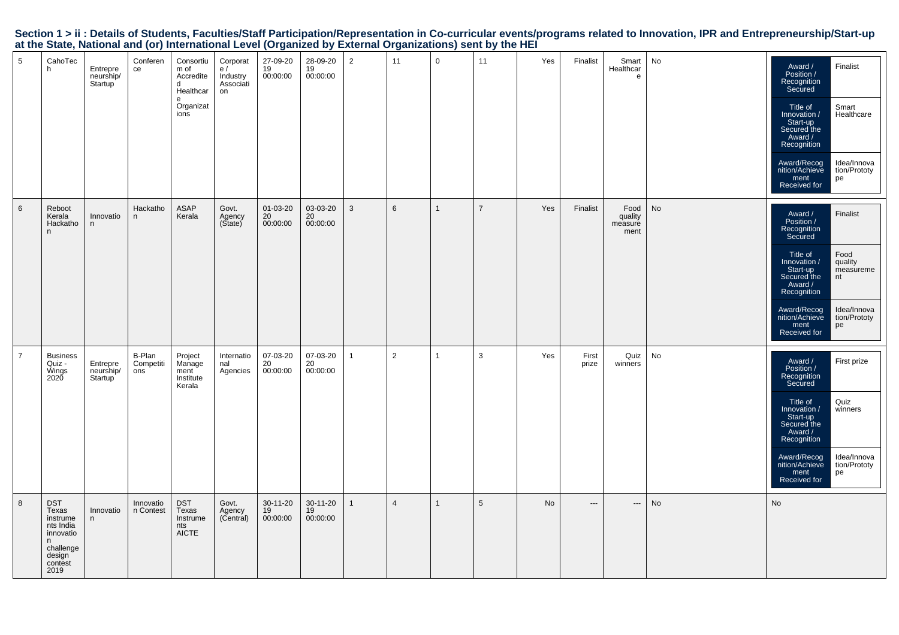## Section 1 > ii : Details of Students, Faculties/Staff Participation/Representation in Co-curricular events/programs related to Innovation, IPR and Entrepreneurship/Start-up at the State, National and (or) International Level (Organized by External Organizations) sent by the HEI

| | | | | | | | | | | | | | | | | |
|---|---|---|---|---|---|---|---|---|---|---|---|---|---|---|---|---|
| 5 | CahoTech | Entrepreneurship/Startup | Conference | Consortium of Accredited Healthcare Organizations | Corporate / Industry Association | 27-09-2019 00:00:00 | 28-09-2019 00:00:00 | 2 | 11 | 0 | 11 | Yes | Finalist | Smart Healthcare | No | Award / Position / Recognition Secured: Finalist; Title of Innovation / Start-up Secured the Award / Recognition: Smart Healthcare; Award/Recognition/Achievement Received for: Idea/Innovation/Prototype |
| 6 | Reboot Kerala Hackathon | Innovation | Hackathon | ASAP Kerala | Govt. Agency (State) | 01-03-2020 00:00:00 | 03-03-2020 00:00:00 | 3 | 6 | 1 | 7 | Yes | Finalist | Food quality measurement | No | Award / Position / Recognition Secured: Finalist; Title of Innovation / Start-up Secured the Award / Recognition: Food quality measurement; Award/Recognition/Achievement Received for: Idea/Innovation/Prototype |
| 7 | Business Quiz - Wings 2020 | Entrepreneurship/Startup | B-Plan Competitions | Project Management Institute Kerala | International Agencies | 07-03-2020 00:00:00 | 07-03-2020 00:00:00 | 1 | 2 | 1 | 3 | Yes | First prize | Quiz winners | No | Award / Position / Recognition Secured: First prize; Title of Innovation / Start-up Secured the Award / Recognition: Quiz winners; Award/Recognition/Achievement Received for: Idea/Innovation/Prototype |
| 8 | DST Texas instruments India innovation challenge design contest 2019 | Innovation | Innovation Contest | DST Texas Instruments AICTE | Govt. Agency (Central) | 30-11-2019 00:00:00 | 30-11-2019 00:00:00 | 1 | 4 | 1 | 5 | No | --- | --- | No | No |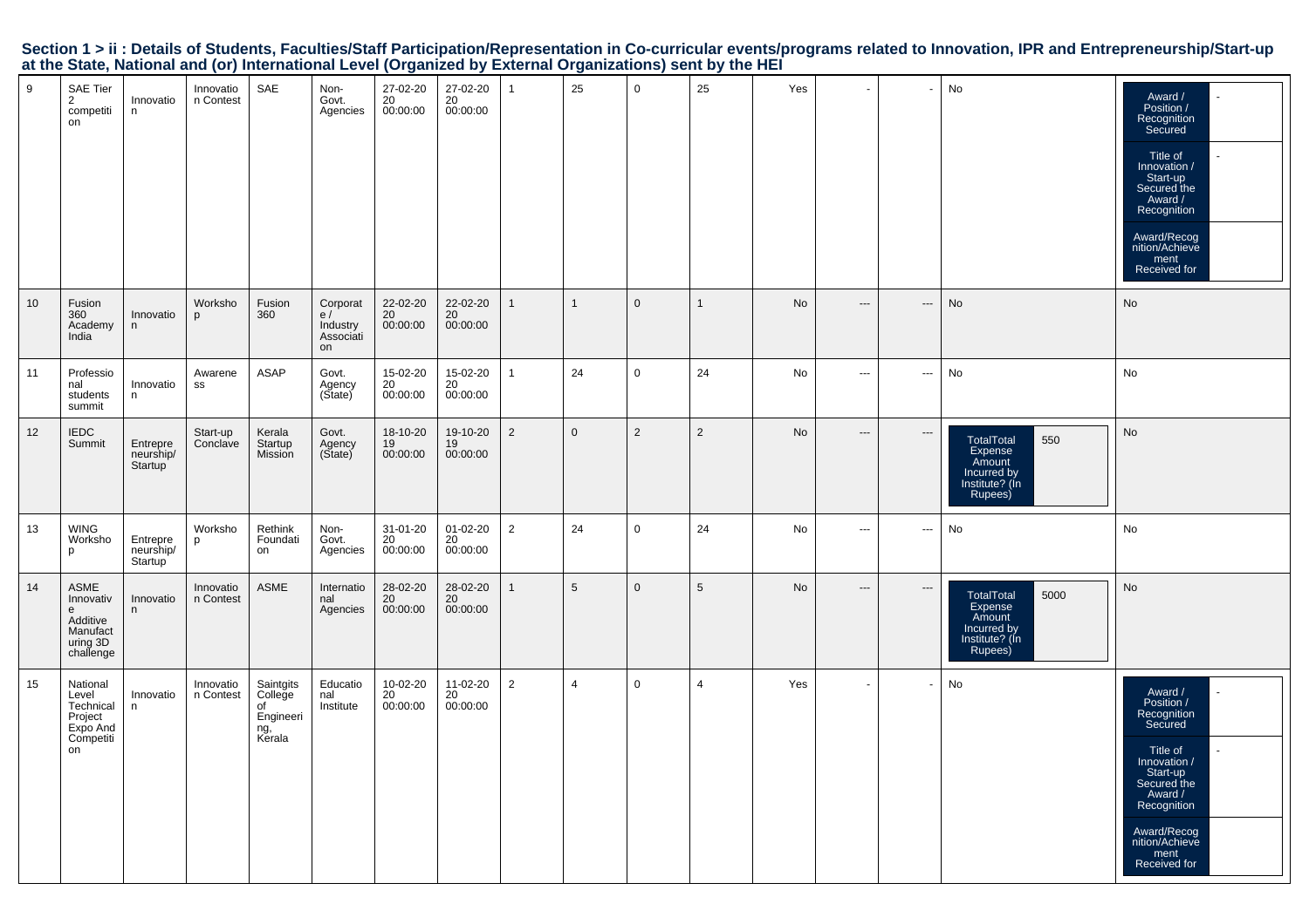## Section 1 > ii : Details of Students, Faculties/Staff Participation/Representation in Co-curricular events/programs related to Innovation, IPR and Entrepreneurship/Start-up at the State, National and (or) International Level (Organized by External Organizations) sent by the HEI

| | | | | | | | | | | | | | | | | |
|---|---|---|---|---|---|---|---|---|---|---|---|---|---|---|---|---|
| 9 | SAE Tier 2 competition | Innovation | Innovation Contest | SAE | Non-Govt. Agencies | 27-02-2020 00:00:00 | 27-02-2020 00:00:00 | 1 | 25 | 0 | 25 | Yes | - | - | No | Award / Position / Recognition Secured: - ; Title of Innovation / Start-up Secured the Award / Recognition: - ; Award/Recognition/Achievement Received for: |
| 10 | Fusion 360 Academy India | Innovation | Workshop | Fusion 360 | Corporate / Industry Association | 22-02-2020 00:00:00 | 22-02-2020 00:00:00 | 1 | 1 | 0 | 1 | No | --- | --- | No | No |
| 11 | Professional students summit | Innovation | Awareness | ASAP | Govt. Agency (State) | 15-02-2020 00:00:00 | 15-02-2020 00:00:00 | 1 | 24 | 0 | 24 | No | --- | --- | No | No |
| 12 | IEDC Summit | Entrepreneurship/ Startup | Start-up Conclave | Kerala Startup Mission | Govt. Agency (State) | 18-10-2019 00:00:00 | 19-10-2019 00:00:00 | 2 | 0 | 2 | 2 | No | --- | --- | TotalTotal Expense Amount Incurred by Institute? (In Rupees): 550 | No |
| 13 | WING Workshop | Entrepreneurship/ Startup | Workshop | Rethink Foundation | Non-Govt. Agencies | 31-01-2020 00:00:00 | 01-02-2020 00:00:00 | 2 | 24 | 0 | 24 | No | --- | --- | No | No |
| 14 | ASME Innovative Additive Manufacturing 3D challenge | Innovation | Innovation Contest | ASME | International Agencies | 28-02-2020 00:00:00 | 28-02-2020 00:00:00 | 1 | 5 | 0 | 5 | No | --- | --- | TotalTotal Expense Amount Incurred by Institute? (In Rupees): 5000 | No |
| 15 | National Level Technical Project Expo And Competition | Innovation | Innovation Contest | Saintgits College of Engineering, Kerala | Educational Institute | 10-02-2020 00:00:00 | 11-02-2020 00:00:00 | 2 | 4 | 0 | 4 | Yes | - | - | No | Award / Position / Recognition Secured: - ; Title of Innovation / Start-up Secured the Award / Recognition: - ; Award/Recognition/Achievement Received for: |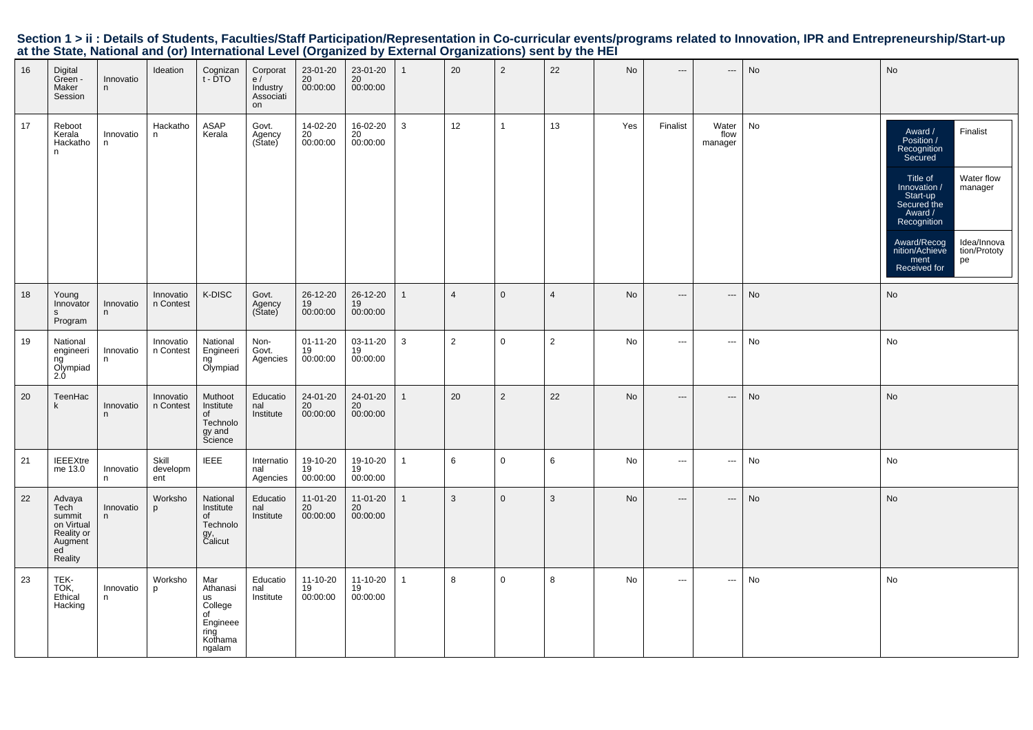## Section 1 > ii : Details of Students, Faculties/Staff Participation/Representation in Co-curricular events/programs related to Innovation, IPR and Entrepreneurship/Start-up at the State, National and (or) International Level (Organized by External Organizations) sent by the HEI

| | | | | | | | | | | | | | | | | |
|---|---|---|---|---|---|---|---|---|---|---|---|---|---|---|---|---|
| 16 | Digital Green - Maker Session | Innovation | Ideation | Cognizant - DTO | Corporate / Industry Association | 23-01-2020 00:00:00 | 23-01-2020 00:00:00 | 1 | 20 | 2 | 22 | No | --- | --- | No | No |
| 17 | Reboot Kerala Hackathon | Innovation | Hackathon | ASAP Kerala | Govt. Agency (State) | 14-02-2020 00:00:00 | 16-02-2020 00:00:00 | 3 | 12 | 1 | 13 | Yes | Finalist | Water flow manager | No | Award / Position / Recognition Secured: Finalist; Title of Innovation / Start-up Secured the Award / Recognition: Water flow manager; Award/Recognition/Achievement Received for: Idea/Innovation/Prototype |
| 18 | Young Innovators Program | Innovation | Innovation Contest | K-DISC | Govt. Agency (State) | 26-12-2019 00:00:00 | 26-12-2019 00:00:00 | 1 | 4 | 0 | 4 | No | --- | --- | No | No |
| 19 | National engineering Olympiad 2.0 | Innovation | Innovation Contest | National Engineering Olympiad | Non-Govt. Agencies | 01-11-2019 00:00:00 | 03-11-2019 00:00:00 | 3 | 2 | 0 | 2 | No | --- | --- | No | No |
| 20 | TeenHack | Innovation | Innovation Contest | Muthoot Institute of Technology and Science | Educational Institute | 24-01-2020 00:00:00 | 24-01-2020 00:00:00 | 1 | 20 | 2 | 22 | No | --- | --- | No | No |
| 21 | IEEEXtreme 13.0 | Innovation | Skill development | IEEE | International Agencies | 19-10-2019 00:00:00 | 19-10-2019 00:00:00 | 1 | 6 | 0 | 6 | No | --- | --- | No | No |
| 22 | Advaya Tech summit on Virtual Reality or Augmented Reality | Innovation | Workshop | National Institute of Technology, Calicut | Educational Institute | 11-01-2020 00:00:00 | 11-01-2020 00:00:00 | 1 | 3 | 0 | 3 | No | --- | --- | No | No |
| 23 | TEK-TOK, Ethical Hacking | Innovation | Workshop | Mar Athanasius College of Engineering Kothamangalam | Educational Institute | 11-10-2019 00:00:00 | 11-10-2019 00:00:00 | 1 | 8 | 0 | 8 | No | --- | --- | No | No |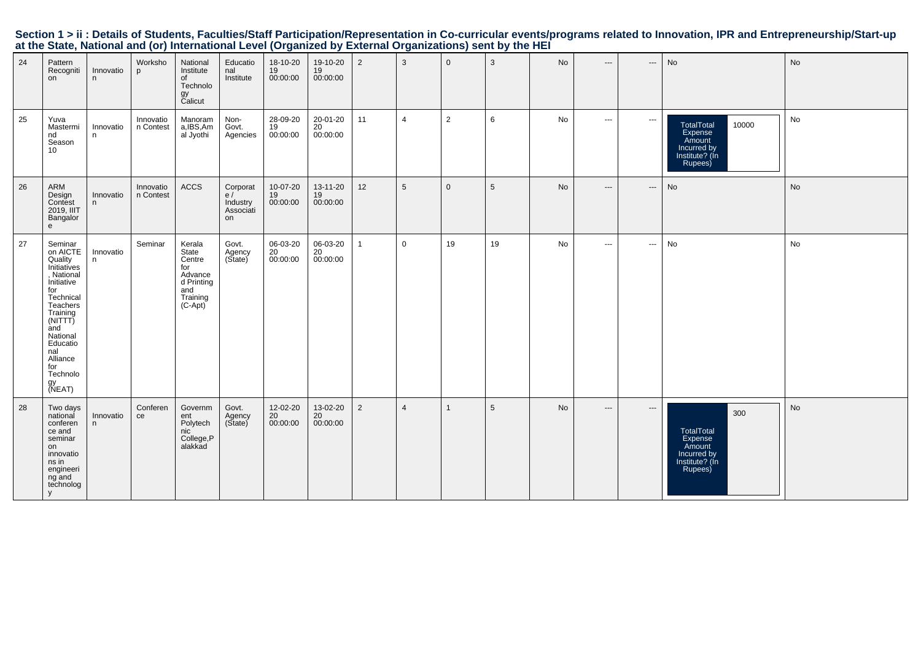## Section 1 > ii : Details of Students, Faculties/Staff Participation/Representation in Co-curricular events/programs related to Innovation, IPR and Entrepreneurship/Start-up at the State, National and (or) International Level (Organized by External Organizations) sent by the HEI

| | | | | | | | | | | | | | | | | |
|---|---|---|---|---|---|---|---|---|---|---|---|---|---|---|---|---|
| 24 | Pattern Recognition | Innovation | Workshop | National Institute of Technology Calicut | Educational Institute | 18-10-2019 00:00:00 | 19-10-2019 00:00:00 | 2 | 3 | 0 | 3 | No | --- | --- | No | No |
| 25 | Yuva Mastermind Season 10 | Innovation | Innovation Contest | Manorama,IBS,Amal Jyothi | Non-Govt. Agencies | 28-09-2019 00:00:00 | 20-01-2020 00:00:00 | 11 | 4 | 2 | 6 | No | --- | --- | TotalTotal Expense Amount Incurred by Institute? (In Rupees) 10000 | No |
| 26 | ARM Design Contest 2019, IIIT Bangalore | Innovation | Innovation Contest | ACCS | Corporate / Industry Association | 10-07-2019 00:00:00 | 13-11-2019 00:00:00 | 12 | 5 | 0 | 5 | No | --- | --- | No | No |
| 27 | Seminar on AICTE Quality Initiatives, National Initiative for Technical Teachers Training (NITTT) and National Educational Alliance for Technology (NEAT) | Innovation | Seminar | Kerala State Centre for Advanced Printing and Training (C-Apt) | Govt. Agency (State) | 06-03-2020 00:00:00 | 06-03-2020 00:00:00 | 1 | 0 | 19 | 19 | No | --- | --- | No | No |
| 28 | Two days national conference and seminar on innovations in engineering and technology | Innovation | Conference | Government Polytechnic College,Palakkad | Govt. Agency (State) | 12-02-2020 00:00:00 | 13-02-2020 00:00:00 | 2 | 4 | 1 | 5 | No | --- | --- | TotalTotal Expense Amount Incurred by Institute? (In Rupees) 300 | No |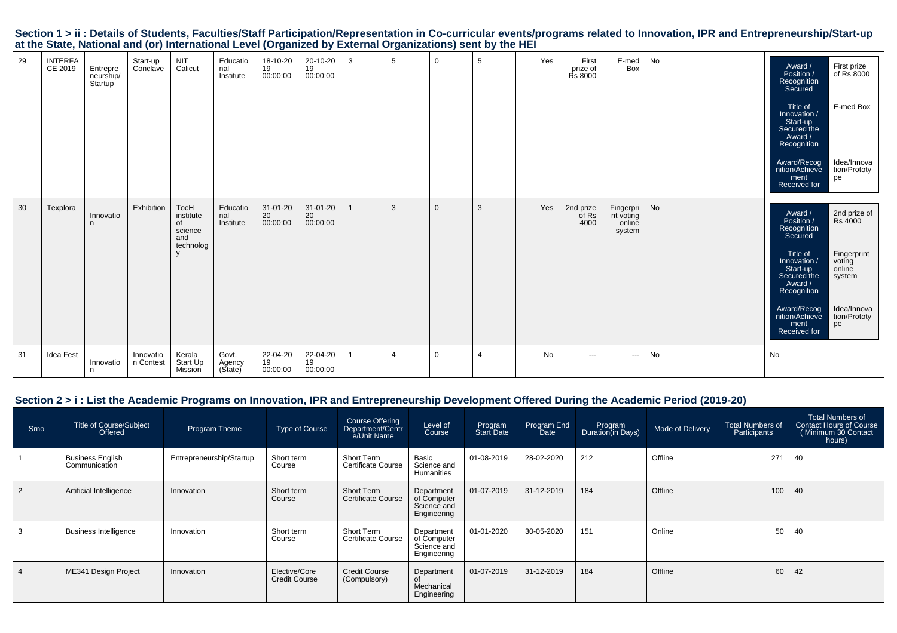## Section 1 > ii : Details of Students, Faculties/Staff Participation/Representation in Co-curricular events/programs related to Innovation, IPR and Entrepreneurship/Start-up at the State, National and (or) International Level (Organized by External Organizations) sent by the HEI

| | | | | | | | | | | | | | | | | |
|---|---|---|---|---|---|---|---|---|---|---|---|---|---|---|---|---|
| 29 | INTERFACE 2019 | Entrepreneurship/ Startup | Start-up Conclave | NIT Calicut | Educational Institute | 18-10-2019 00:00:00 | 20-10-2019 00:00:00 | 3 | 5 | 0 | 5 | Yes | First prize of Rs 8000 | E-med Box | No | Award / Position / Recognition Secured: First prize of Rs 8000; Title of Innovation / Start-up Secured the Award / Recognition: E-med Box; Award/Recognition/Achievement Received for: Idea/Innovation/Prototype |
| 30 | Texplora | Innovation | Exhibition | TocH institute of science and technology | Educational Institute | 31-01-2020 00:00:00 | 31-01-2020 00:00:00 | 1 | 3 | 0 | 3 | Yes | 2nd prize of Rs 4000 | Fingerprint voting online system | No | Award / Position / Recognition Secured: 2nd prize of Rs 4000; Title of Innovation / Start-up Secured the Award / Recognition: Fingerprint voting online system; Award/Recognition/Achievement Received for: Idea/Innovation/Prototype |
| 31 | Idea Fest | Innovation | Innovation Contest | Kerala Start Up Mission | Govt. Agency (State) | 22-04-2019 00:00:00 | 22-04-2019 00:00:00 | 1 | 4 | 0 | 4 | No | --- | --- | No | No |

## Section 2 > i : List the Academic Programs on Innovation, IPR and Entrepreneurship Development Offered During the Academic Period (2019-20)

| Srno | Title of Course/Subject Offered | Program Theme | Type of Course | Course Offering Department/Centre/Unit Name | Level of Course | Program Start Date | Program End Date | Program Duration(in Days) | Mode of Delivery | Total Numbers of Participants | Total Numbers of Contact Hours of Course ( Minimum 30 Contact hours) |
|---|---|---|---|---|---|---|---|---|---|---|---|
| 1 | Business English Communication | Entrepreneurship/Startup | Short term Course | Short Term Certificate Course | Basic Science and Humanities | 01-08-2019 | 28-02-2020 | 212 | Offline | 271 | 40 |
| 2 | Artificial Intelligence | Innovation | Short term Course | Short Term Certificate Course | Department of Computer Science and Engineering | 01-07-2019 | 31-12-2019 | 184 | Offline | 100 | 40 |
| 3 | Business Intelligence | Innovation | Short term Course | Short Term Certificate Course | Department of Computer Science and Engineering | 01-01-2020 | 30-05-2020 | 151 | Online | 50 | 40 |
| 4 | ME341 Design Project | Innovation | Elective/Core Credit Course | Credit Course (Compulsory) | Department of Mechanical Engineering | 01-07-2019 | 31-12-2019 | 184 | Offline | 60 | 42 |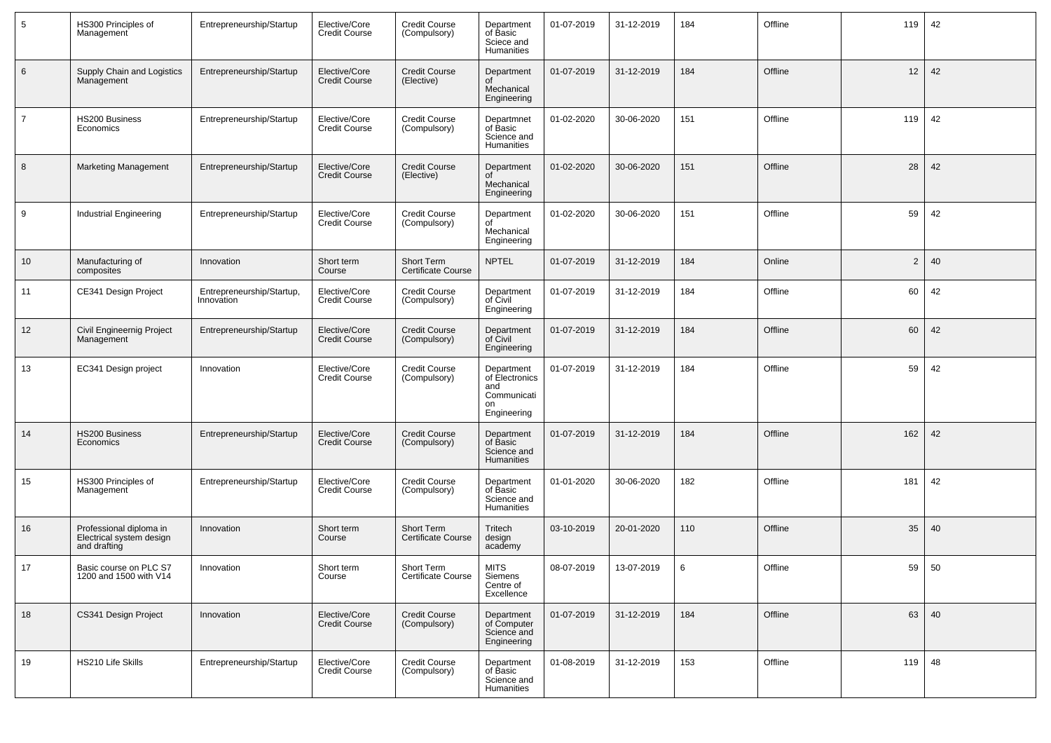| 5 | HS300 Principles of Management | Entrepreneurship/Startup | Elective/Core Credit Course | Credit Course (Compulsory) | Department of Basic Sciece and Humanities | 01-07-2019 | 31-12-2019 | 184 | Offline | 119 | 42 |
|---|---|---|---|---|---|---|---|---|---|---|---|
| 6 | Supply Chain and Logistics Management | Entrepreneurship/Startup | Elective/Core Credit Course | Credit Course (Elective) | Department of Mechanical Engineering | 01-07-2019 | 31-12-2019 | 184 | Offline | 12 | 42 |
| 7 | HS200 Business Economics | Entrepreneurship/Startup | Elective/Core Credit Course | Credit Course (Compulsory) | Departmnet of Basic Science and Humanities | 01-02-2020 | 30-06-2020 | 151 | Offline | 119 | 42 |
| 8 | Marketing Management | Entrepreneurship/Startup | Elective/Core Credit Course | Credit Course (Elective) | Department of Mechanical Engineering | 01-02-2020 | 30-06-2020 | 151 | Offline | 28 | 42 |
| 9 | Industrial Engineering | Entrepreneurship/Startup | Elective/Core Credit Course | Credit Course (Compulsory) | Department of Mechanical Engineering | 01-02-2020 | 30-06-2020 | 151 | Offline | 59 | 42 |
| 10 | Manufacturing of composites | Innovation | Short term Course | Short Term Certificate Course | NPTEL | 01-07-2019 | 31-12-2019 | 184 | Online | 2 | 40 |
| 11 | CE341 Design Project | Entrepreneurship/Startup, Innovation | Elective/Core Credit Course | Credit Course (Compulsory) | Department of Civil Engineering | 01-07-2019 | 31-12-2019 | 184 | Offline | 60 | 42 |
| 12 | Civil Engineernig Project Management | Entrepreneurship/Startup | Elective/Core Credit Course | Credit Course (Compulsory) | Department of Civil Engineering | 01-07-2019 | 31-12-2019 | 184 | Offline | 60 | 42 |
| 13 | EC341 Design project | Innovation | Elective/Core Credit Course | Credit Course (Compulsory) | Department of Electronics and Communication Engineering | 01-07-2019 | 31-12-2019 | 184 | Offline | 59 | 42 |
| 14 | HS200 Business Economics | Entrepreneurship/Startup | Elective/Core Credit Course | Credit Course (Compulsory) | Department of Basic Science and Humanities | 01-07-2019 | 31-12-2019 | 184 | Offline | 162 | 42 |
| 15 | HS300 Principles of Management | Entrepreneurship/Startup | Elective/Core Credit Course | Credit Course (Compulsory) | Department of Basic Science and Humanities | 01-01-2020 | 30-06-2020 | 182 | Offline | 181 | 42 |
| 16 | Professional diploma in Electrical system design and drafting | Innovation | Short term Course | Short Term Certificate Course | Tritech design academy | 03-10-2019 | 20-01-2020 | 110 | Offline | 35 | 40 |
| 17 | Basic course on PLC S7 1200 and 1500 with V14 | Innovation | Short term Course | Short Term Certificate Course | MITS Siemens Centre of Excellence | 08-07-2019 | 13-07-2019 | 6 | Offline | 59 | 50 |
| 18 | CS341 Design Project | Innovation | Elective/Core Credit Course | Credit Course (Compulsory) | Department of Computer Science and Engineering | 01-07-2019 | 31-12-2019 | 184 | Offline | 63 | 40 |
| 19 | HS210 Life Skills | Entrepreneurship/Startup | Elective/Core Credit Course | Credit Course (Compulsory) | Department of Basic Science and Humanities | 01-08-2019 | 31-12-2019 | 153 | Offline | 119 | 48 |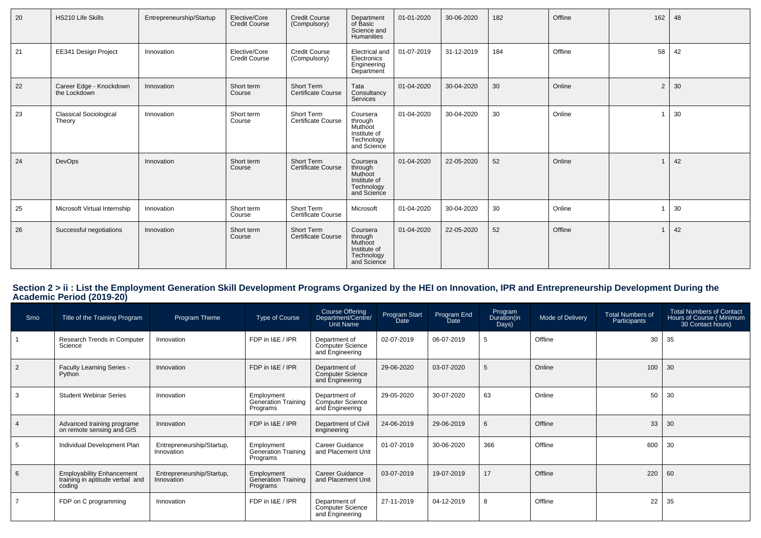| 20 | HS210 Life Skills | Entrepreneurship/Startup | Elective/Core Credit Course | Credit Course (Compulsory) | Department of Basic Science and Humanities | 01-01-2020 | 30-06-2020 | 182 | Offline | 162 | 48 |
|---|---|---|---|---|---|---|---|---|---|---|---|
| 21 | EE341 Design Project | Innovation | Elective/Core Credit Course | Credit Course (Compulsory) | Electrical and Electronics Engineering Department | 01-07-2019 | 31-12-2019 | 184 | Offline | 58 | 42 |
| 22 | Career Edge - Knockdown the Lockdown | Innovation | Short term Course | Short Term Certificate Course | Tata Consultancy Services | 01-04-2020 | 30-04-2020 | 30 | Online | 2 | 30 |
| 23 | Classical Sociological Theory | Innovation | Short term Course | Short Term Certificate Course | Coursera through Muthoot Institute of Technology and Science | 01-04-2020 | 30-04-2020 | 30 | Online | 1 | 30 |
| 24 | DevOps | Innovation | Short term Course | Short Term Certificate Course | Coursera through Muthoot Institute of Technology and Science | 01-04-2020 | 22-05-2020 | 52 | Online | 1 | 42 |
| 25 | Microsoft Virtual Internship | Innovation | Short term Course | Short Term Certificate Course | Microsoft | 01-04-2020 | 30-04-2020 | 30 | Online | 1 | 30 |
| 26 | Successful negotiations | Innovation | Short term Course | Short Term Certificate Course | Coursera through Muthoot Institute of Technology and Science | 01-04-2020 | 22-05-2020 | 52 | Offline | 1 | 42 |

## Section 2 > ii : List the Employment Generation Skill Development Programs Organized by the HEI on Innovation, IPR and Entrepreneurship Development During the Academic Period (2019-20)

| Srno | Title of the Training Program | Program Theme | Type of Course | Course Offering Department/Centre/ Unit Name | Program Start Date | Program End Date | Program Duration(in Days) | Mode of Delivery | Total Numbers of Participants | Total Numbers of Contact Hours of Course ( Minimum 30 Contact hours) |
|---|---|---|---|---|---|---|---|---|---|---|
| 1 | Research Trends in Computer Science | Innovation | FDP in I&E / IPR | Department of Computer Science and Engineering | 02-07-2019 | 06-07-2019 | 5 | Offline | 30 | 35 |
| 2 | Faculty Learning Series - Python | Innovation | FDP in I&E / IPR | Department of Computer Science and Engineering | 29-06-2020 | 03-07-2020 | 5 | Online | 100 | 30 |
| 3 | Student Webinar Series | Innovation | Employment Generation Training Programs | Department of Computer Science and Engineering | 29-05-2020 | 30-07-2020 | 63 | Online | 50 | 30 |
| 4 | Advanced training programe on remote sensing and GIS | Innovation | FDP in I&E / IPR | Department of Civil engineering | 24-06-2019 | 29-06-2019 | 6 | Offline | 33 | 30 |
| 5 | Individual Development Plan | Entrepreneurship/Startup, Innovation | Employment Generation Training Programs | Career Guidance and Placement Unit | 01-07-2019 | 30-06-2020 | 366 | Offline | 600 | 30 |
| 6 | Employability Enhancement training in aptitude verbal and coding | Entrepreneurship/Startup, Innovation | Employment Generation Training Programs | Career Guidance and Placement Unit | 03-07-2019 | 19-07-2019 | 17 | Offline | 220 | 60 |
| 7 | FDP on C programming | Innovation | FDP in I&E / IPR | Department of Computer Science and Engineering | 27-11-2019 | 04-12-2019 | 8 | Offline | 22 | 35 |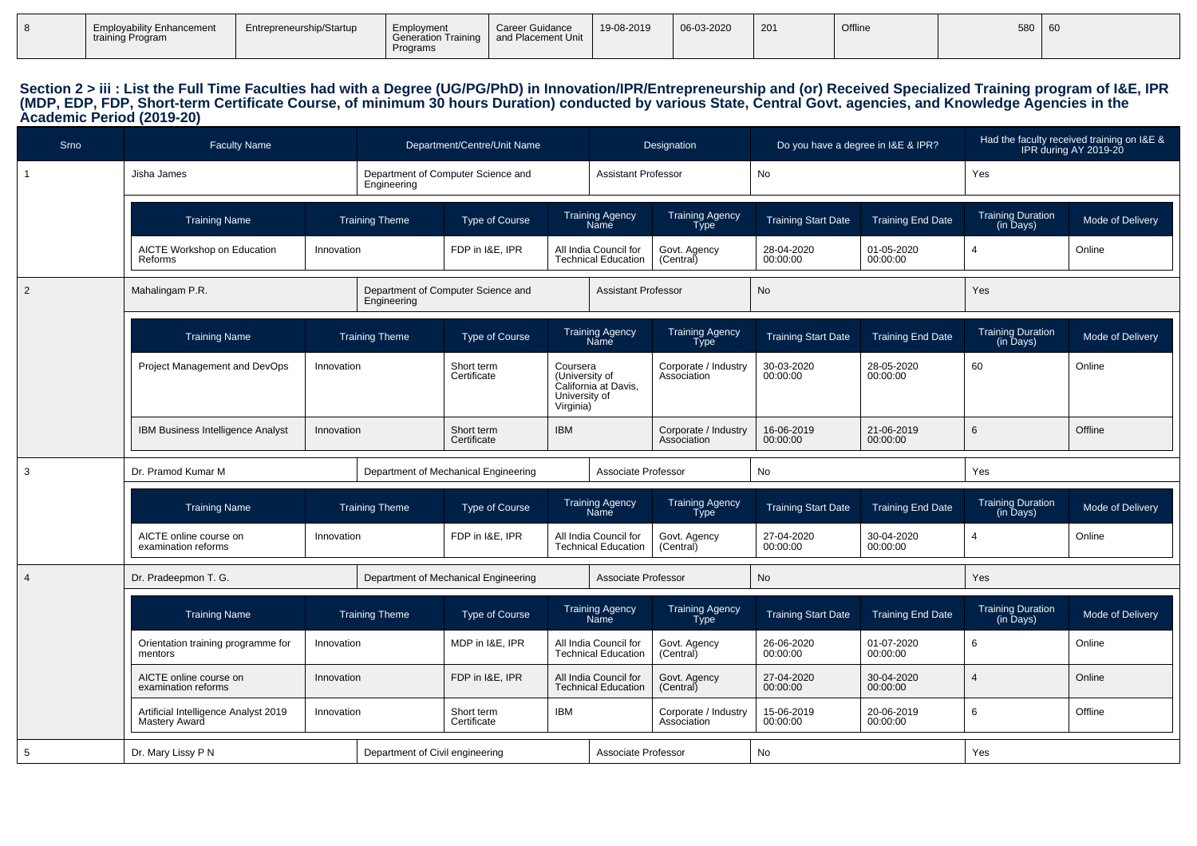| 8 | Employability Enhancement training Program | Entrepreneurship/Startup | Employment Generation Training Programs | Career Guidance and Placement Unit | 19-08-2019 | 06-03-2020 | 201 | Offline | 580 | 60 |
|---|---|---|---|---|---|---|---|---|---|---|

**Section 2 > iii : List the Full Time Faculties had with a Degree (UG/PG/PhD) in Innovation/IPR/Entrepreneurship and (or) Received Specialized Training program of I&E, IPR (MDP, EDP, FDP, Short-term Certificate Course, of minimum 30 hours Duration) conducted by various State, Central Govt. agencies, and Knowledge Agencies in the Academic Period (2019-20)**

| Srno | Faculty Name | Department/Centre/Unit Name | Designation | Do you have a degree in I&E & IPR? | Had the faculty received training on I&E & IPR during AY 2019-20 |
|---|---|---|---|---|---|
| 1 | Jisha James | Department of Computer Science and Engineering | Assistant Professor | No | Yes |

| Training Name | Training Theme | Type of Course | Training Agency Name | Training Agency Type | Training Start Date | Training End Date | Training Duration (in Days) | Mode of Delivery |
|---|---|---|---|---|---|---|---|---|
| AICTE Workshop on Education Reforms | Innovation | FDP in I&E, IPR | All India Council for Technical Education | Govt. Agency (Central) | 28-04-2020 00:00:00 | 01-05-2020 00:00:00 | 4 | Online |

| Srno | Faculty Name | Department/Centre/Unit Name | Designation | Do you have a degree in I&E & IPR? | Had the faculty received training on I&E & IPR during AY 2019-20 |
|---|---|---|---|---|---|
| 2 | Mahalingam P.R. | Department of Computer Science and Engineering | Assistant Professor | No | Yes |

| Training Name | Training Theme | Type of Course | Training Agency Name | Training Agency Type | Training Start Date | Training End Date | Training Duration (in Days) | Mode of Delivery |
|---|---|---|---|---|---|---|---|---|
| Project Management and DevOps | Innovation | Short term Certificate | Coursera (University of California at Davis, University of Virginia) | Corporate / Industry Association | 30-03-2020 00:00:00 | 28-05-2020 00:00:00 | 60 | Online |
| IBM Business Intelligence Analyst | Innovation | Short term Certificate | IBM | Corporate / Industry Association | 16-06-2019 00:00:00 | 21-06-2019 00:00:00 | 6 | Offline |

| Srno | Faculty Name | Department/Centre/Unit Name | Designation | Do you have a degree in I&E & IPR? | Had the faculty received training on I&E & IPR during AY 2019-20 |
|---|---|---|---|---|---|
| 3 | Dr. Pramod Kumar M | Department of Mechanical Engineering | Associate Professor | No | Yes |

| Training Name | Training Theme | Type of Course | Training Agency Name | Training Agency Type | Training Start Date | Training End Date | Training Duration (in Days) | Mode of Delivery |
|---|---|---|---|---|---|---|---|---|
| AICTE online course on examination reforms | Innovation | FDP in I&E, IPR | All India Council for Technical Education | Govt. Agency (Central) | 27-04-2020 00:00:00 | 30-04-2020 00:00:00 | 4 | Online |

| Srno | Faculty Name | Department/Centre/Unit Name | Designation | Do you have a degree in I&E & IPR? | Had the faculty received training on I&E & IPR during AY 2019-20 |
|---|---|---|---|---|---|
| 4 | Dr. Pradeepmon T. G. | Department of Mechanical Engineering | Associate Professor | No | Yes |

| Training Name | Training Theme | Type of Course | Training Agency Name | Training Agency Type | Training Start Date | Training End Date | Training Duration (in Days) | Mode of Delivery |
|---|---|---|---|---|---|---|---|---|
| Orientation training programme for mentors | Innovation | MDP in I&E, IPR | All India Council for Technical Education | Govt. Agency (Central) | 26-06-2020 00:00:00 | 01-07-2020 00:00:00 | 6 | Online |
| AICTE online course on examination reforms | Innovation | FDP in I&E, IPR | All India Council for Technical Education | Govt. Agency (Central) | 27-04-2020 00:00:00 | 30-04-2020 00:00:00 | 4 | Online |
| Artificial Intelligence Analyst 2019 Mastery Award | Innovation | Short term Certificate | IBM | Corporate / Industry Association | 15-06-2019 00:00:00 | 20-06-2019 00:00:00 | 6 | Offline |

| Srno | Faculty Name | Department/Centre/Unit Name | Designation | Do you have a degree in I&E & IPR? | Had the faculty received training on I&E & IPR during AY 2019-20 |
|---|---|---|---|---|---|
| 5 | Dr. Mary Lissy P N | Department of Civil engineering | Associate Professor | No | Yes |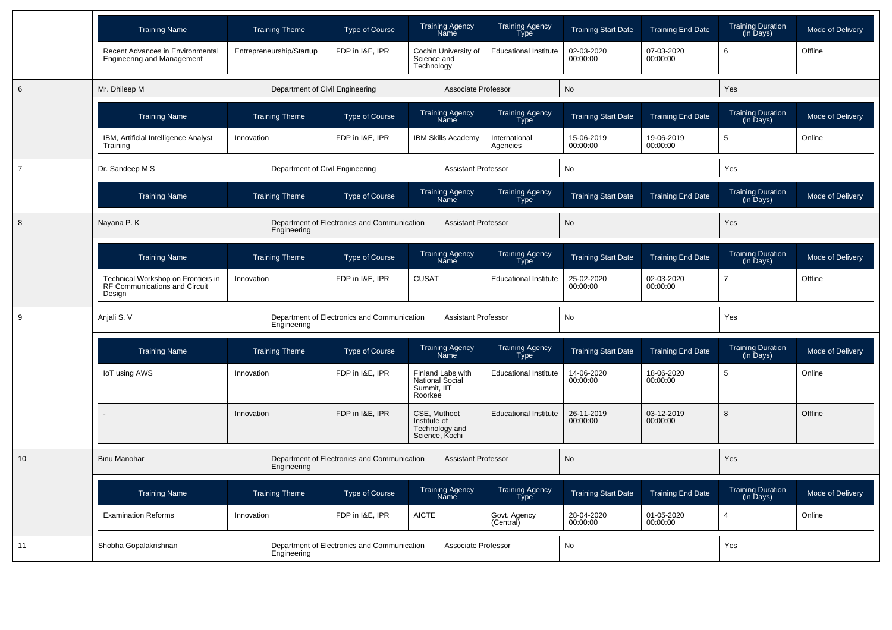| Training Name | Training Theme | Type of Course | Training Agency Name | Training Agency Type | Training Start Date | Training End Date | Training Duration (in Days) | Mode of Delivery |
|---|---|---|---|---|---|---|---|---|
| Recent Advances in Environmental Engineering and Management | Entrepreneurship/Startup | FDP in I&E, IPR | Cochin University of Science and Technology | Educational Institute | 02-03-2020 00:00:00 | 07-03-2020 00:00:00 | 6 | Offline |

| 6 | Mr. Dhileep M | Department of Civil Engineering | Associate Professor | No | Yes |
|---|---|---|---|---|---|

| Training Name | Training Theme | Type of Course | Training Agency Name | Training Agency Type | Training Start Date | Training End Date | Training Duration (in Days) | Mode of Delivery |
|---|---|---|---|---|---|---|---|---|
| IBM, Artificial Intelligence Analyst Training | Innovation | FDP in I&E, IPR | IBM Skills Academy | International Agencies | 15-06-2019 00:00:00 | 19-06-2019 00:00:00 | 5 | Online |

| 7 | Dr. Sandeep M S | Department of Civil Engineering | Assistant Professor | No | Yes |
|---|---|---|---|---|---|

| Training Name | Training Theme | Type of Course | Training Agency Name | Training Agency Type | Training Start Date | Training End Date | Training Duration (in Days) | Mode of Delivery |
|---|---|---|---|---|---|---|---|---|

| 8 | Nayana P. K | Department of Electronics and Communication Engineering | Assistant Professor | No | Yes |
|---|---|---|---|---|---|

| Training Name | Training Theme | Type of Course | Training Agency Name | Training Agency Type | Training Start Date | Training End Date | Training Duration (in Days) | Mode of Delivery |
|---|---|---|---|---|---|---|---|---|
| Technical Workshop on Frontiers in RF Communications and Circuit Design | Innovation | FDP in I&E, IPR | CUSAT | Educational Institute | 25-02-2020 00:00:00 | 02-03-2020 00:00:00 | 7 | Offline |

| 9 | Anjali S. V | Department of Electronics and Communication Engineering | Assistant Professor | No | Yes |
|---|---|---|---|---|---|

| Training Name | Training Theme | Type of Course | Training Agency Name | Training Agency Type | Training Start Date | Training End Date | Training Duration (in Days) | Mode of Delivery |
|---|---|---|---|---|---|---|---|---|
| IoT using AWS | Innovation | FDP in I&E, IPR | Finland Labs with National Social Summit, IIT Roorkee | Educational Institute | 14-06-2020 00:00:00 | 18-06-2020 00:00:00 | 5 | Online |
| - | Innovation | FDP in I&E, IPR | CSE, Muthoot Institute of Technology and Science, Kochi | Educational Institute | 26-11-2019 00:00:00 | 03-12-2019 00:00:00 | 8 | Offline |

| 10 | Binu Manohar | Department of Electronics and Communication Engineering | Assistant Professor | No | Yes |
|---|---|---|---|---|---|

| Training Name | Training Theme | Type of Course | Training Agency Name | Training Agency Type | Training Start Date | Training End Date | Training Duration (in Days) | Mode of Delivery |
|---|---|---|---|---|---|---|---|---|
| Examination Reforms | Innovation | FDP in I&E, IPR | AICTE | Govt. Agency (Central) | 28-04-2020 00:00:00 | 01-05-2020 00:00:00 | 4 | Online |

| 11 | Shobha Gopalakrishnan | Department of Electronics and Communication Engineering | Associate Professor | No | Yes |
|---|---|---|---|---|---|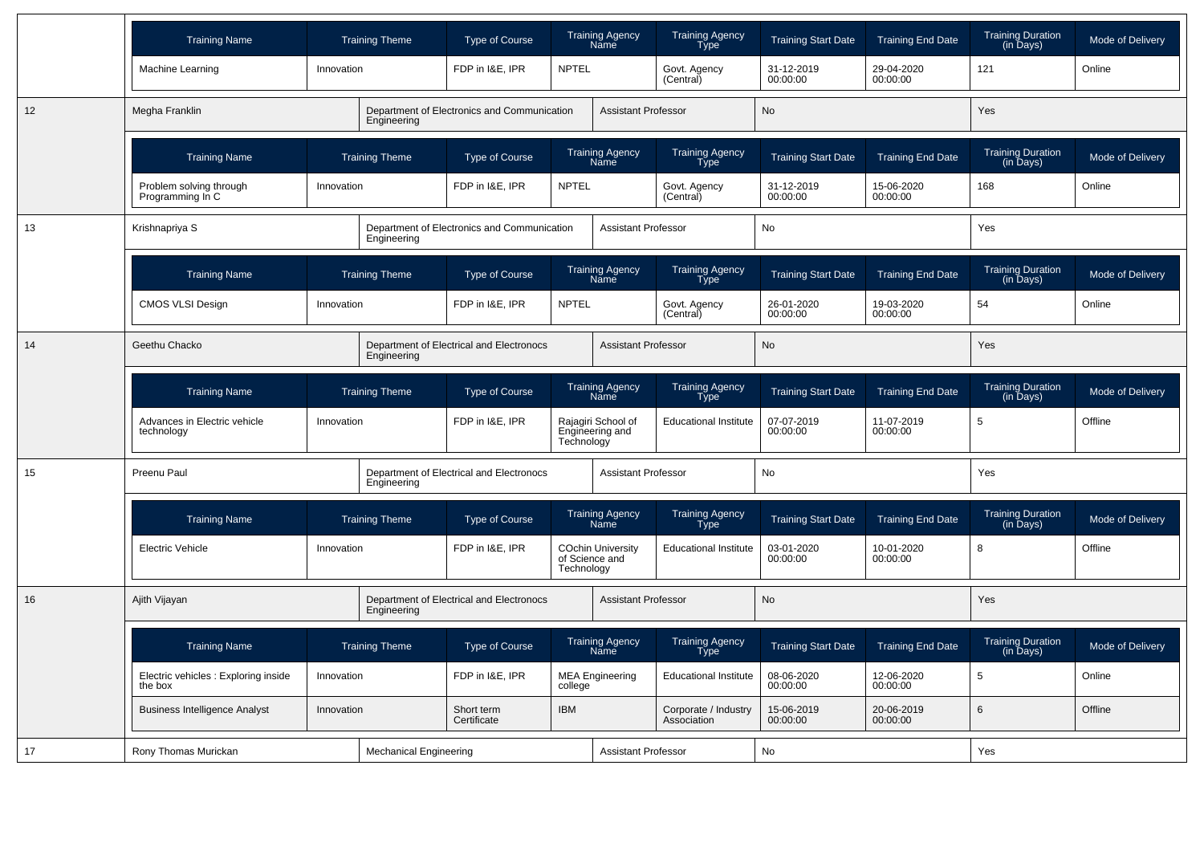| Training Name | Training Theme | Type of Course | Training Agency Name | Training Agency Type | Training Start Date | Training End Date | Training Duration (in Days) | Mode of Delivery |
|---|---|---|---|---|---|---|---|---|
| Machine Learning | Innovation | FDP in I&E, IPR | NPTEL | Govt. Agency (Central) | 31-12-2019 00:00:00 | 29-04-2020 00:00:00 | 121 | Online |

| 12 | Megha Franklin | Department of Electronics and Communication Engineering | Assistant Professor | No | Yes |
|---|---|---|---|---|---|

| Training Name | Training Theme | Type of Course | Training Agency Name | Training Agency Type | Training Start Date | Training End Date | Training Duration (in Days) | Mode of Delivery |
|---|---|---|---|---|---|---|---|---|
| Problem solving through Programming In C | Innovation | FDP in I&E, IPR | NPTEL | Govt. Agency (Central) | 31-12-2019 00:00:00 | 15-06-2020 00:00:00 | 168 | Online |

| 13 | Krishnapriya S | Department of Electronics and Communication Engineering | Assistant Professor | No | Yes |
|---|---|---|---|---|---|

| Training Name | Training Theme | Type of Course | Training Agency Name | Training Agency Type | Training Start Date | Training End Date | Training Duration (in Days) | Mode of Delivery |
|---|---|---|---|---|---|---|---|---|
| CMOS VLSI Design | Innovation | FDP in I&E, IPR | NPTEL | Govt. Agency (Central) | 26-01-2020 00:00:00 | 19-03-2020 00:00:00 | 54 | Online |

| 14 | Geethu Chacko | Department of Electrical and Electronocs Engineering | Assistant Professor | No | Yes |
|---|---|---|---|---|---|

| Training Name | Training Theme | Type of Course | Training Agency Name | Training Agency Type | Training Start Date | Training End Date | Training Duration (in Days) | Mode of Delivery |
|---|---|---|---|---|---|---|---|---|
| Advances in Electric vehicle technology | Innovation | FDP in I&E, IPR | Rajagiri School of Engineering and Technology | Educational Institute | 07-07-2019 00:00:00 | 11-07-2019 00:00:00 | 5 | Offline |

| 15 | Preenu Paul | Department of Electrical and Electronocs Engineering | Assistant Professor | No | Yes |
|---|---|---|---|---|---|

| Training Name | Training Theme | Type of Course | Training Agency Name | Training Agency Type | Training Start Date | Training End Date | Training Duration (in Days) | Mode of Delivery |
|---|---|---|---|---|---|---|---|---|
| Electric Vehicle | Innovation | FDP in I&E, IPR | COchin University of Science and Technology | Educational Institute | 03-01-2020 00:00:00 | 10-01-2020 00:00:00 | 8 | Offline |

| 16 | Ajith Vijayan | Department of Electrical and Electronocs Engineering | Assistant Professor | No | Yes |
|---|---|---|---|---|---|

| Training Name | Training Theme | Type of Course | Training Agency Name | Training Agency Type | Training Start Date | Training End Date | Training Duration (in Days) | Mode of Delivery |
|---|---|---|---|---|---|---|---|---|
| Electric vehicles : Exploring inside the box | Innovation | FDP in I&E, IPR | MEA Engineering college | Educational Institute | 08-06-2020 00:00:00 | 12-06-2020 00:00:00 | 5 | Online |
| Business Intelligence Analyst | Innovation | Short term Certificate | IBM | Corporate / Industry Association | 15-06-2019 00:00:00 | 20-06-2019 00:00:00 | 6 | Offline |

| 17 | Rony Thomas Murickan | Mechanical Engineering | Assistant Professor | No | Yes |
|---|---|---|---|---|---|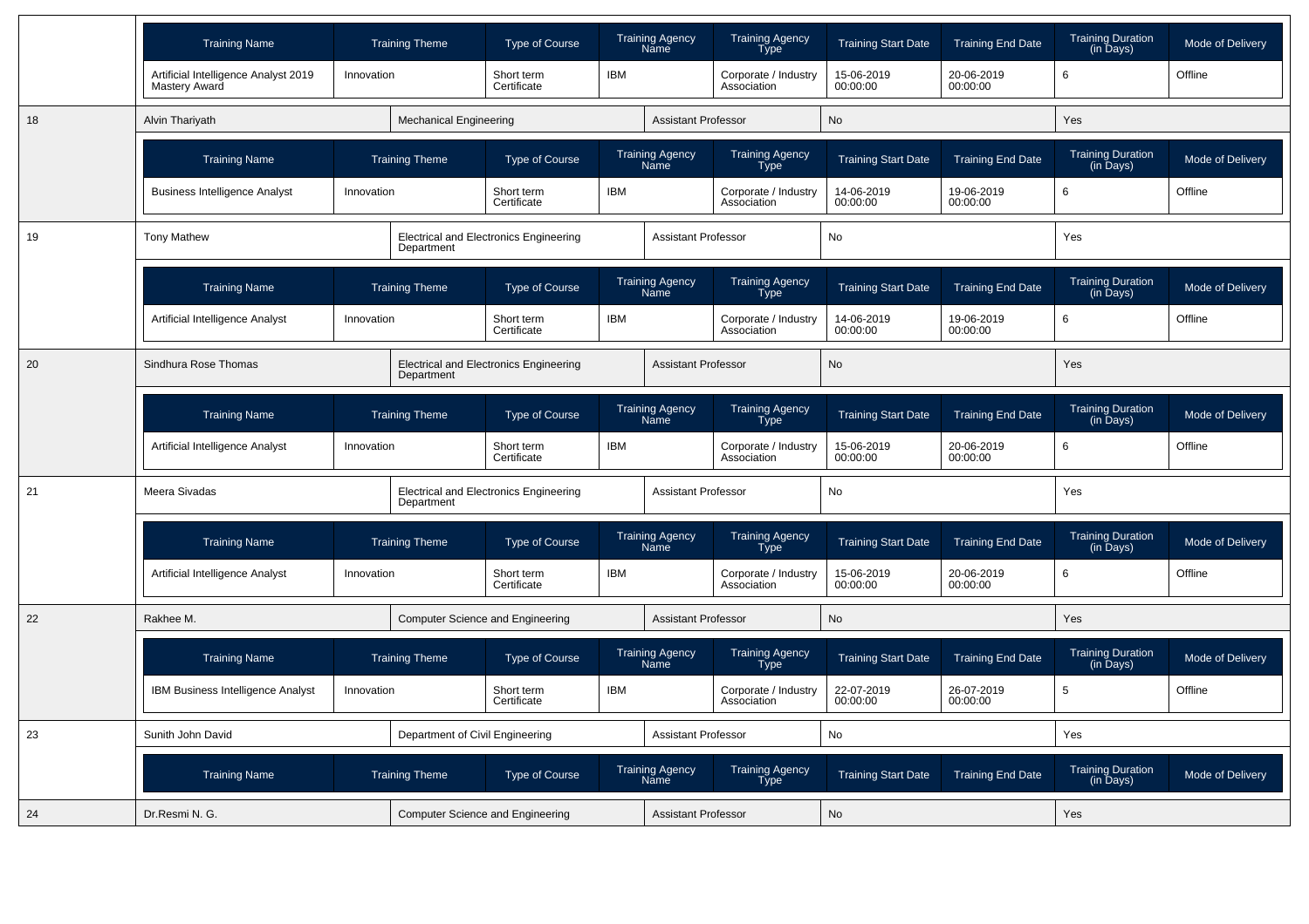| Training Name | Training Theme | Type of Course | Training Agency Name | Training Agency Type | Training Start Date | Training End Date | Training Duration (in Days) | Mode of Delivery |
|---|---|---|---|---|---|---|---|---|
| Artificial Intelligence Analyst 2019 Mastery Award | Innovation | Short term Certificate | IBM | Corporate / Industry Association | 15-06-2019 00:00:00 | 20-06-2019 00:00:00 | 6 | Offline |

| 18 | Alvin Thariyath | Mechanical Engineering | Assistant Professor | No | Yes |
|---|---|---|---|---|---|

| Training Name | Training Theme | Type of Course | Training Agency Name | Training Agency Type | Training Start Date | Training End Date | Training Duration (in Days) | Mode of Delivery |
|---|---|---|---|---|---|---|---|---|
| Business Intelligence Analyst | Innovation | Short term Certificate | IBM | Corporate / Industry Association | 14-06-2019 00:00:00 | 19-06-2019 00:00:00 | 6 | Offline |

| 19 | Tony Mathew | Electrical and Electronics Engineering Department | Assistant Professor | No | Yes |
|---|---|---|---|---|---|

| Training Name | Training Theme | Type of Course | Training Agency Name | Training Agency Type | Training Start Date | Training End Date | Training Duration (in Days) | Mode of Delivery |
|---|---|---|---|---|---|---|---|---|
| Artificial Intelligence Analyst | Innovation | Short term Certificate | IBM | Corporate / Industry Association | 14-06-2019 00:00:00 | 19-06-2019 00:00:00 | 6 | Offline |

| 20 | Sindhura Rose Thomas | Electrical and Electronics Engineering Department | Assistant Professor | No | Yes |
|---|---|---|---|---|---|

| Training Name | Training Theme | Type of Course | Training Agency Name | Training Agency Type | Training Start Date | Training End Date | Training Duration (in Days) | Mode of Delivery |
|---|---|---|---|---|---|---|---|---|
| Artificial Intelligence Analyst | Innovation | Short term Certificate | IBM | Corporate / Industry Association | 15-06-2019 00:00:00 | 20-06-2019 00:00:00 | 6 | Offline |

| 21 | Meera Sivadas | Electrical and Electronics Engineering Department | Assistant Professor | No | Yes |
|---|---|---|---|---|---|

| Training Name | Training Theme | Type of Course | Training Agency Name | Training Agency Type | Training Start Date | Training End Date | Training Duration (in Days) | Mode of Delivery |
|---|---|---|---|---|---|---|---|---|
| Artificial Intelligence Analyst | Innovation | Short term Certificate | IBM | Corporate / Industry Association | 15-06-2019 00:00:00 | 20-06-2019 00:00:00 | 6 | Offline |

| 22 | Rakhee M. | Computer Science and Engineering | Assistant Professor | No | Yes |
|---|---|---|---|---|---|

| Training Name | Training Theme | Type of Course | Training Agency Name | Training Agency Type | Training Start Date | Training End Date | Training Duration (in Days) | Mode of Delivery |
|---|---|---|---|---|---|---|---|---|
| IBM Business Intelligence Analyst | Innovation | Short term Certificate | IBM | Corporate / Industry Association | 22-07-2019 00:00:00 | 26-07-2019 00:00:00 | 5 | Offline |

| 23 | Sunith John David | Department of Civil Engineering | Assistant Professor | No | Yes |
|---|---|---|---|---|---|

| Training Name | Training Theme | Type of Course | Training Agency Name | Training Agency Type | Training Start Date | Training End Date | Training Duration (in Days) | Mode of Delivery |
|---|---|---|---|---|---|---|---|---|

| 24 | Dr.Resmi N. G. | Computer Science and Engineering | Assistant Professor | No | Yes |
|---|---|---|---|---|---|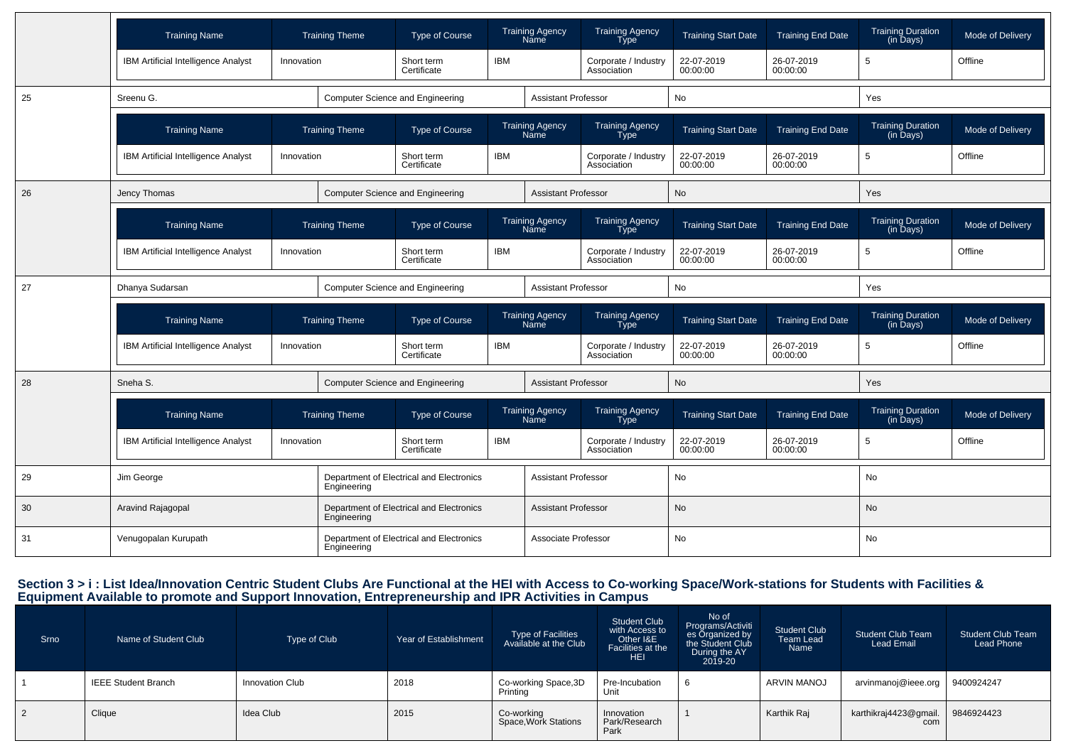| Training Name | Training Theme | Type of Course | Training Agency Name | Training Agency Type | Training Start Date | Training End Date | Training Duration (in Days) | Mode of Delivery |
|---|---|---|---|---|---|---|---|---|
| IBM Artificial Intelligence Analyst | Innovation | Short term Certificate | IBM | Corporate / Industry Association | 22-07-2019 00:00:00 | 26-07-2019 00:00:00 | 5 | Offline |

| | | | | | |
|---|---|---|---|---|---|
| 25 | Sreenu G. | Computer Science and Engineering | Assistant Professor | No | Yes |

| Training Name | Training Theme | Type of Course | Training Agency Name | Training Agency Type | Training Start Date | Training End Date | Training Duration (in Days) | Mode of Delivery |
|---|---|---|---|---|---|---|---|---|
| IBM Artificial Intelligence Analyst | Innovation | Short term Certificate | IBM | Corporate / Industry Association | 22-07-2019 00:00:00 | 26-07-2019 00:00:00 | 5 | Offline |

| | | | | | |
|---|---|---|---|---|---|
| 26 | Jency Thomas | Computer Science and Engineering | Assistant Professor | No | Yes |

| Training Name | Training Theme | Type of Course | Training Agency Name | Training Agency Type | Training Start Date | Training End Date | Training Duration (in Days) | Mode of Delivery |
|---|---|---|---|---|---|---|---|---|
| IBM Artificial Intelligence Analyst | Innovation | Short term Certificate | IBM | Corporate / Industry Association | 22-07-2019 00:00:00 | 26-07-2019 00:00:00 | 5 | Offline |

| | | | | | |
|---|---|---|---|---|---|
| 27 | Dhanya Sudarsan | Computer Science and Engineering | Assistant Professor | No | Yes |

| Training Name | Training Theme | Type of Course | Training Agency Name | Training Agency Type | Training Start Date | Training End Date | Training Duration (in Days) | Mode of Delivery |
|---|---|---|---|---|---|---|---|---|
| IBM Artificial Intelligence Analyst | Innovation | Short term Certificate | IBM | Corporate / Industry Association | 22-07-2019 00:00:00 | 26-07-2019 00:00:00 | 5 | Offline |

| | | | | | |
|---|---|---|---|---|---|
| 28 | Sneha S. | Computer Science and Engineering | Assistant Professor | No | Yes |

| Training Name | Training Theme | Type of Course | Training Agency Name | Training Agency Type | Training Start Date | Training End Date | Training Duration (in Days) | Mode of Delivery |
|---|---|---|---|---|---|---|---|---|
| IBM Artificial Intelligence Analyst | Innovation | Short term Certificate | IBM | Corporate / Industry Association | 22-07-2019 00:00:00 | 26-07-2019 00:00:00 | 5 | Offline |

| | | | | | |
|---|---|---|---|---|---|
| 29 | Jim George | Department of Electrical and Electronics Engineering | Assistant Professor | No | No |
| 30 | Aravind Rajagopal | Department of Electrical and Electronics Engineering | Assistant Professor | No | No |
| 31 | Venugopalan Kurupath | Department of Electrical and Electronics Engineering | Associate Professor | No | No |

## Section 3 > i : List Idea/Innovation Centric Student Clubs Are Functional at the HEI with Access to Co-working Space/Work-stations for Students with Facilities & Equipment Available to promote and Support Innovation, Entrepreneurship and IPR Activities in Campus

| Srno | Name of Student Club | Type of Club | Year of Establishment | Type of Facilities Available at the Club | Student Club with Access to Other I&E Facilities at the HEI | No of Programs/Activities Organized by the Student Club During the AY 2019-20 | Student Club Team Lead Name | Student Club Team Lead Email | Student Club Team Lead Phone |
|---|---|---|---|---|---|---|---|---|---|
| 1 | IEEE Student Branch | Innovation Club | 2018 | Co-working Space,3D Printing | Pre-Incubation Unit | 6 | ARVIN MANOJ | arvinmanoj@ieee.org | 9400924247 |
| 2 | Clique | Idea Club | 2015 | Co-working Space,Work Stations | Innovation Park/Research Park | 1 | Karthik Raj | karthikraj4423@gmail.com | 9846924423 |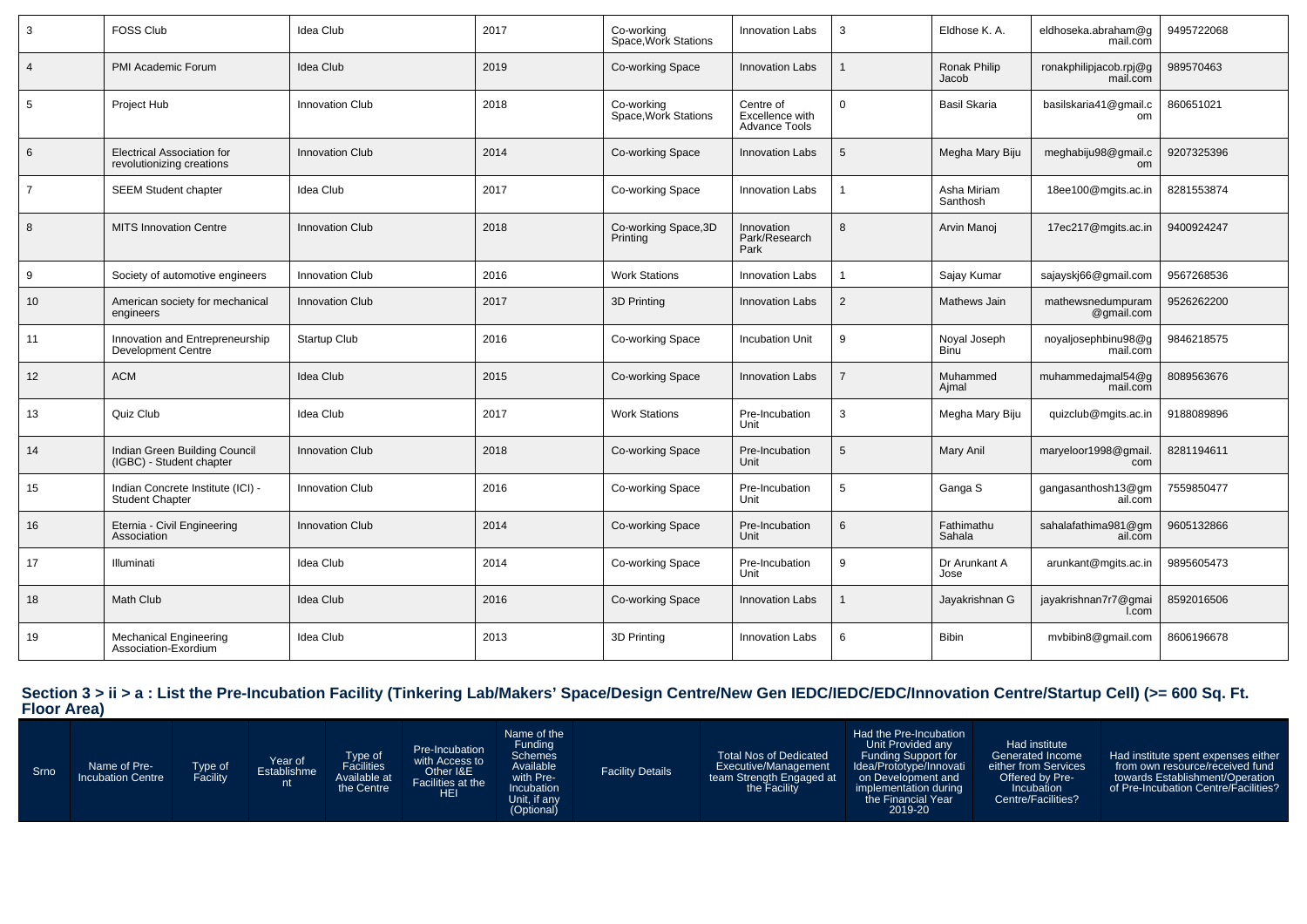| 3 | FOSS Club | Idea Club | 2017 | Co-working Space,Work Stations | Innovation Labs | 3 | Eldhose K. A. | eldhoseka.abraham@gmail.com | 9495722068 |
|---|---|---|---|---|---|---|---|---|---|
| 4 | PMI Academic Forum | Idea Club | 2019 | Co-working Space | Innovation Labs | 1 | Ronak Philip Jacob | ronakphilipjacob.rpj@gmail.com | 989570463 |
| 5 | Project Hub | Innovation Club | 2018 | Co-working Space,Work Stations | Centre of Excellence with Advance Tools | 0 | Basil Skaria | basilskaria41@gmail.com | 860651021 |
| 6 | Electrical Association for revolutionizing creations | Innovation Club | 2014 | Co-working Space | Innovation Labs | 5 | Megha Mary Biju | meghabiju98@gmail.com | 9207325396 |
| 7 | SEEM Student chapter | Idea Club | 2017 | Co-working Space | Innovation Labs | 1 | Asha Miriam Santhosh | 18ee100@mgits.ac.in | 8281553874 |
| 8 | MITS Innovation Centre | Innovation Club | 2018 | Co-working Space,3D Printing | Innovation Park/Research Park | 8 | Arvin Manoj | 17ec217@mgits.ac.in | 9400924247 |
| 9 | Society of automotive engineers | Innovation Club | 2016 | Work Stations | Innovation Labs | 1 | Sajay Kumar | sajayskj66@gmail.com | 9567268536 |
| 10 | American society for mechanical engineers | Innovation Club | 2017 | 3D Printing | Innovation Labs | 2 | Mathews Jain | mathewsnedumpuram@gmail.com | 9526262200 |
| 11 | Innovation and Entrepreneurship Development Centre | Startup Club | 2016 | Co-working Space | Incubation Unit | 9 | Noyal Joseph Binu | noyaljosephbinu98@gmail.com | 9846218575 |
| 12 | ACM | Idea Club | 2015 | Co-working Space | Innovation Labs | 7 | Muhammed Ajmal | muhammedajmal54@gmail.com | 8089563676 |
| 13 | Quiz Club | Idea Club | 2017 | Work Stations | Pre-Incubation Unit | 3 | Megha Mary Biju | quizclub@mgits.ac.in | 9188089896 |
| 14 | Indian Green Building Council (IGBC) - Student chapter | Innovation Club | 2018 | Co-working Space | Pre-Incubation Unit | 5 | Mary Anil | maryeloor1998@gmail.com | 8281194611 |
| 15 | Indian Concrete Institute (ICI) - Student Chapter | Innovation Club | 2016 | Co-working Space | Pre-Incubation Unit | 5 | Ganga S | gangasanthosh13@gmail.com | 7559850477 |
| 16 | Eternia - Civil Engineering Association | Innovation Club | 2014 | Co-working Space | Pre-Incubation Unit | 6 | Fathimathu Sahala | sahalafathima981@gmail.com | 9605132866 |
| 17 | Illuminati | Idea Club | 2014 | Co-working Space | Pre-Incubation Unit | 9 | Dr Arunkant A Jose | arunkant@mgits.ac.in | 9895605473 |
| 18 | Math Club | Idea Club | 2016 | Co-working Space | Innovation Labs | 1 | Jayakrishnan G | jayakrishnan7r7@gmail.com | 8592016506 |
| 19 | Mechanical Engineering Association-Exordium | Idea Club | 2013 | 3D Printing | Innovation Labs | 6 | Bibin | mvbibin8@gmail.com | 8606196678 |

## Section 3 > ii > a : List the Pre-Incubation Facility (Tinkering Lab/Makers' Space/Design Centre/New Gen IEDC/IEDC/EDC/Innovation Centre/Startup Cell) (>= 600 Sq. Ft. Floor Area)

| Srno | Name of Pre-Incubation Centre | Type of Facility | Year of Establishment | Type of Facilities Available at the Centre | Pre-Incubation with Access to Other I&E Facilities at the HEI | Name of the Funding Schemes Available with Pre-Incubation Unit, if any (Optional) | Facility Details | Total Nos of Dedicated Executive/Management team Strength Engaged at the Facility | Had the Pre-Incubation Unit Provided any Funding Support for Idea/Prototype/Innovation on Development and implementation during the Financial Year 2019-20 | Had institute Generated Income either from Services Offered by Pre-Incubation Centre/Facilities? | Had institute spent expenses either from own resource/received fund towards Establishment/Operation of Pre-Incubation Centre/Facilities? |
|---|---|---|---|---|---|---|---|---|---|---|---|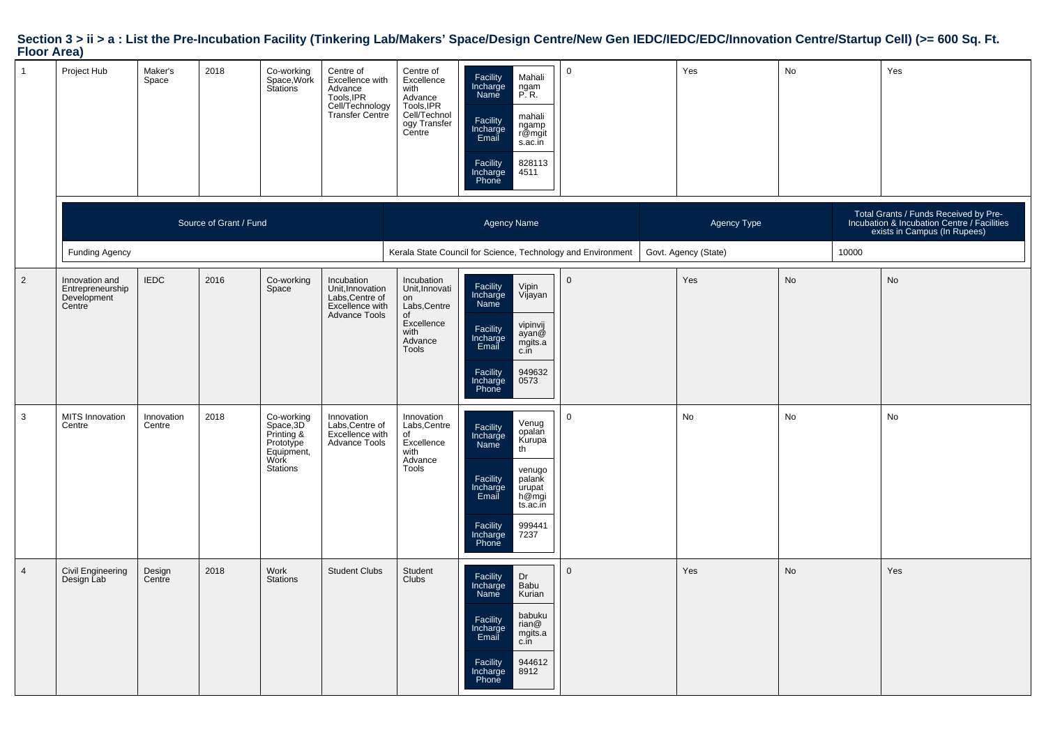## Section 3 > ii > a : List the Pre-Incubation Facility (Tinkering Lab/Makers' Space/Design Centre/New Gen IEDC/IEDC/EDC/Innovation Centre/Startup Cell) (>= 600 Sq. Ft. Floor Area)

| | | | | | | | | | | | |
|---|---|---|---|---|---|---|---|---|---|---|---|
| 1 | Project Hub | Maker's Space | 2018 | Co-working Space,Work Stations | Centre of Excellence with Advance Tools,IPR Cell/Technology Transfer Centre | Centre of Excellence with Advance Tools,IPR Cell/Technology Transfer Centre | Facility Incharge Name: Mahalingam P. R.<br>Facility Incharge Email: mahalingampr@mgits.ac.in<br>Facility Incharge Phone: 8281134511 | 0 | Yes | No | Yes |

| Source of Grant / Fund | Agency Name | Agency Type | Total Grants / Funds Received by Pre-Incubation & Incubation Centre / Facilities exists in Campus (In Rupees) |
|---|---|---|---|
| Funding Agency | Kerala State Council for Science, Technology and Environment | Govt. Agency (State) | 10000 |

| | | | | | | | | | | | |
|---|---|---|---|---|---|---|---|---|---|---|---|
| 2 | Innovation and Entrepreneurship Development Centre | IEDC | 2016 | Co-working Space | Incubation Unit,Innovation Labs,Centre of Excellence with Advance Tools | Incubation Unit,Innovation Labs,Centre of Excellence with Advance Tools | Facility Incharge Name: Vipin Vijayan<br>Facility Incharge Email: vipinvijayan@mgits.ac.in<br>Facility Incharge Phone: 9496320573 | 0 | Yes | No | No |
| 3 | MITS Innovation Centre | Innovation Centre | 2018 | Co-working Space,3D Printing & Prototype Equipment, Work Stations | Innovation Labs,Centre of Excellence with Advance Tools | Innovation Labs,Centre of Excellence with Advance Tools | Facility Incharge Name: Venugopalan Kurupath<br>Facility Incharge Email: venugopalankurupath@mgits.ac.in<br>Facility Incharge Phone: 9994417237 | 0 | No | No | No |
| 4 | Civil Engineering Design Lab | Design Centre | 2018 | Work Stations | Student Clubs | Student Clubs | Facility Incharge Name: Dr Babu Kurian<br>Facility Incharge Email: babukurian@mgits.ac.in<br>Facility Incharge Phone: 9446128912 | 0 | Yes | No | Yes |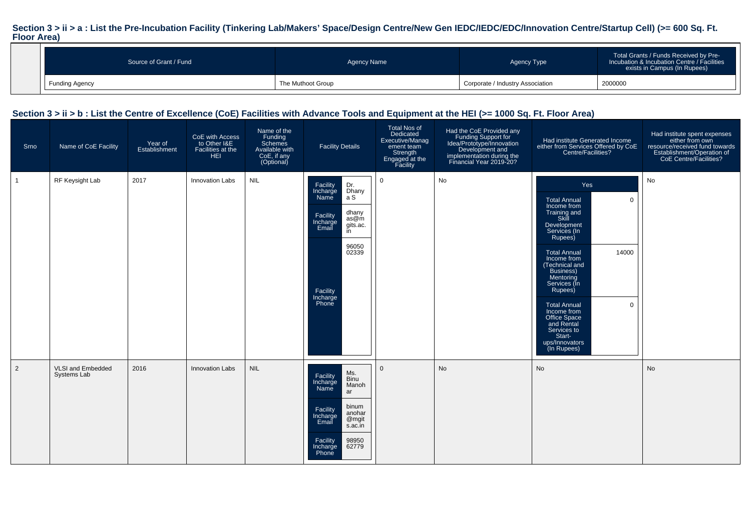### Section 3 > ii > a : List the Pre-Incubation Facility (Tinkering Lab/Makers' Space/Design Centre/New Gen IEDC/IEDC/EDC/Innovation Centre/Startup Cell) (>= 600 Sq. Ft. Floor Area)

| Source of Grant / Fund | Agency Name | Agency Type | Total Grants / Funds Received by Pre-Incubation & Incubation Centre / Facilities exists in Campus (In Rupees) |
|---|---|---|---|
| Funding Agency | The Muthoot Group | Corporate / Industry Association | 2000000 |

### Section 3 > ii > b : List the Centre of Excellence (CoE) Facilities with Advance Tools and Equipment at the HEI (>= 1000 Sq. Ft. Floor Area)

| Srno | Name of CoE Facility | Year of Establishment | CoE with Access to Other I&E Facilities at the HEI | Name of the Funding Schemes Available with CoE, if any (Optional) | Facility Details | Total Nos of Dedicated Executive/Management team Strength Engaged at the Facility | Had the CoE Provided any Funding Support for Idea/Prototype/Innovation Development and implementation during the Financial Year 2019-20? | Had institute Generated Income either from Services Offered by CoE Centre/Facilities? | Had institute spent expenses either from own resource/received fund towards Establishment/Operation of CoE Centre/Facilities? |
|---|---|---|---|---|---|---|---|---|---|
| 1 | RF Keysight Lab | 2017 | Innovation Labs | NIL | Facility Incharge Name: Dr. Dhanya S<br>Facility Incharge Email: dhanyas@mgits.ac.in<br>Facility Incharge Phone: 9605002339 | 0 | No | Yes<br>Total Annual Income from Training and Skill Development Services (In Rupees): 0<br>Total Annual Income from (Technical and Business) Mentoring Services (In Rupees): 14000<br>Total Annual Income from Office Space and Rental Services to Start-ups/Innovators (In Rupees): 0 | No |
| 2 | VLSI and Embedded Systems Lab | 2016 | Innovation Labs | NIL | Facility Incharge Name: Ms. Binu Manohar<br>Facility Incharge Email: binumanohar@mgits.ac.in<br>Facility Incharge Phone: 9895062779 | 0 | No | No | No |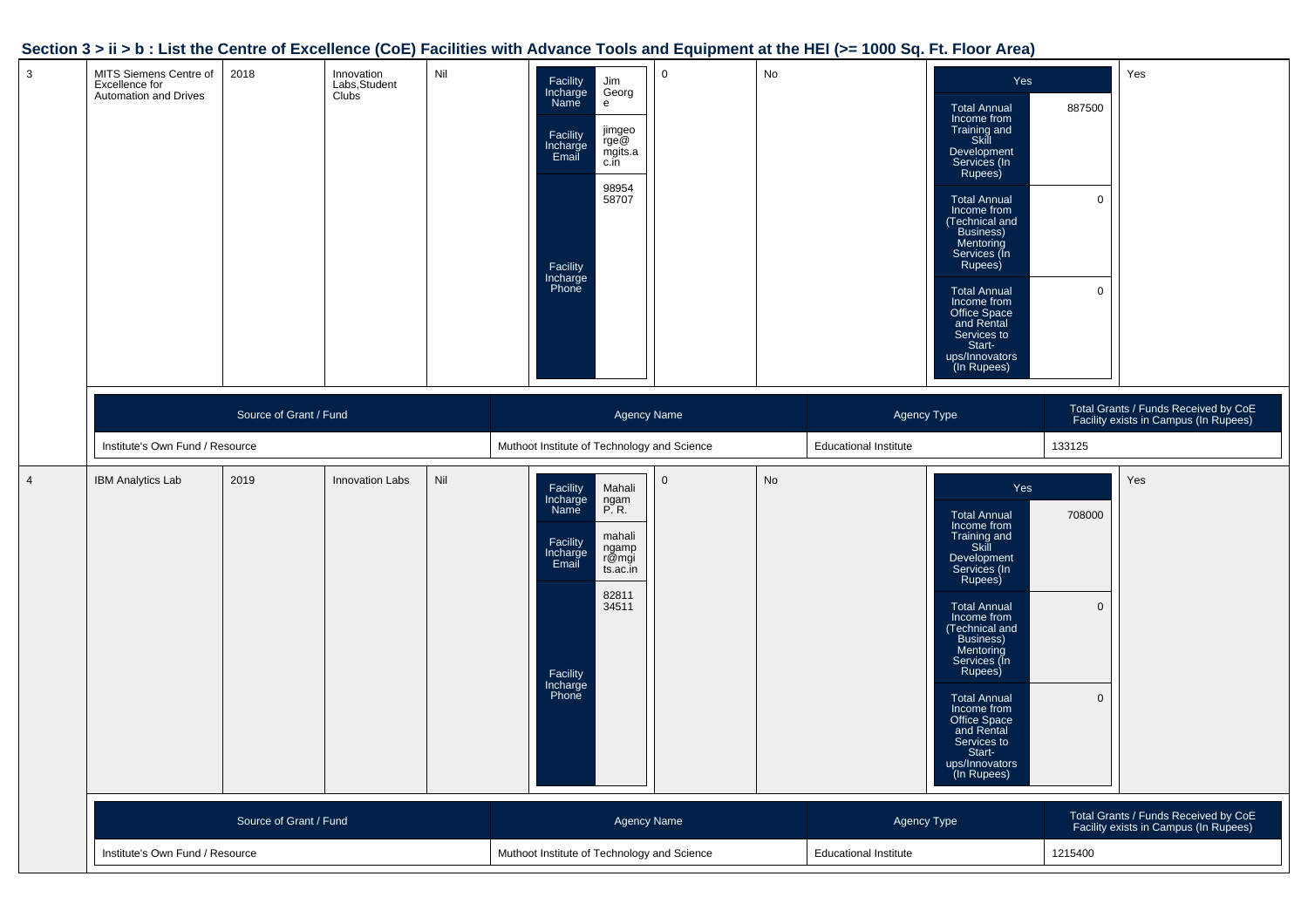## Section 3 > ii > b : List the Centre of Excellence (CoE) Facilities with Advance Tools and Equipment at the HEI (>= 1000 Sq. Ft. Floor Area)

| | | | | | | | | | |
|---|---|---|---|---|---|---|---|---|---|
| 3 | MITS Siemens Centre of Excellence for Automation and Drives | 2018 | Innovation Labs,Student Clubs | Nil | Facility Incharge Name: Jim George<br>Facility Incharge Email: jimgeorge@mgits.ac.in<br>Facility Incharge Phone: 9895458707 | 0 | No | Yes<br>Total Annual Income from Training and Skill Development Services (In Rupees): 887500<br>Total Annual Income from (Technical and Business) Mentoring Services (In Rupees): 0<br>Total Annual Income from Office Space and Rental Services to Start-ups/Innovators (In Rupees): 0 | Yes |

| Source of Grant / Fund | Agency Name | Agency Type | Total Grants / Funds Received by CoE Facility exists in Campus (In Rupees) |
|---|---|---|---|
| Institute's Own Fund / Resource | Muthoot Institute of Technology and Science | Educational Institute | 133125 |

| | | | | | | | | | |
|---|---|---|---|---|---|---|---|---|---|
| 4 | IBM Analytics Lab | 2019 | Innovation Labs | Nil | Facility Incharge Name: Mahalingam P. R.<br>Facility Incharge Email: mahalingampr@mgits.ac.in<br>Facility Incharge Phone: 8281134511 | 0 | No | Yes<br>Total Annual Income from Training and Skill Development Services (In Rupees): 708000<br>Total Annual Income from (Technical and Business) Mentoring Services (In Rupees): 0<br>Total Annual Income from Office Space and Rental Services to Start-ups/Innovators (In Rupees): 0 | Yes |

| Source of Grant / Fund | Agency Name | Agency Type | Total Grants / Funds Received by CoE Facility exists in Campus (In Rupees) |
|---|---|---|---|
| Institute's Own Fund / Resource | Muthoot Institute of Technology and Science | Educational Institute | 1215400 |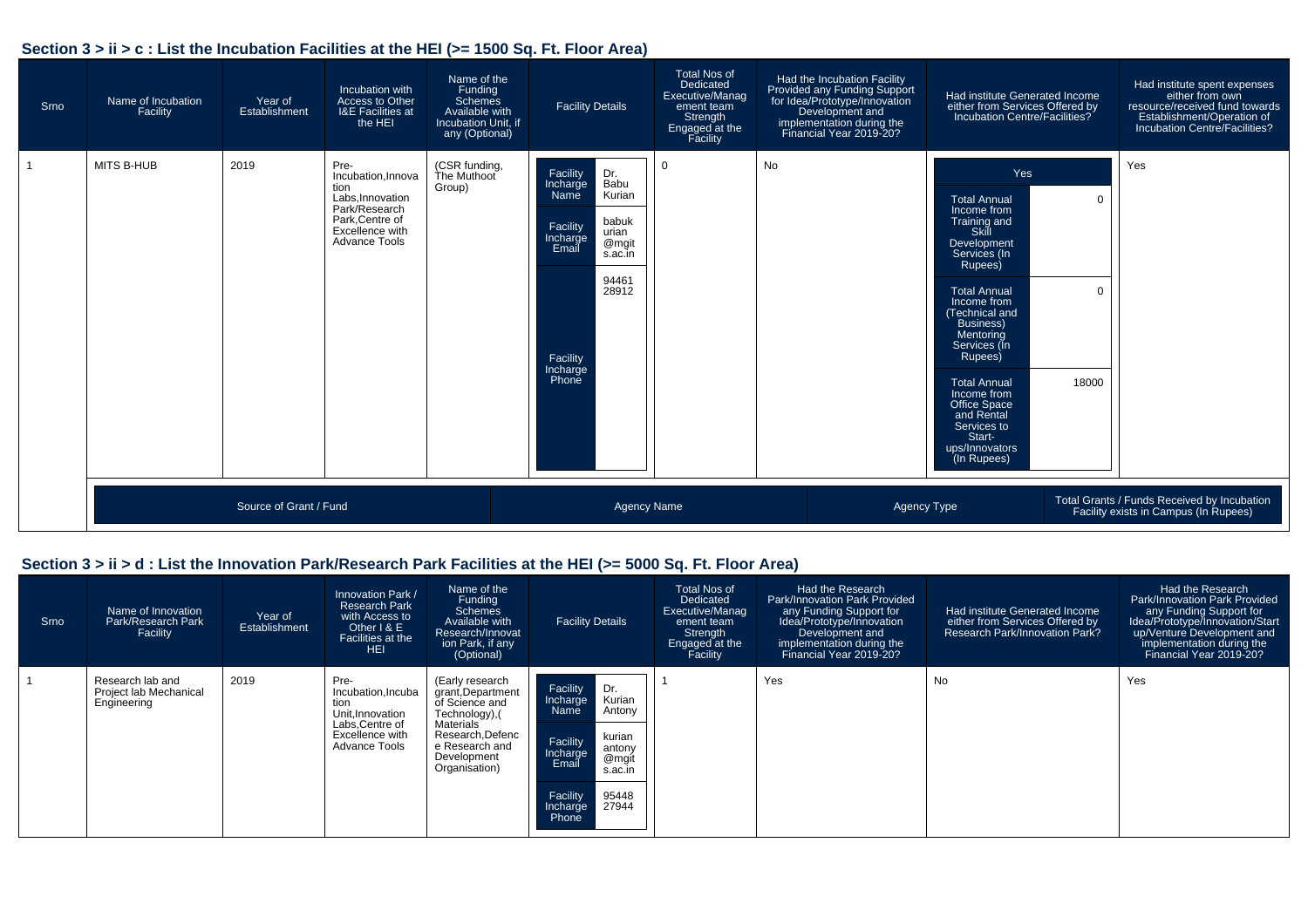## Section 3 > ii > c : List the Incubation Facilities at the HEI (>= 1500 Sq. Ft. Floor Area)

| Srno | Name of Incubation Facility | Year of Establishment | Incubation with Access to Other I&E Facilities at the HEI | Name of the Funding Schemes Available with Incubation Unit, if any (Optional) | Facility Details | Total Nos of Dedicated Executive/Management team Strength Engaged at the Facility | Had the Incubation Facility Provided any Funding Support for Idea/Prototype/Innovation Development and implementation during the Financial Year 2019-20? | Had institute Generated Income either from Services Offered by Incubation Centre/Facilities? | Had institute spent expenses either from own resource/received fund towards Establishment/Operation of Incubation Centre/Facilities? |
|---|---|---|---|---|---|---|---|---|---|
| 1 | MITS B-HUB | 2019 | Pre-Incubation,Innovation Labs,Innovation Park/Research Park,Centre of Excellence with Advance Tools | (CSR funding, The Muthoot Group) | Facility Incharge Name: Dr. Babu Kurian<br>Facility Incharge Email: babukurian@mgits.ac.in<br>Facility Incharge Phone: 9446128912 | 0 | No | Yes<br>Total Annual Income from Training and Skill Development Services (In Rupees): 0<br>Total Annual Income from (Technical and Business) Mentoring Services (In Rupees): 0<br>Total Annual Income from Office Space and Rental Services to Start-ups/Innovators (In Rupees): 18000 | Yes |

| Source of Grant / Fund | Agency Name | Agency Type | Total Grants / Funds Received by Incubation Facility exists in Campus (In Rupees) |
|---|---|---|---|

## Section 3 > ii > d : List the Innovation Park/Research Park Facilities at the HEI (>= 5000 Sq. Ft. Floor Area)

| Srno | Name of Innovation Park/Research Park Facility | Year of Establishment | Innovation Park / Research Park with Access to Other I & E Facilities at the HEI | Name of the Funding Schemes Available with Research/Innovation Park, if any (Optional) | Facility Details | Total Nos of Dedicated Executive/Management team Strength Engaged at the Facility | Had the Research Park/Innovation Park Provided any Funding Support for Idea/Prototype/Innovation Development and implementation during the Financial Year 2019-20? | Had institute Generated Income either from Services Offered by Research Park/Innovation Park? | Had the Research Park/Innovation Park Provided any Funding Support for Idea/Prototype/Innovation/Start up/Venture Development and implementation during the Financial Year 2019-20? |
|---|---|---|---|---|---|---|---|---|---|
| 1 | Research lab and Project lab Mechanical Engineering | 2019 | Pre-Incubation,Incubation Unit,Innovation Labs,Centre of Excellence with Advance Tools | (Early research grant,Department of Science and Technology),( Materials Research,Defence Research and Development Organisation) | Facility Incharge Name: Dr. Kurian Antony<br>Facility Incharge Email: kurianantony@mgits.ac.in<br>Facility Incharge Phone: 9544827944 | 1 | Yes | No | Yes |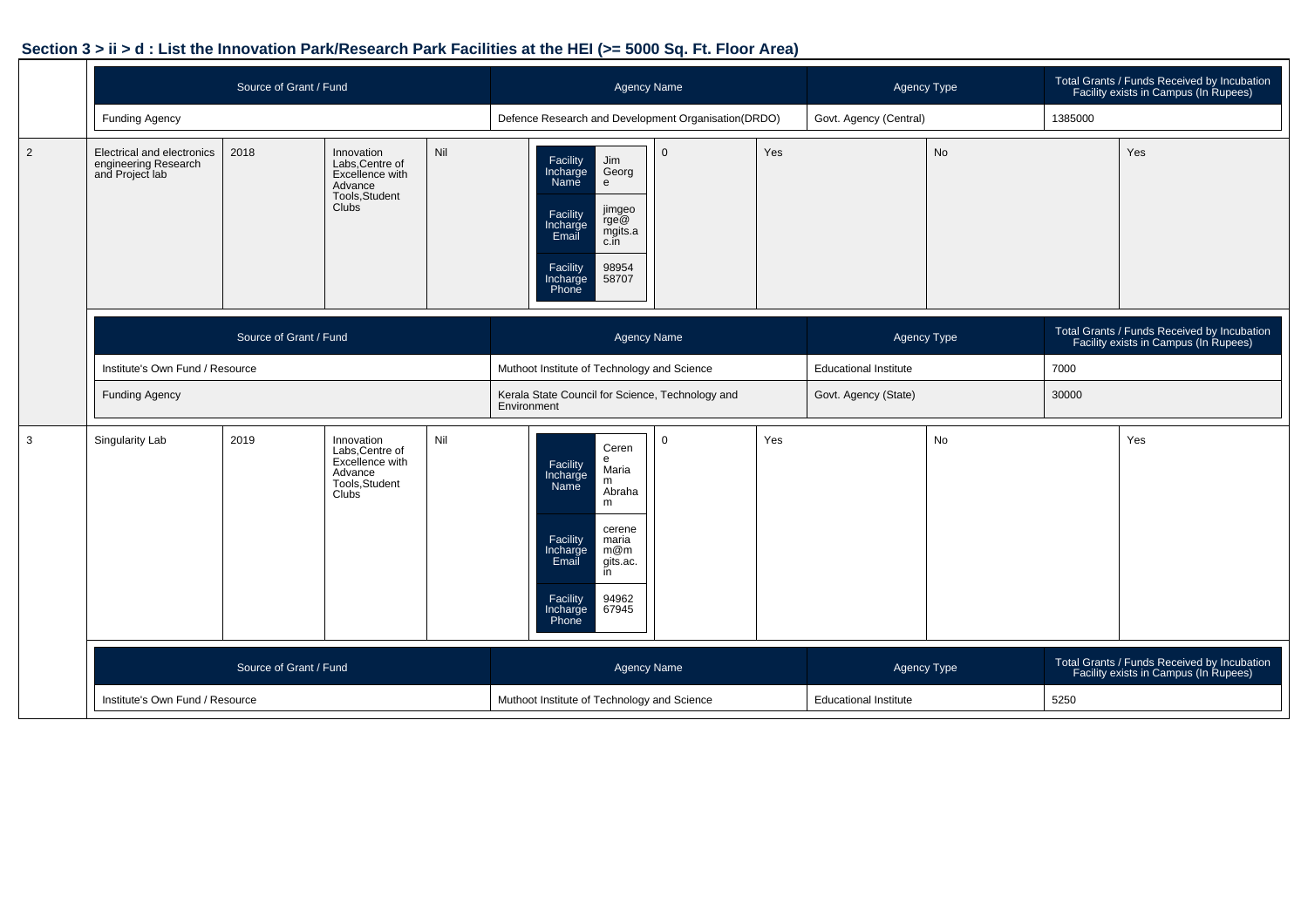## Section 3 > ii > d : List the Innovation Park/Research Park Facilities at the HEI (>= 5000 Sq. Ft. Floor Area)

| Source of Grant / Fund | Agency Name | Agency Type | Total Grants / Funds Received by Incubation Facility exists in Campus (In Rupees) |
|---|---|---|---|
| Funding Agency | Defence Research and Development Organisation(DRDO) | Govt. Agency (Central) | 1385000 |

| | | | | | | | | | |
|---|---|---|---|---|---|---|---|---|---|
| 2 | Electrical and electronics engineering Research and Project lab | 2018 | Innovation Labs,Centre of Excellence with Advance Tools,Student Clubs | Nil | Facility Incharge Name: Jim George<br>Facility Incharge Email: jimgeorge@mgits.ac.in<br>Facility Incharge Phone: 9895458707 | 0 | Yes | No | Yes |

| Source of Grant / Fund | Agency Name | Agency Type | Total Grants / Funds Received by Incubation Facility exists in Campus (In Rupees) |
|---|---|---|---|
| Institute's Own Fund / Resource | Muthoot Institute of Technology and Science | Educational Institute | 7000 |
| Funding Agency | Kerala State Council for Science, Technology and Environment | Govt. Agency (State) | 30000 |

| | | | | | | | | | |
|---|---|---|---|---|---|---|---|---|---|
| 3 | Singularity Lab | 2019 | Innovation Labs,Centre of Excellence with Advance Tools,Student Clubs | Nil | Facility Incharge Name: Cerene Mariam Abraham<br>Facility Incharge Email: ceremariam@mgits.ac.in<br>Facility Incharge Phone: 9496267945 | 0 | Yes | No | Yes |

| Source of Grant / Fund | Agency Name | Agency Type | Total Grants / Funds Received by Incubation Facility exists in Campus (In Rupees) |
|---|---|---|---|
| Institute's Own Fund / Resource | Muthoot Institute of Technology and Science | Educational Institute | 5250 |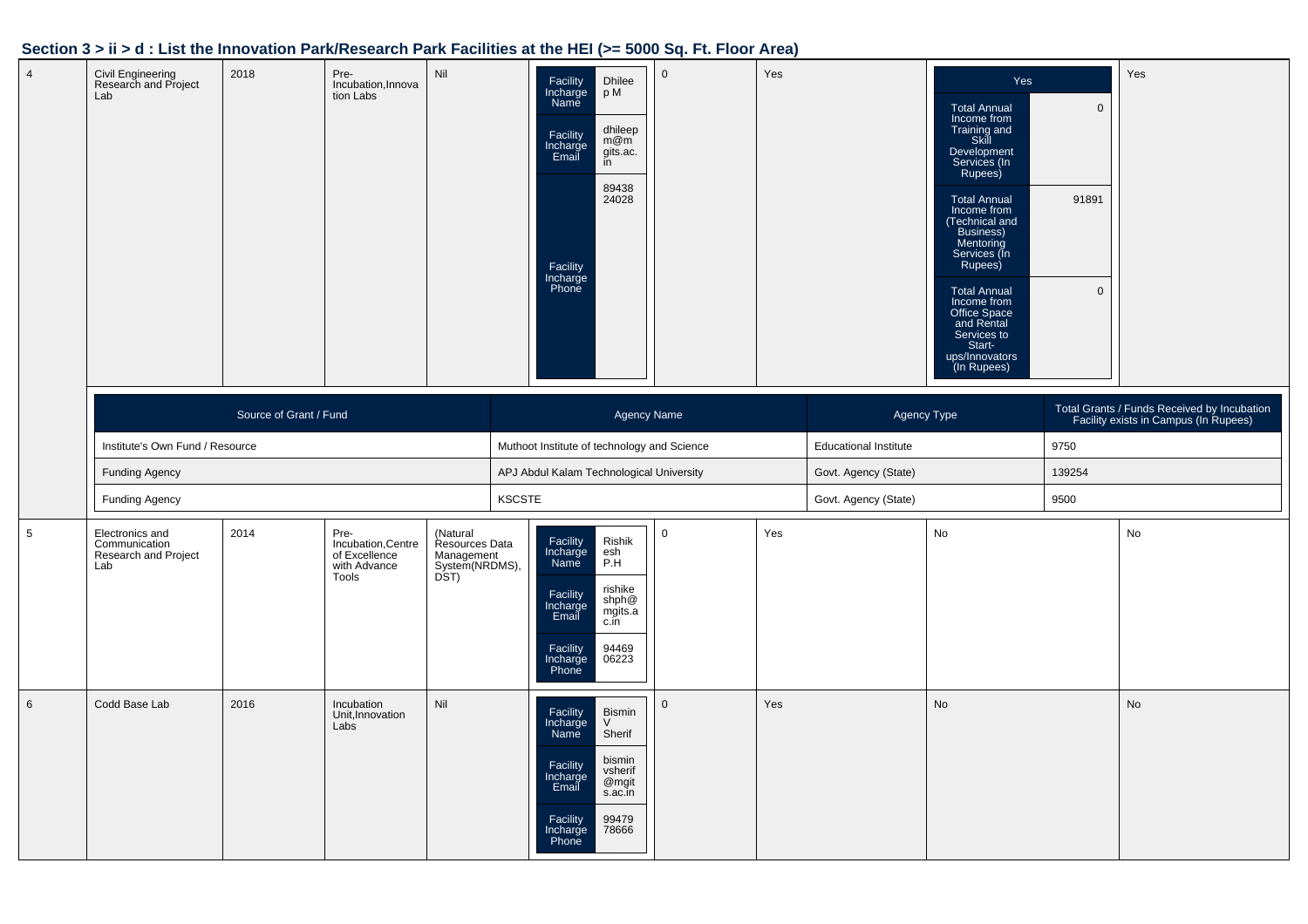## Section 3 > ii > d : List the Innovation Park/Research Park Facilities at the HEI (>= 5000 Sq. Ft. Floor Area)

| | | | | | | | | | |
|---|---|---|---|---|---|---|---|---|---|
| 4 | Civil Engineering Research and Project Lab | 2018 | Pre-Incubation,Innovation Labs | Nil | Facility Incharge Name: Dhileep M<br>Facility Incharge Email: dhileepm@mgits.ac.in<br>Facility Incharge Phone: 8943824028 | 0 | Yes | Yes<br>Total Annual Income from Training and Skill Development Services (In Rupees): 0<br>Total Annual Income from (Technical and Business) Mentoring Services (In Rupees): 91891<br>Total Annual Income from Office Space and Rental Services to Start-ups/Innovators (In Rupees): 0 | Yes |

| Source of Grant / Fund | Agency Name | Agency Type | Total Grants / Funds Received by Incubation Facility exists in Campus (In Rupees) |
|---|---|---|---|
| Institute's Own Fund / Resource | Muthoot Institute of technology and Science | Educational Institute | 9750 |
| Funding Agency | APJ Abdul Kalam Technological University | Govt. Agency (State) | 139254 |
| Funding Agency | KSCSTE | Govt. Agency (State) | 9500 |

| | | | | | | | | | |
|---|---|---|---|---|---|---|---|---|---|
| 5 | Electronics and Communication Research and Project Lab | 2014 | Pre-Incubation,Centre of Excellence with Advance Tools | (Natural Resources Data Management System(NRDMS), DST) | Facility Incharge Name: Rishikesh P.H<br>Facility Incharge Email: rishikeshph@mgits.ac.in<br>Facility Incharge Phone: 9446906223 | 0 | Yes | No | No |
| 6 | Codd Base Lab | 2016 | Incubation Unit,Innovation Labs | Nil | Facility Incharge Name: Bismin V Sherif<br>Facility Incharge Email: bisminvsherif@mgits.ac.in<br>Facility Incharge Phone: 9947978666 | 0 | Yes | No | No |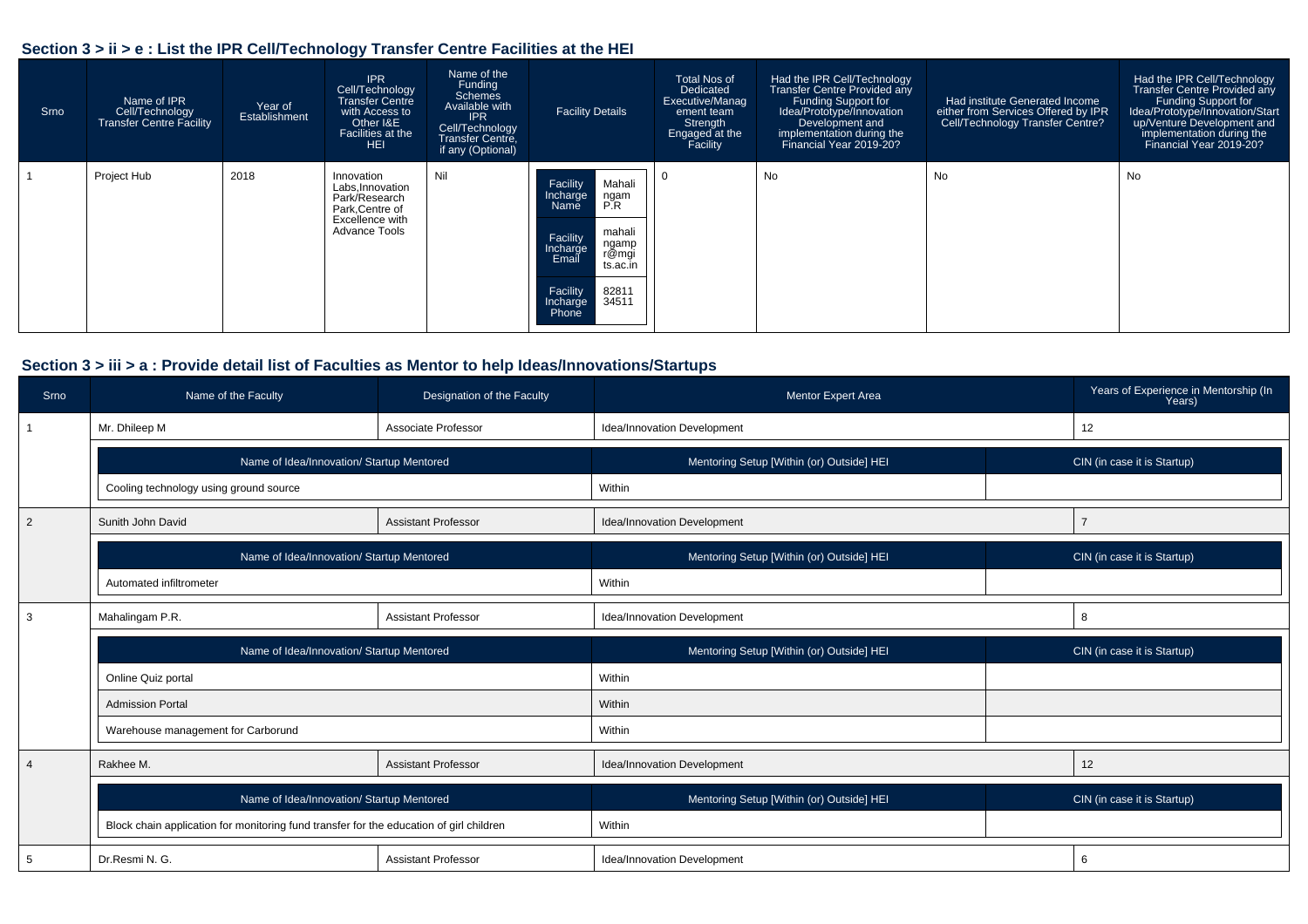## Section 3 > ii > e : List the IPR Cell/Technology Transfer Centre Facilities at the HEI

| Srno | Name of IPR Cell/Technology Transfer Centre Facility | Year of Establishment | IPR Cell/Technology Transfer Centre with Access to Other I&E Facilities at the HEI | Name of the Funding Schemes Available with IPR Cell/Technology Transfer Centre, if any (Optional) | Facility Details | Total Nos of Dedicated Executive/Management team Strength Engaged at the Facility | Had the IPR Cell/Technology Transfer Centre Provided any Funding Support for Idea/Prototype/Innovation Development and implementation during the Financial Year 2019-20? | Had institute Generated Income either from Services Offered by IPR Cell/Technology Transfer Centre? | Had the IPR Cell/Technology Transfer Centre Provided any Funding Support for Idea/Prototype/Innovation/Startup/Venture Development and implementation during the Financial Year 2019-20? |
|---|---|---|---|---|---|---|---|---|---|
| 1 | Project Hub | 2018 | Innovation Labs,Innovation Park/Research Park,Centre of Excellence with Advance Tools | Nil | Facility Incharge Name: Mahalingam P.R<br>Facility Incharge Email: mahalingampr@mgits.ac.in<br>Facility Incharge Phone: 8281134511 | 0 | No | No | No |

## Section 3 > iii > a : Provide detail list of Faculties as Mentor to help Ideas/Innovations/Startups

| Srno | Name of the Faculty | Designation of the Faculty | Mentor Expert Area | Years of Experience in Mentorship (In Years) |
|---|---|---|---|---|
| 1 | Mr. Dhileep M | Associate Professor | Idea/Innovation Development | 12 |

| Name of Idea/Innovation/ Startup Mentored | Mentoring Setup [Within (or) Outside] HEI | CIN (in case it is Startup) |
|---|---|---|
| Cooling technology using ground source | Within | |

| Srno | Name of the Faculty | Designation of the Faculty | Mentor Expert Area | Years of Experience in Mentorship (In Years) |
|---|---|---|---|---|
| 2 | Sunith John David | Assistant Professor | Idea/Innovation Development | 7 |

| Name of Idea/Innovation/ Startup Mentored | Mentoring Setup [Within (or) Outside] HEI | CIN (in case it is Startup) |
|---|---|---|
| Automated infiltrometer | Within | |

| Srno | Name of the Faculty | Designation of the Faculty | Mentor Expert Area | Years of Experience in Mentorship (In Years) |
|---|---|---|---|---|
| 3 | Mahalingam P.R. | Assistant Professor | Idea/Innovation Development | 8 |

| Name of Idea/Innovation/ Startup Mentored | Mentoring Setup [Within (or) Outside] HEI | CIN (in case it is Startup) |
|---|---|---|
| Online Quiz portal | Within | |
| Admission Portal | Within | |
| Warehouse management for Carborund | Within | |

| Srno | Name of the Faculty | Designation of the Faculty | Mentor Expert Area | Years of Experience in Mentorship (In Years) |
|---|---|---|---|---|
| 4 | Rakhee M. | Assistant Professor | Idea/Innovation Development | 12 |

| Name of Idea/Innovation/ Startup Mentored | Mentoring Setup [Within (or) Outside] HEI | CIN (in case it is Startup) |
|---|---|---|
| Block chain application for monitoring fund transfer for the education of girl children | Within | |

| Srno | Name of the Faculty | Designation of the Faculty | Mentor Expert Area | Years of Experience in Mentorship (In Years) |
|---|---|---|---|---|
| 5 | Dr.Resmi N. G. | Assistant Professor | Idea/Innovation Development | 6 |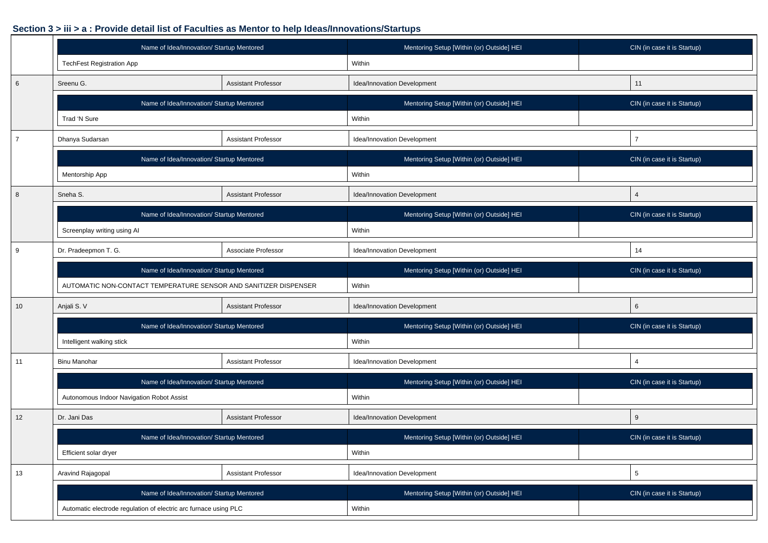## Section 3 > iii > a : Provide detail list of Faculties as Mentor to help Ideas/Innovations/Startups

| Name of Idea/Innovation/ Startup Mentored | Mentoring Setup [Within (or) Outside] HEI | CIN (in case it is Startup) |
|---|---|---|
| TechFest Registration App | Within | |

| 6 | Sreenu G. | Assistant Professor | Idea/Innovation Development | 11 |
|---|---|---|---|---|

| Name of Idea/Innovation/ Startup Mentored | Mentoring Setup [Within (or) Outside] HEI | CIN (in case it is Startup) |
|---|---|---|
| Trad 'N Sure | Within | |

| 7 | Dhanya Sudarsan | Assistant Professor | Idea/Innovation Development | 7 |
|---|---|---|---|---|

| Name of Idea/Innovation/ Startup Mentored | Mentoring Setup [Within (or) Outside] HEI | CIN (in case it is Startup) |
|---|---|---|
| Mentorship App | Within | |

| 8 | Sneha S. | Assistant Professor | Idea/Innovation Development | 4 |
|---|---|---|---|---|

| Name of Idea/Innovation/ Startup Mentored | Mentoring Setup [Within (or) Outside] HEI | CIN (in case it is Startup) |
|---|---|---|
| Screenplay writing using AI | Within | |

| 9 | Dr. Pradeepmon T. G. | Associate Professor | Idea/Innovation Development | 14 |
|---|---|---|---|---|

| Name of Idea/Innovation/ Startup Mentored | Mentoring Setup [Within (or) Outside] HEI | CIN (in case it is Startup) |
|---|---|---|
| AUTOMATIC NON-CONTACT TEMPERATURE SENSOR AND SANITIZER DISPENSER | Within | |

| 10 | Anjali S. V | Assistant Professor | Idea/Innovation Development | 6 |
|---|---|---|---|---|

| Name of Idea/Innovation/ Startup Mentored | Mentoring Setup [Within (or) Outside] HEI | CIN (in case it is Startup) |
|---|---|---|
| Intelligent walking stick | Within | |

| 11 | Binu Manohar | Assistant Professor | Idea/Innovation Development | 4 |
|---|---|---|---|---|

| Name of Idea/Innovation/ Startup Mentored | Mentoring Setup [Within (or) Outside] HEI | CIN (in case it is Startup) |
|---|---|---|
| Autonomous Indoor Navigation Robot Assist | Within | |

| 12 | Dr. Jani Das | Assistant Professor | Idea/Innovation Development | 9 |
|---|---|---|---|---|

| Name of Idea/Innovation/ Startup Mentored | Mentoring Setup [Within (or) Outside] HEI | CIN (in case it is Startup) |
|---|---|---|
| Efficient solar dryer | Within | |

| 13 | Aravind Rajagopal | Assistant Professor | Idea/Innovation Development | 5 |
|---|---|---|---|---|

| Name of Idea/Innovation/ Startup Mentored | Mentoring Setup [Within (or) Outside] HEI | CIN (in case it is Startup) |
|---|---|---|
| Automatic electrode regulation of electric arc furnace using PLC | Within | |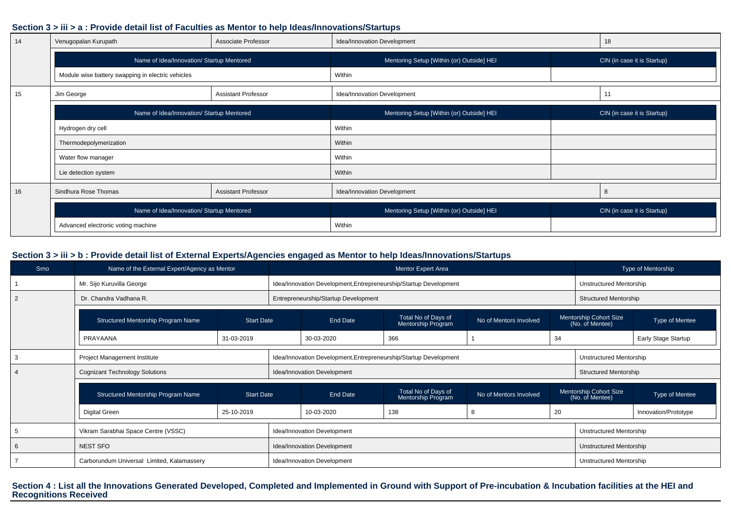## Section 3 > iii > a : Provide detail list of Faculties as Mentor to help Ideas/Innovations/Startups

| 14 | Venugopalan Kurupath | Associate Professor | Idea/Innovation Development | 18 |
|---|---|---|---|---|

| Name of Idea/Innovation/ Startup Mentored | Mentoring Setup [Within (or) Outside] HEI | CIN (in case it is Startup) |
|---|---|---|
| Module wise battery swapping in electric vehicles | Within | |

| 15 | Jim George | Assistant Professor | Idea/Innovation Development | 11 |
|---|---|---|---|---|

| Name of Idea/Innovation/ Startup Mentored | Mentoring Setup [Within (or) Outside] HEI | CIN (in case it is Startup) |
|---|---|---|
| Hydrogen dry cell | Within | |
| Thermodepolymerization | Within | |
| Water flow manager | Within | |
| Lie detection system | Within | |

| 16 | Sindhura Rose Thomas | Assistant Professor | Idea/Innovation Development | 8 |
|---|---|---|---|---|

| Name of Idea/Innovation/ Startup Mentored | Mentoring Setup [Within (or) Outside] HEI | CIN (in case it is Startup) |
|---|---|---|
| Advanced electronic voting machine | Within | |

## Section 3 > iii > b : Provide detail list of External Experts/Agencies engaged as Mentor to help Ideas/Innovations/Startups

| Srno | Name of the External Expert/Agency as Mentor | Mentor Expert Area | Type of Mentorship |
|---|---|---|---|
| 1 | Mr. Sijo Kuruvilla George | Idea/Innovation Development,Entrepreneurship/Startup Development | Unstructured Mentorship |
| 2 | Dr. Chandra Vadhana R. | Entrepreneurship/Startup Development | Structured Mentorship |

| Structured Mentorship Program Name | Start Date | End Date | Total No of Days of Mentorship Program | No of Mentors Involved | Mentorship Cohort Size (No. of Mentee) | Type of Mentee |
|---|---|---|---|---|---|---|
| PRAYAANA | 31-03-2019 | 30-03-2020 | 366 | 1 | 34 | Early Stage Startup |

| Srno | Name of the External Expert/Agency as Mentor | Mentor Expert Area | Type of Mentorship |
|---|---|---|---|
| 3 | Project Management Institute | Idea/Innovation Development,Entrepreneurship/Startup Development | Unstructured Mentorship |
| 4 | Cognizant Technology Solutions | Idea/Innovation Development | Structured Mentorship |

| Structured Mentorship Program Name | Start Date | End Date | Total No of Days of Mentorship Program | No of Mentors Involved | Mentorship Cohort Size (No. of Mentee) | Type of Mentee |
|---|---|---|---|---|---|---|
| Digital Green | 25-10-2019 | 10-03-2020 | 138 | 8 | 20 | Innovation/Prototype |

| Srno | Name of the External Expert/Agency as Mentor | Mentor Expert Area | Type of Mentorship |
|---|---|---|---|
| 5 | Vikram Sarabhai Space Centre (VSSC) | Idea/Innovation Development | Unstructured Mentorship |
| 6 | NEST SFO | Idea/Innovation Development | Unstructured Mentorship |
| 7 | Carborundum Universal Limited, Kalamassery | Idea/Innovation Development | Unstructured Mentorship |

## Section 4 : List all the Innovations Generated Developed, Completed and Implemented in Ground with Support of Pre-incubation & Incubation facilities at the HEI and Recognitions Received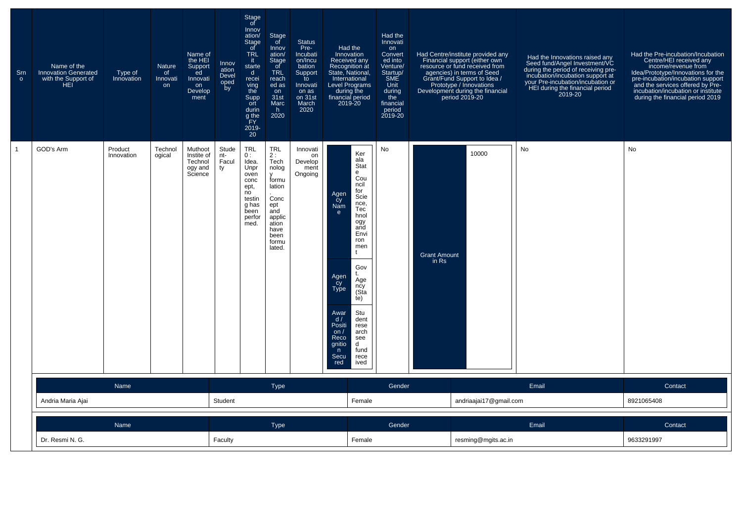| Srno | Name of the Innovation Generated with the Support of HEI | Type of Innovation | Nature of Innovation | Name of the HEI Supported Innovation Development | Innovation Developed by | Stage of Innovation/ Stage of TRL it started receiving the Support during the FY 2019-20 | Stage of Innovation/ Stage of TRL reached as on 31st March 2020 | Status Pre-Incubation/Incubation Support to Innovation as on 31st March 2020 | Had the Innovation Received any Recognition at State, National, International Level Programs during the financial period 2019-20 | Had the Innovation Converted into Venture/ Startup/ SME Unit during the financial period 2019-20 | Had Centre/institute provided any Financial support (either own resource or fund received from agencies) in terms of Seed Grant/Fund Support to Idea / Prototype / Innovations Development during the financial period 2019-20 | Had the Innovations raised any Seed fund/Angel Investment/VC during the period of receiving pre-incubation/incubation support at your Pre-incubation/incubation or HEI during the financial period 2019-20 | Had the Pre-incubation/Incubation Centre/HEI received any income/revenue from Idea/Prototype/Innovations for the pre-incubation/incubation support and the services offered by Pre-incubation/incubation or institute during the financial period 2019 |
|---|---|---|---|---|---|---|---|---|---|---|---|---|---|
| 1 | GOD's Arm | Product Innovation | Technological | Muthoot Institute of Technology and Science | Student-Faculty | TRL 0 : Idea. Unproven concept, no testing has been performed. | TRL 2 : Technology formulation. Concept and application have been formulated. | Innovation Development Ongoing | Agency Name: Kerala State Council for Science, Technology and Environment; Agency Type: Govt. Agency (State); Award / Position / Recognition Secured: Student research seed fund received | No | Grant Amount in Rs: 10000 | No | No |

| Name | Type | Gender | Email | Contact |
|---|---|---|---|---|
| Andria Maria Ajai | Student | Female | andriaajai17@gmail.com | 8921065408 |

| Name | Type | Gender | Email | Contact |
|---|---|---|---|---|
| Dr. Resmi N. G. | Faculty | Female | resming@mgits.ac.in | 9633291997 |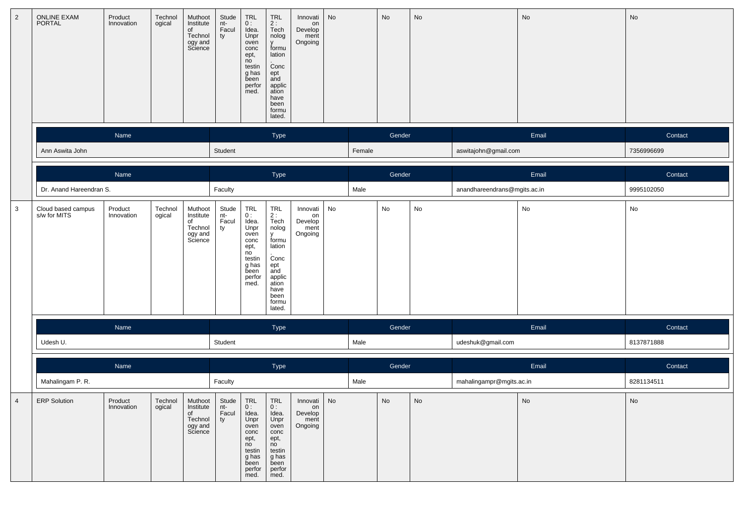| 2 | ONLINE EXAM PORTAL | Product Innovation | Technological | Muthoot Institute of Technology and Science | Student-Faculty | TRL 0 : Idea. Unproven concept, no testing has been performed. | TRL 2 : Technology formulation. Concept and application have been formulated. | Innovation Development Ongoing | No | No | No | No | No |
|---|---|---|---|---|---|---|---|---|---|---|---|---|---|

| Name | Type | Gender | Email | Contact |
|---|---|---|---|---|
| Ann Aswita John | Student | Female | aswitajohn@gmail.com | 7356996699 |

| Name | Type | Gender | Email | Contact |
|---|---|---|---|---|
| Dr. Anand Hareendran S. | Faculty | Male | anandhareendrans@mgits.ac.in | 9995102050 |

| 3 | Cloud based campus s/w for MITS | Product Innovation | Technological | Muthoot Institute of Technology and Science | Student-Faculty | TRL 0 : Idea. Unproven concept, no testing has been performed. | TRL 2 : Technology formulation. Concept and application have been formulated. | Innovation Development Ongoing | No | No | No | No | No |
|---|---|---|---|---|---|---|---|---|---|---|---|---|---|

| Name | Type | Gender | Email | Contact |
|---|---|---|---|---|
| Udesh U. | Student | Male | udeshuk@gmail.com | 8137871888 |

| Name | Type | Gender | Email | Contact |
|---|---|---|---|---|
| Mahalingam P. R. | Faculty | Male | mahalingampr@mgits.ac.in | 8281134511 |

| 4 | ERP Solution | Product Innovation | Technological | Muthoot Institute of Technology and Science | Student-Faculty | TRL 0 : Idea. Unproven concept, no testing has been performed. | TRL 0 : Idea. Unproven concept, no testing has been performed. | Innovation Development Ongoing | No | No | No | No | No |
|---|---|---|---|---|---|---|---|---|---|---|---|---|---|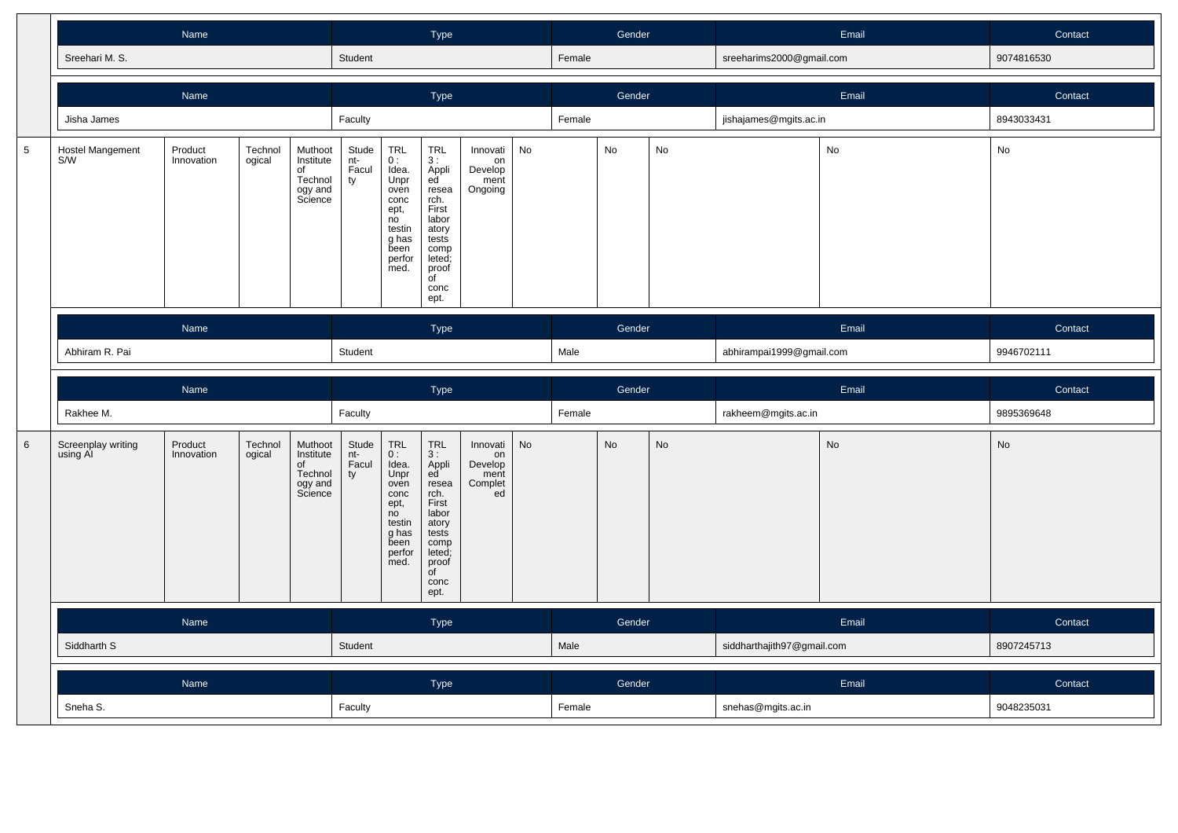| Name | Type | Gender | Email | Contact |
|---|---|---|---|---|
| Sreehari M. S. | Student | Female | sreeharims2000@gmail.com | 9074816530 |

| Name | Type | Gender | Email | Contact |
|---|---|---|---|---|
| Jisha James | Faculty | Female | jishajames@mgits.ac.in | 8943033431 |

| | | | | | | | | | | | | | |
|---|---|---|---|---|---|---|---|---|---|---|---|---|---|
| 5 | Hostel Mangement S/W | Product Innovation | Technological | Muthoot Institute of Technology and Science | Student-Faculty | TRL 0 : Idea. Unproven concept, no testing has been performed. | TRL 3 : Applied research. First laboratory tests completed; proof of concept. | Innovation Development Ongoing | No | No | No | No | No |

| Name | Type | Gender | Email | Contact |
|---|---|---|---|---|
| Abhiram R. Pai | Student | Male | abhirampai1999@gmail.com | 9946702111 |

| Name | Type | Gender | Email | Contact |
|---|---|---|---|---|
| Rakhee M. | Faculty | Female | rakheem@mgits.ac.in | 9895369648 |

| | | | | | | | | | | | | | |
|---|---|---|---|---|---|---|---|---|---|---|---|---|---|
| 6 | Screenplay writing using AI | Product Innovation | Technological | Muthoot Institute of Technology and Science | Student-Faculty | TRL 0 : Idea. Unproven concept, no testing has been performed. | TRL 3 : Applied research. First laboratory tests completed; proof of concept. | Innovation Development Completed | No | No | No | No | No |

| Name | Type | Gender | Email | Contact |
|---|---|---|---|---|
| Siddharth S | Student | Male | siddharthajith97@gmail.com | 8907245713 |

| Name | Type | Gender | Email | Contact |
|---|---|---|---|---|
| Sneha S. | Faculty | Female | snehas@mgits.ac.in | 9048235031 |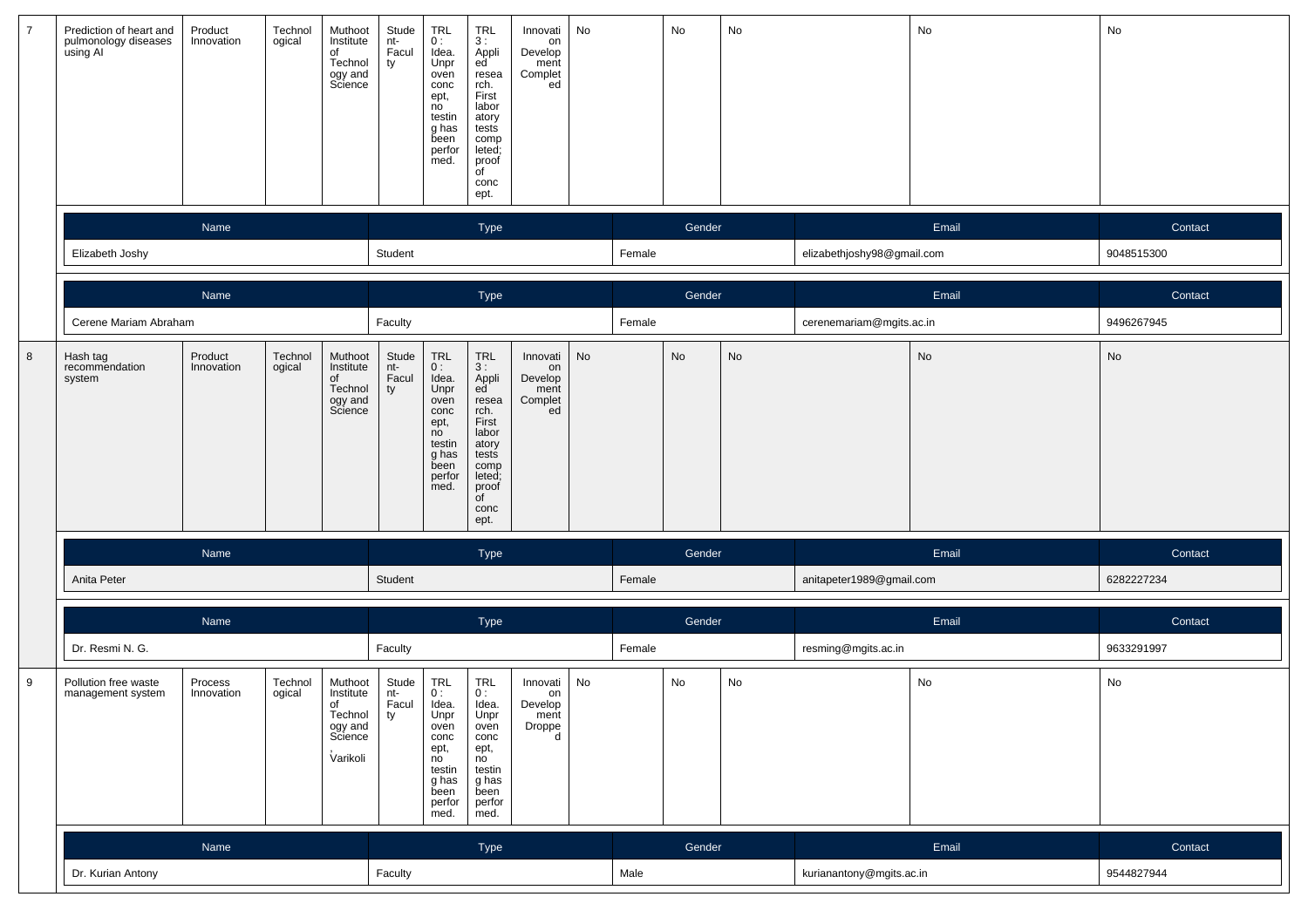| 7 | Prediction of heart and pulmonology diseases using AI | Product Innovation | Technological | Muthoot Institute of Technology and Science | Student-Faculty | TRL 0 : Idea. Unproven concept, no testing has been performed. | TRL 3 : Applied research. First laboratory tests completed; proof of concept. | Innovation Development Completed | No | No | No | No | No |
|---|---|---|---|---|---|---|---|---|---|---|---|---|---|

| Name | Type | Gender | Email | Contact |
|---|---|---|---|---|
| Elizabeth Joshy | Student | Female | elizabethjoshy98@gmail.com | 9048515300 |

| Name | Type | Gender | Email | Contact |
|---|---|---|---|---|
| Cerene Mariam Abraham | Faculty | Female | cerenemariam@mgits.ac.in | 9496267945 |

| 8 | Hash tag recommendation system | Product Innovation | Technological | Muthoot Institute of Technology and Science | Student-Faculty | TRL 0 : Idea. Unproven concept, no testing has been performed. | TRL 3 : Applied research. First laboratory tests completed; proof of concept. | Innovation Development Completed | No | No | No | No | No |
|---|---|---|---|---|---|---|---|---|---|---|---|---|---|

| Name | Type | Gender | Email | Contact |
|---|---|---|---|---|
| Anita Peter | Student | Female | anitapeter1989@gmail.com | 6282227234 |

| Name | Type | Gender | Email | Contact |
|---|---|---|---|---|
| Dr. Resmi N. G. | Faculty | Female | resming@mgits.ac.in | 9633291997 |

| 9 | Pollution free waste management system | Process Innovation | Technological | Muthoot Institute of Technology and Science , Varikoli | Student-Faculty | TRL 0 : Idea. Unproven concept, no testing has been performed. | TRL 0 : Idea. Unproven concept, no testing has been performed. | Innovation Development Dropped | No | No | No | No | No |
|---|---|---|---|---|---|---|---|---|---|---|---|---|---|

| Name | Type | Gender | Email | Contact |
|---|---|---|---|---|
| Dr. Kurian Antony | Faculty | Male | kurianantony@mgits.ac.in | 9544827944 |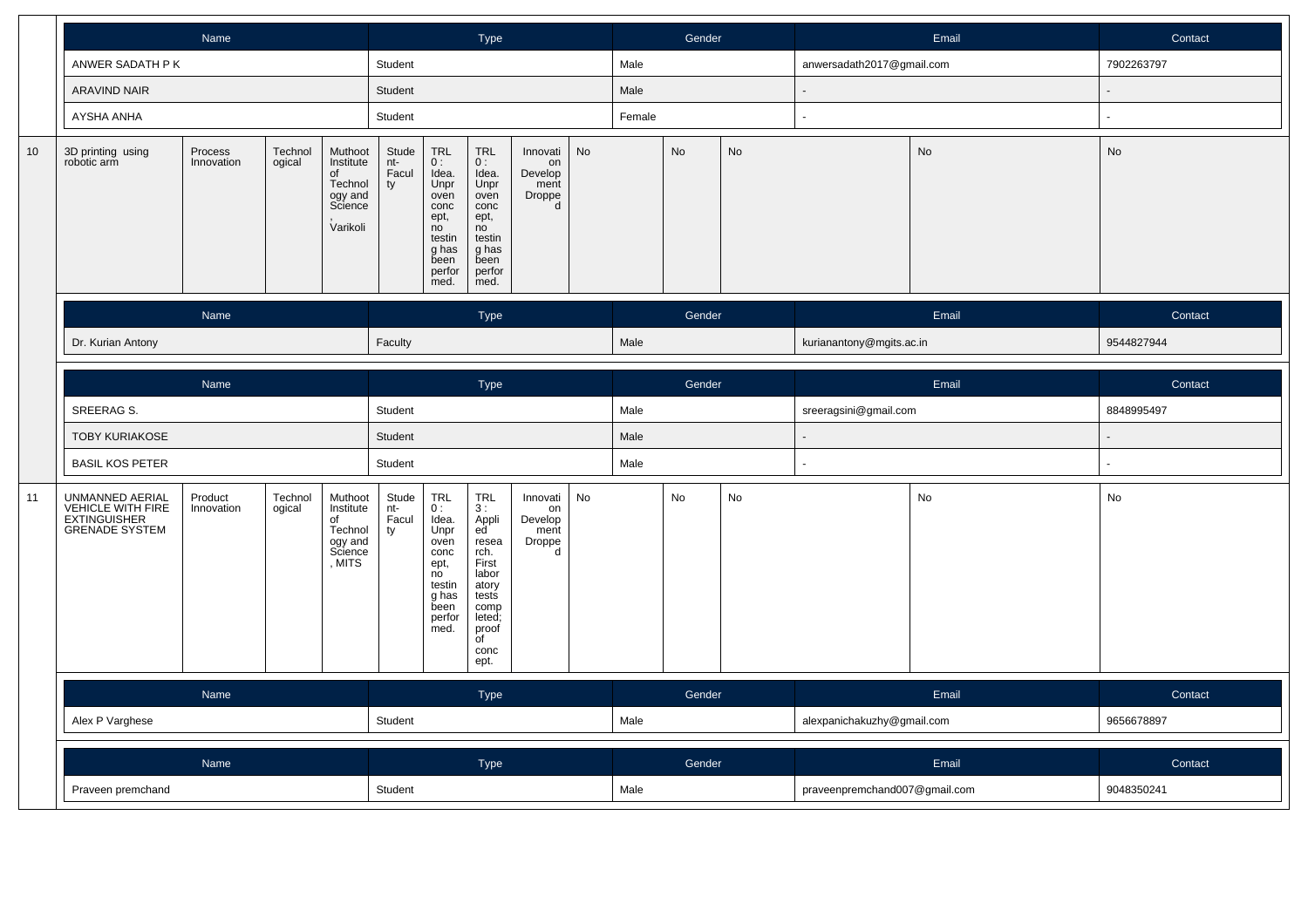| Name | Type | Gender | Email | Contact |
|---|---|---|---|---|
| ANWER SADATH P K | Student | Male | anwersadath2017@gmail.com | 7902263797 |
| ARAVIND NAIR | Student | Male | - | - |
| AYSHA ANHA | Student | Female | - | - |

| 10 | 3D printing using robotic arm | Process Innovation | Technological | Muthoot Institute of Technology and Science , Varikoli | Student-Faculty | TRL 0 : Idea. Unproven concept, no testing has been performed. | TRL 0 : Idea. Unproven concept, no testing has been performed. | Innovation Development Dropped | No | No | No | No | No |
|---|---|---|---|---|---|---|---|---|---|---|---|---|---|

| Name | Type | Gender | Email | Contact |
|---|---|---|---|---|
| Dr. Kurian Antony | Faculty | Male | kurianantony@mgits.ac.in | 9544827944 |

| Name | Type | Gender | Email | Contact |
|---|---|---|---|---|
| SREERAG S. | Student | Male | sreeragsini@gmail.com | 8848995497 |
| TOBY KURIAKOSE | Student | Male | - | - |
| BASIL KOS PETER | Student | Male | - | - |

| 11 | UNMANNED AERIAL VEHICLE WITH FIRE EXTINGUISHER GRENADE SYSTEM | Product Innovation | Technological | Muthoot Institute of Technology and Science , MITS | Student-Faculty | TRL 0 : Idea. Unproven concept, no testing has been performed. | TRL 3 : Applied research. First laboratory tests completed; proof of concept. | Innovation Development Dropped | No | No | No | No | No |
|---|---|---|---|---|---|---|---|---|---|---|---|---|---|

| Name | Type | Gender | Email | Contact |
|---|---|---|---|---|
| Alex P Varghese | Student | Male | alexpanichakuzhy@gmail.com | 9656678897 |

| Name | Type | Gender | Email | Contact |
|---|---|---|---|---|
| Praveen premchand | Student | Male | praveenpremchand007@gmail.com | 9048350241 |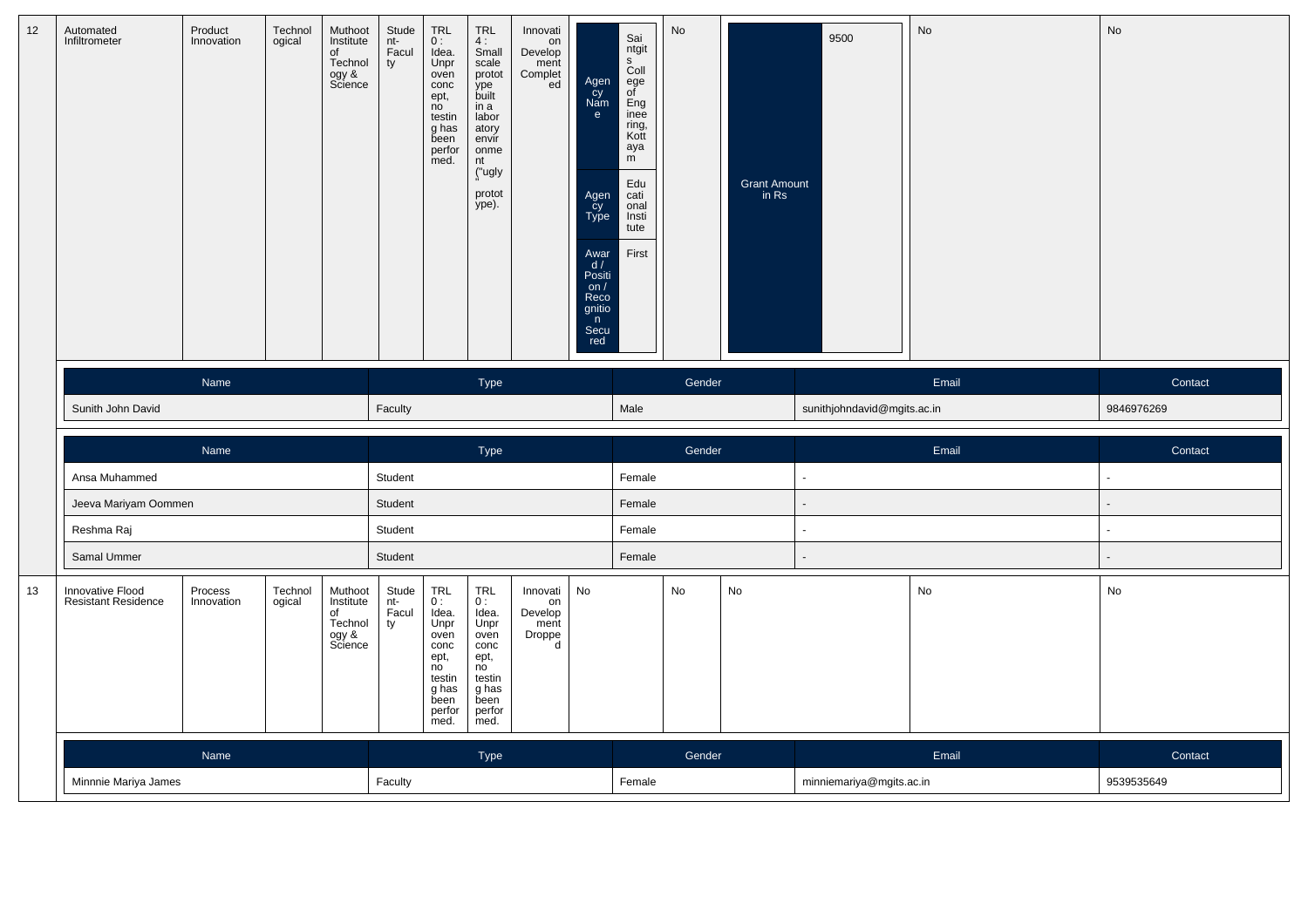| 12 | Automated Infiltrometer | Product Innovation | Technological | Muthoot Institute of Technology & Science | Student-Faculty | TRL 0 : Idea. Unproven concept, no testing has been performed. | TRL 4 : Small scale prototype built in a laboratory environment ("ugly" prototype). | Innovation Development Completed | Agency Name: Saintgits College of Engineering, Kottayam; Agency Type: Educational Institute; Award / Position / Recognition Secured: First | No | Grant Amount in Rs: 9500 | No | No |
|---|---|---|---|---|---|---|---|---|---|---|---|---|---|

| Name | Type | Gender | Email | Contact |
|---|---|---|---|---|
| Sunith John David | Faculty | Male | sunithjohndavid@mgits.ac.in | 9846976269 |

| Name | Type | Gender | Email | Contact |
|---|---|---|---|---|
| Ansa Muhammed | Student | Female | - | - |
| Jeeva Mariyam Oommen | Student | Female | - | - |
| Reshma Raj | Student | Female | - | - |
| Samal Ummer | Student | Female | - | - |

| 13 | Innovative Flood Resistant Residence | Process Innovation | Technological | Muthoot Institute of Technology & Science | Student-Faculty | TRL 0 : Idea. Unproven concept, no testing has been performed. | TRL 0 : Idea. Unproven concept, no testing has been performed. | Innovation Development Dropped | No | No | No | No | No |
|---|---|---|---|---|---|---|---|---|---|---|---|---|---|

| Name | Type | Gender | Email | Contact |
|---|---|---|---|---|
| Minnnie Mariya James | Faculty | Female | minniemariya@mgits.ac.in | 9539535649 |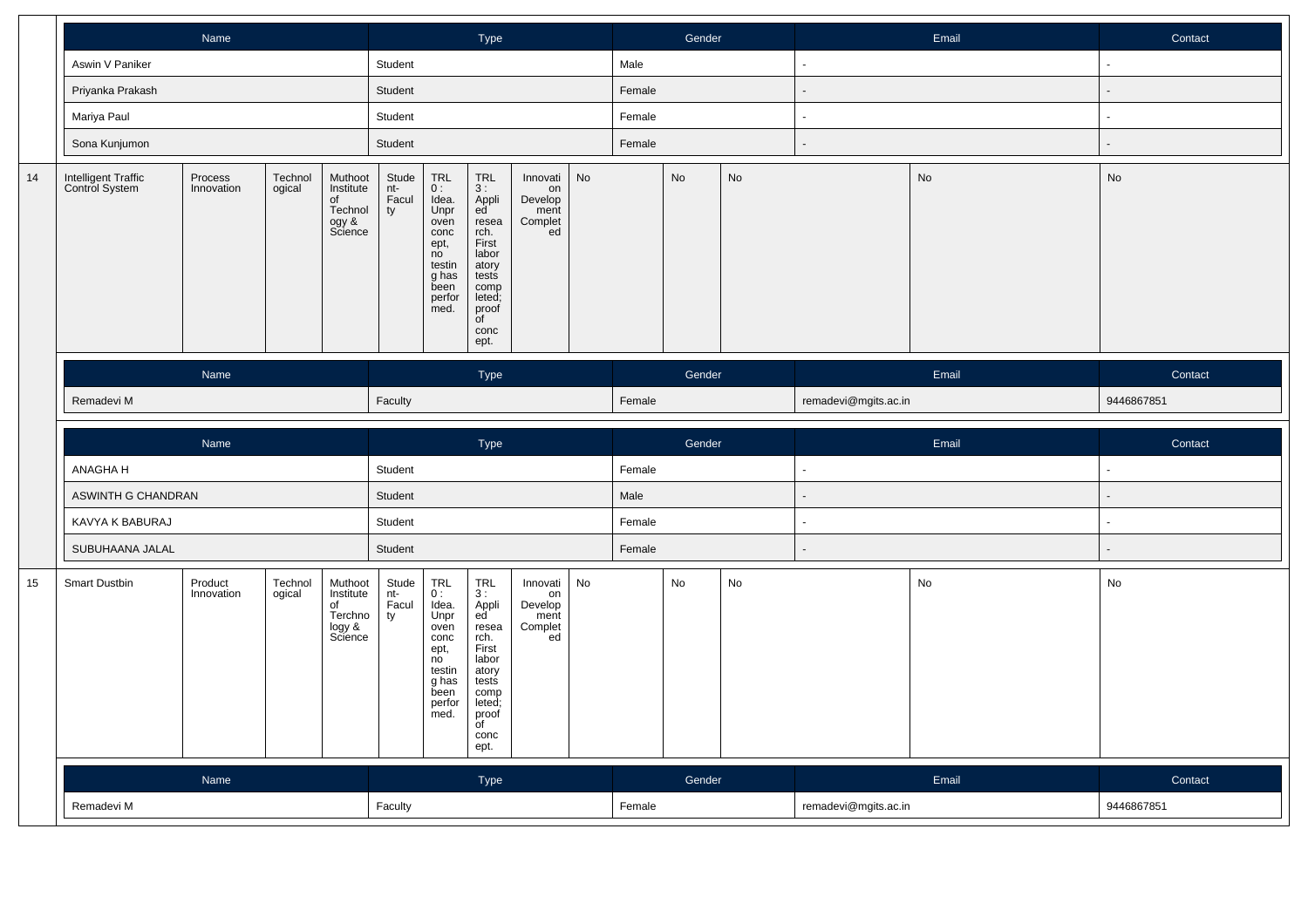| Name | Type | Gender | Email | Contact |
|---|---|---|---|---|
| Aswin V Paniker | Student | Male | - | - |
| Priyanka Prakash | Student | Female | - | - |
| Mariya Paul | Student | Female | - | - |
| Sona Kunjumon | Student | Female | - | - |

| | | | | | | | | | | | | | |
|---|---|---|---|---|---|---|---|---|---|---|---|---|---|
| 14 | Intelligent Traffic Control System | Process Innovation | Technological | Muthoot Institute of Technology & Science | Student-Faculty | TRL 0 : Idea. Unproven concept, no testing has been performed. | TRL 3 : Applied research. First laboratory tests completed; proof of concept. | Innovation Development Completed | No | No | No | No | No |

| Name | Type | Gender | Email | Contact |
|---|---|---|---|---|
| Remadevi M | Faculty | Female | remadevi@mgits.ac.in | 9446867851 |

| Name | Type | Gender | Email | Contact |
|---|---|---|---|---|
| ANAGHA H | Student | Female | - | - |
| ASWINTH G CHANDRAN | Student | Male | - | - |
| KAVYA K BABURAJ | Student | Female | - | - |
| SUBUHAANA JALAL | Student | Female | - | - |

| | | | | | | | | | | | | | |
|---|---|---|---|---|---|---|---|---|---|---|---|---|---|
| 15 | Smart Dustbin | Product Innovation | Technological | Muthoot Institute of Terchnology & Science | Student-Faculty | TRL 0 : Idea. Unproven concept, no testing has been performed. | TRL 3 : Applied research. First laboratory tests completed; proof of concept. | Innovation Development Completed | No | No | No | No | No |

| Name | Type | Gender | Email | Contact |
|---|---|---|---|---|
| Remadevi M | Faculty | Female | remadevi@mgits.ac.in | 9446867851 |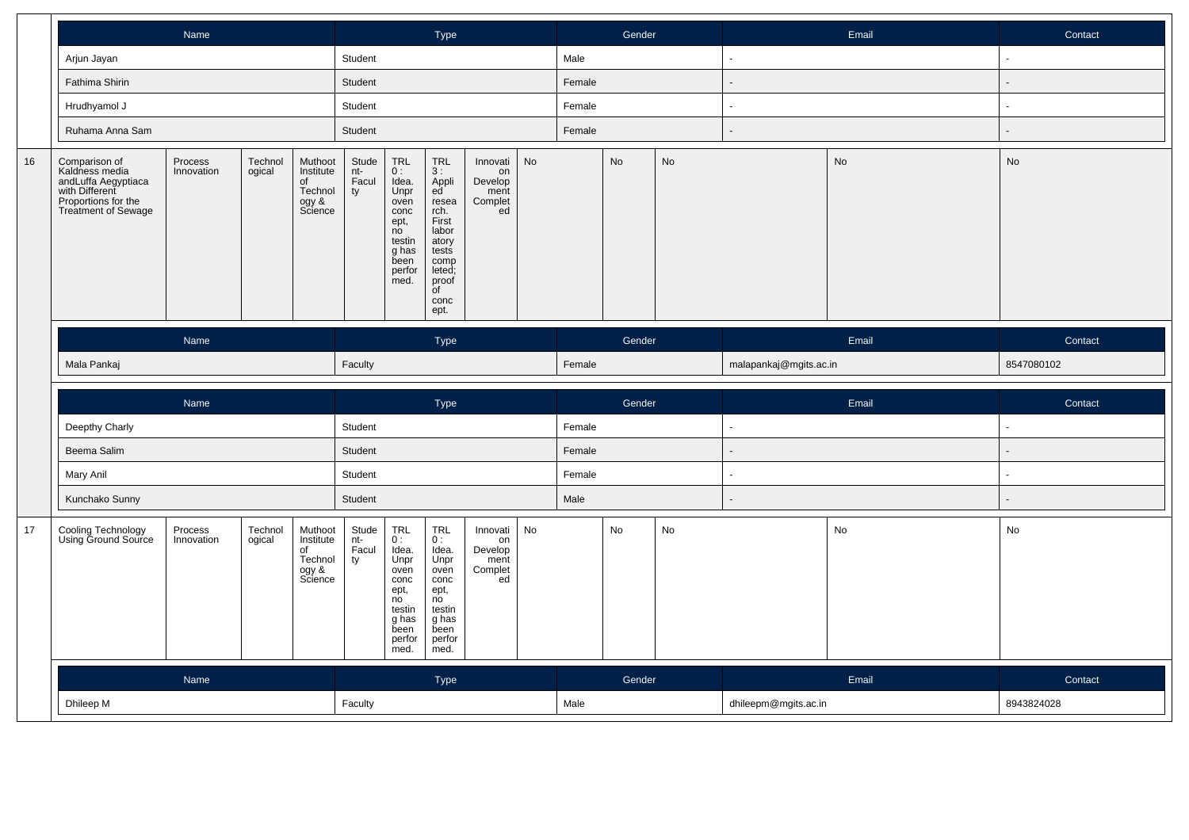| Name | Type | Gender | Email | Contact |
|---|---|---|---|---|
| Arjun Jayan | Student | Male | - | - |
| Fathima Shirin | Student | Female | - | - |
| Hrudhyamol J | Student | Female | - | - |
| Ruhama Anna Sam | Student | Female | - | - |

| | | | | | | | | | | | | | |
|---|---|---|---|---|---|---|---|---|---|---|---|---|---|
| 16 | Comparison of Kaldness media andLuffa Aegyptiaca with Different Proportions for the Treatment of Sewage | Process Innovation | Technological | Muthoot Institute of Technology & Science | Student-Faculty | TRL 0 : Idea. Unproven concept, no testing has been performed. | TRL 3 : Applied research. First laboratory tests completed; proof of concept. | Innovation Development Completed | No | No | No | No | No |

| Name | Type | Gender | Email | Contact |
|---|---|---|---|---|
| Mala Pankaj | Faculty | Female | malapankaj@mgits.ac.in | 8547080102 |

| Name | Type | Gender | Email | Contact |
|---|---|---|---|---|
| Deepthy Charly | Student | Female | - | - |
| Beema Salim | Student | Female | - | - |
| Mary Anil | Student | Female | - | - |
| Kunchako Sunny | Student | Male | - | - |

| | | | | | | | | | | | | | |
|---|---|---|---|---|---|---|---|---|---|---|---|---|---|
| 17 | Cooling Technology Using Ground Source | Process Innovation | Technological | Muthoot Institute of Technology & Science | Student-Faculty | TRL 0 : Idea. Unproven concept, no testing has been performed. | TRL 0 : Idea. Unproven concept, no testing has been performed. | Innovation Development Completed | No | No | No | No | No |

| Name | Type | Gender | Email | Contact |
|---|---|---|---|---|
| Dhileep M | Faculty | Male | dhileepm@mgits.ac.in | 8943824028 |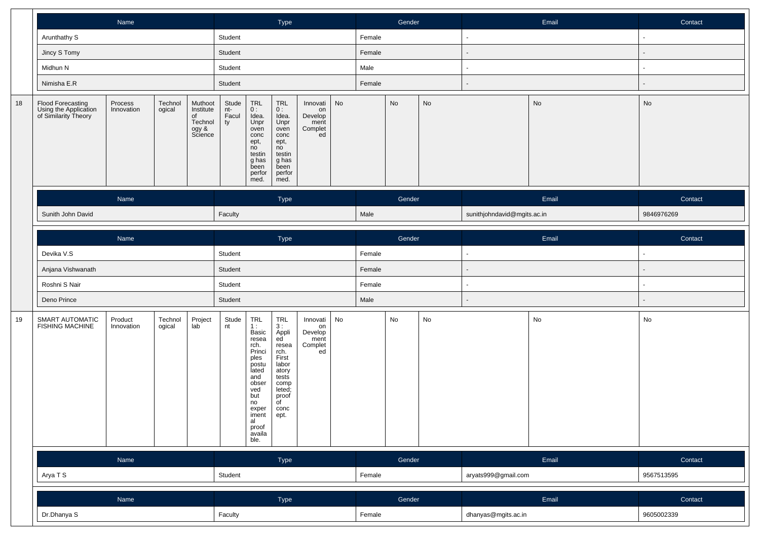| Name | Type | Gender | Email | Contact |
|---|---|---|---|---|
| Arunthathy S | Student | Female | - | - |
| Jincy S Tomy | Student | Female | - | - |
| Midhun N | Student | Male | - | - |
| Nimisha E.R | Student | Female | - | - |

| | | | | | | | | | | | | | |
|---|---|---|---|---|---|---|---|---|---|---|---|---|---|
| 18 | Flood Forecasting Using the Application of Similarity Theory | Process Innovation | Technological | Muthoot Institute of Technology & Science | Student-Faculty | TRL 0 : Idea. Unproven concept, no testing has been performed. | TRL 0 : Idea. Unproven concept, no testing has been performed. | Innovation Development Completed | No | No | No | No | No |

| Name | Type | Gender | Email | Contact |
|---|---|---|---|---|
| Sunith John David | Faculty | Male | sunithjohndavid@mgits.ac.in | 9846976269 |

| Name | Type | Gender | Email | Contact |
|---|---|---|---|---|
| Devika V.S | Student | Female | - | - |
| Anjana Vishwanath | Student | Female | - | - |
| Roshni S Nair | Student | Female | - | - |
| Deno Prince | Student | Male | - | - |

| | | | | | | | | | | | | | |
|---|---|---|---|---|---|---|---|---|---|---|---|---|---|
| 19 | SMART AUTOMATIC FISHING MACHINE | Product Innovation | Technological | Project lab | Student | TRL 1 : Basic research. Principles postulated and observed but no experimental proof available. | TRL 3 : Applied research. First laboratory tests completed; proof of concept. | Innovation Development Completed | No | No | No | No | No |

| Name | Type | Gender | Email | Contact |
|---|---|---|---|---|
| Arya T S | Student | Female | aryats999@gmail.com | 9567513595 |

| Name | Type | Gender | Email | Contact |
|---|---|---|---|---|
| Dr.Dhanya S | Faculty | Female | dhanyas@mgits.ac.in | 9605002339 |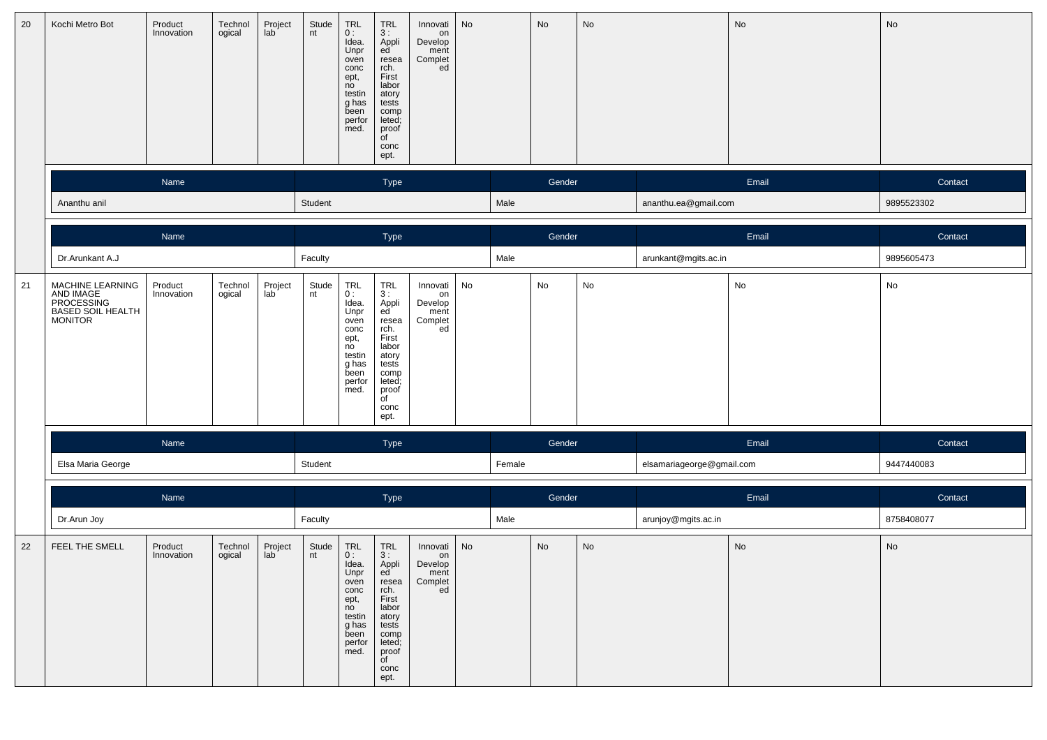| 20 | Kochi Metro Bot | Product Innovation | Technological | Project lab | Student | TRL 0 : Idea. Unproven concept, no testing has been performed. | TRL 3 : Applied research. First laboratory tests completed; proof of concept. | Innovation Development Completed | No | No | No | No | No |
|---|---|---|---|---|---|---|---|---|---|---|---|---|---|

| Name | Type | Gender | Email | Contact |
|---|---|---|---|---|
| Ananthu anil | Student | Male | ananthu.ea@gmail.com | 9895523302 |

| Name | Type | Gender | Email | Contact |
|---|---|---|---|---|
| Dr.Arunkant A.J | Faculty | Male | arunkant@mgits.ac.in | 9895605473 |

| 21 | MACHINE LEARNING AND IMAGE PROCESSING BASED SOIL HEALTH MONITOR | Product Innovation | Technological | Project lab | Student | TRL 0 : Idea. Unproven concept, no testing has been performed. | TRL 3 : Applied research. First laboratory tests completed; proof of concept. | Innovation Development Completed | No | No | No | No | No |
|---|---|---|---|---|---|---|---|---|---|---|---|---|---|

| Name | Type | Gender | Email | Contact |
|---|---|---|---|---|
| Elsa Maria George | Student | Female | elsamariageorge@gmail.com | 9447440083 |

| Name | Type | Gender | Email | Contact |
|---|---|---|---|---|
| Dr.Arun Joy | Faculty | Male | arunjoy@mgits.ac.in | 8758408077 |

| 22 | FEEL THE SMELL | Product Innovation | Technological | Project lab | Student | TRL 0 : Idea. Unproven concept, no testing has been performed. | TRL 3 : Applied research. First laboratory tests completed; proof of concept. | Innovation Development Completed | No | No | No | No | No |
|---|---|---|---|---|---|---|---|---|---|---|---|---|---|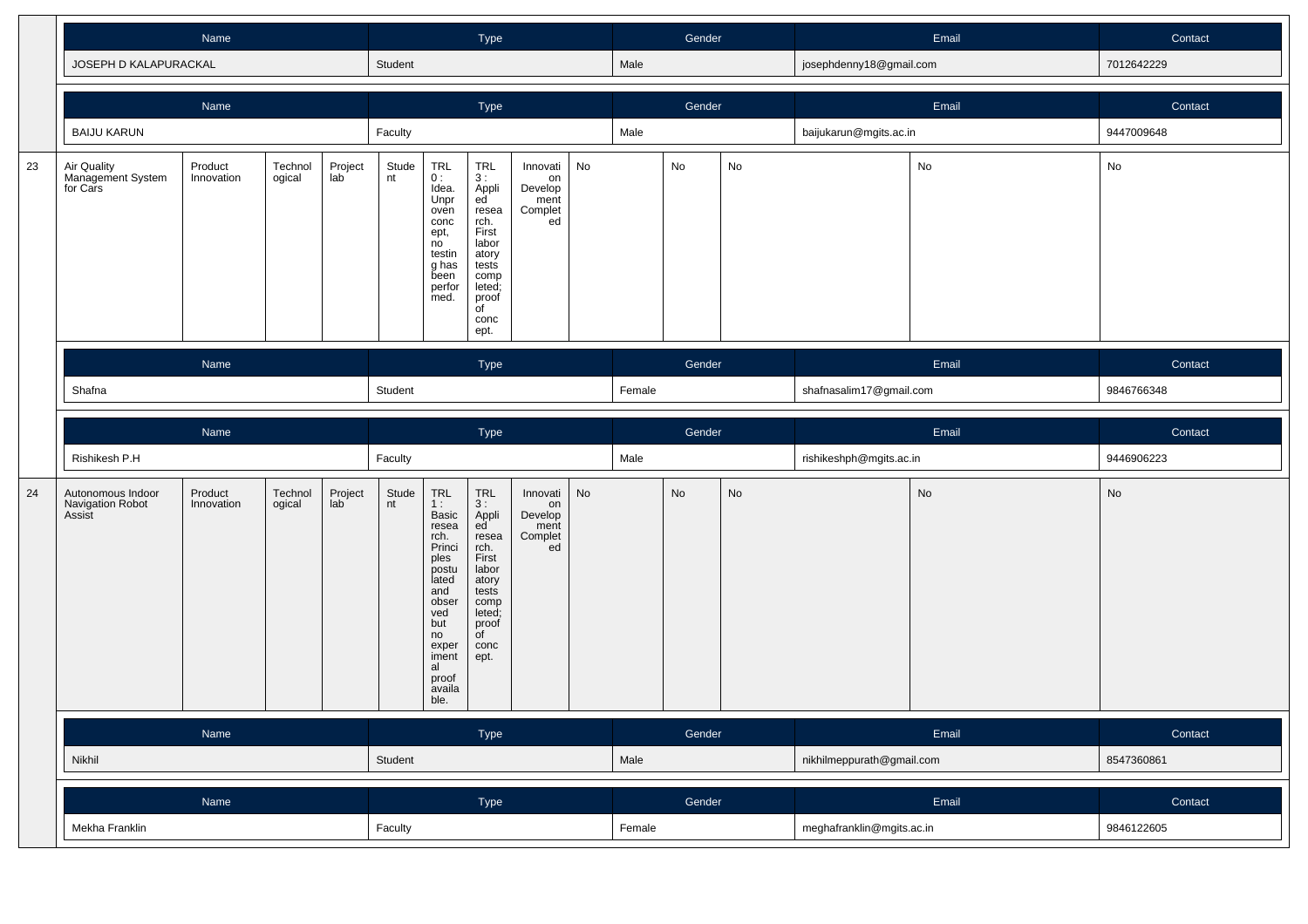| Name | Type | Gender | Email | Contact |
|---|---|---|---|---|
| JOSEPH D KALAPURACKAL | Student | Male | josephdenny18@gmail.com | 7012642229 |

| Name | Type | Gender | Email | Contact |
|---|---|---|---|---|
| BAIJU KARUN | Faculty | Male | baijukarun@mgits.ac.in | 9447009648 |

| | | | | | | | | | | | | | |
|---|---|---|---|---|---|---|---|---|---|---|---|---|---|
| 23 | Air Quality Management System for Cars | Product Innovation | Technological | Project lab | Student | TRL 0 : Idea. Unproven concept, no testing has been performed. | TRL 3 : Applied research. First laboratory tests completed; proof of concept. | Innovation Development Completed | No | No | No | No | No |

| Name | Type | Gender | Email | Contact |
|---|---|---|---|---|
| Shafna | Student | Female | shafnasalim17@gmail.com | 9846766348 |

| Name | Type | Gender | Email | Contact |
|---|---|---|---|---|
| Rishikesh P.H | Faculty | Male | rishikeshph@mgits.ac.in | 9446906223 |

| | | | | | | | | | | | | | |
|---|---|---|---|---|---|---|---|---|---|---|---|---|---|
| 24 | Autonomous Indoor Navigation Robot Assist | Product Innovation | Technological | Project lab | Student | TRL 1 : Basic research. Principles postulated and observed but no experimental proof available. | TRL 3 : Applied research. First laboratory tests completed; proof of concept. | Innovation Development Completed | No | No | No | No | No |

| Name | Type | Gender | Email | Contact |
|---|---|---|---|---|
| Nikhil | Student | Male | nikhilmeppurath@gmail.com | 8547360861 |

| Name | Type | Gender | Email | Contact |
|---|---|---|---|---|
| Mekha Franklin | Faculty | Female | meghafranklin@mgits.ac.in | 9846122605 |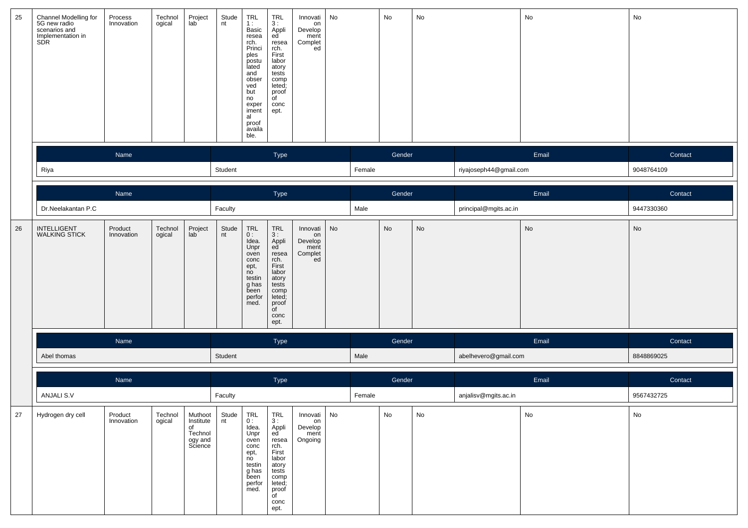| 25 | Channel Modelling for 5G new radio scenarios and Implementation in SDR | Process Innovation | Technological | Project lab | Student | TRL 1 : Basic research. Principles postulated and observed but no experimental proof available. | TRL 3 : Applied research. First laboratory tests completed; proof of concept. | Innovation Development Completed | No | No | No | No | No |
|---|---|---|---|---|---|---|---|---|---|---|---|---|---|

| Name | Type | Gender | Email | Contact |
|---|---|---|---|---|
| Riya | Student | Female | riyajoseph44@gmail.com | 9048764109 |

| Name | Type | Gender | Email | Contact |
|---|---|---|---|---|
| Dr.Neelakantan P.C | Faculty | Male | principal@mgits.ac.in | 9447330360 |

| 26 | INTELLIGENT WALKING STICK | Product Innovation | Technological | Project lab | Student | TRL 0 : Idea. Unproven concept, no testing has been performed. | TRL 3 : Applied research. First laboratory tests completed; proof of concept. | Innovation Development Completed | No | No | No | No | No |
|---|---|---|---|---|---|---|---|---|---|---|---|---|---|

| Name | Type | Gender | Email | Contact |
|---|---|---|---|---|
| Abel thomas | Student | Male | abelhevero@gmail.com | 8848869025 |

| Name | Type | Gender | Email | Contact |
|---|---|---|---|---|
| ANJALI S.V | Faculty | Female | anjalisv@mgits.ac.in | 9567432725 |

| 27 | Hydrogen dry cell | Product Innovation | Technological | Muthoot Institute of Technology and Science | Student | TRL 0 : Idea. Unproven concept, no testing has been performed. | TRL 3 : Applied research. First laboratory tests completed; proof of concept. | Innovation Development Ongoing | No | No | No | No | No |
|---|---|---|---|---|---|---|---|---|---|---|---|---|---|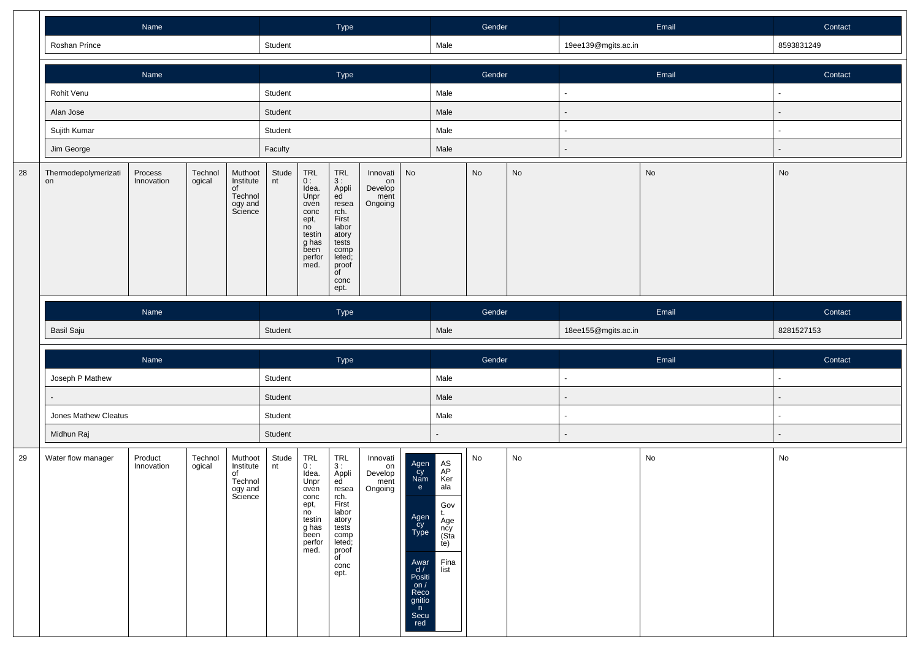| Name | Type | Gender | Email | Contact |
|---|---|---|---|---|
| Roshan Prince | Student | Male | 19ee139@mgits.ac.in | 8593831249 |

| Name | Type | Gender | Email | Contact |
|---|---|---|---|---|
| Rohit Venu | Student | Male | - | - |
| Alan Jose | Student | Male | - | - |
| Sujith Kumar | Student | Male | - | - |
| Jim George | Faculty | Male | - | - |

| | | | | | | | | | | | | | |
|---|---|---|---|---|---|---|---|---|---|---|---|---|---|
| 28 | Thermodepolymerization | Process Innovation | Technological | Muthoot Institute of Technology and Science | Student | TRL 0 : Idea. Unproven concept, no testing has been performed. | TRL 3 : Applied research. First laboratory tests completed; proof of concept. | Innovation Development Ongoing | No | No | No | No | No |

| Name | Type | Gender | Email | Contact |
|---|---|---|---|---|
| Basil Saju | Student | Male | 18ee155@mgits.ac.in | 8281527153 |

| Name | Type | Gender | Email | Contact |
|---|---|---|---|---|
| Joseph P Mathew | Student | Male | - | - |
| - | Student | Male | - | - |
| Jones Mathew Cleatus | Student | Male | - | - |
| Midhun Raj | Student | - | - | - |

| | | | | | | | | | | | | | |
|---|---|---|---|---|---|---|---|---|---|---|---|---|---|
| 29 | Water flow manager | Product Innovation | Technological | Muthoot Institute of Technology and Science | Student | TRL 0 : Idea. Unproven concept, no testing has been performed. | TRL 3 : Applied research. First laboratory tests completed; proof of concept. | Innovation Development Ongoing | Agency Name: ASAP Kerala; Agency Type: Govt. Agency (State); Award / Position / Recognition Secured: Finalist | No | No | No | No |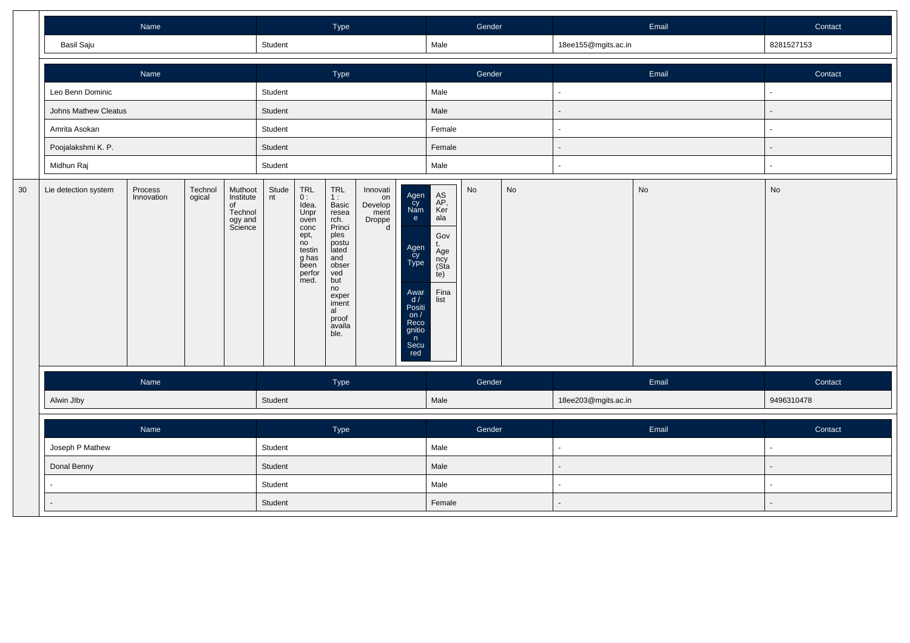| Name | Type | Gender | Email | Contact |
|---|---|---|---|---|
| Basil Saju | Student | Male | 18ee155@mgits.ac.in | 8281527153 |

| Name | Type | Gender | Email | Contact |
|---|---|---|---|---|
| Leo Benn Dominic | Student | Male | - | - |
| Johns Mathew Cleatus | Student | Male | - | - |
| Amrita Asokan | Student | Female | - | - |
| Poojalakshmi K. P. | Student | Female | - | - |
| Midhun Raj | Student | Male | - | - |

| | | | | | | | | | | | | | |
|---|---|---|---|---|---|---|---|---|---|---|---|---|---|
| 30 | Lie detection system | Process Innovation | Technological | Muthoot Institute of Technology and Science | Student | TRL 0 : Idea. Unproven concept, no testing has been performed. | TRL 1 : Basic research. Principles postulated and observed but no experimental proof available. | Innovation Development Dropped | Agency Name: ASAP, Kerala; Agency Type: Govt. Agency (State); Award / Position / Recognition Secured: Finalist | No | No | No | No |

| Name | Type | Gender | Email | Contact |
|---|---|---|---|---|
| Alwin JIby | Student | Male | 18ee203@mgits.ac.in | 9496310478 |

| Name | Type | Gender | Email | Contact |
|---|---|---|---|---|
| Joseph P Mathew | Student | Male | - | - |
| Donal Benny | Student | Male | - | - |
| - | Student | Male | - | - |
| - | Student | Female | - | - |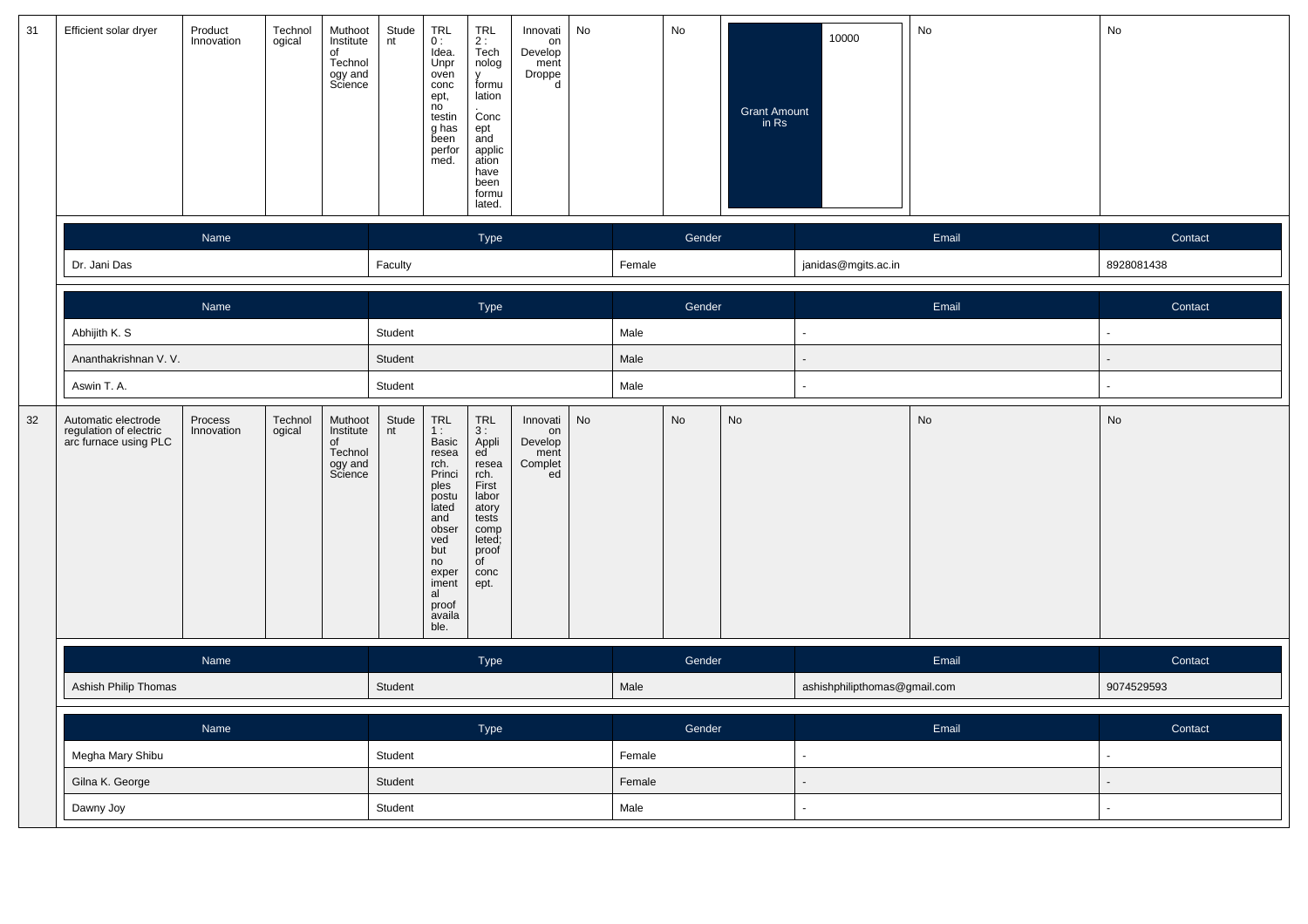| 31 | Efficient solar dryer | Product Innovation | Technological | Muthoot Institute of Technology and Science | Student | TRL 0 : Idea. Unproven concept, no testing has been performed. | TRL 2 : Technology formulation. Concept and application have been formulated. | Innovation Development Dropped | No | No | Grant Amount in Rs: 10000 | No | No |
|---|---|---|---|---|---|---|---|---|---|---|---|---|---|

| Name | Type | Gender | Email | Contact |
|---|---|---|---|---|
| Dr. Jani Das | Faculty | Female | janidas@mgits.ac.in | 8928081438 |

| Name | Type | Gender | Email | Contact |
|---|---|---|---|---|
| Abhijith K. S | Student | Male | - | - |
| Ananthakrishnan V. V. | Student | Male | - | - |
| Aswin T. A. | Student | Male | - | - |

| 32 | Automatic electrode regulation of electric arc furnace using PLC | Process Innovation | Technological | Muthoot Institute of Technology and Science | Student | TRL 1 : Basic research. Principles postulated and observed but no experimental proof available. | TRL 3 : Applied research. First laboratory tests completed; proof of concept. | Innovation Development Completed | No | No | No | No | No |
|---|---|---|---|---|---|---|---|---|---|---|---|---|---|

| Name | Type | Gender | Email | Contact |
|---|---|---|---|---|
| Ashish Philip Thomas | Student | Male | ashishphilipthomas@gmail.com | 9074529593 |

| Name | Type | Gender | Email | Contact |
|---|---|---|---|---|
| Megha Mary Shibu | Student | Female | - | - |
| Gilna K. George | Student | Female | - | - |
| Dawny Joy | Student | Male | - | - |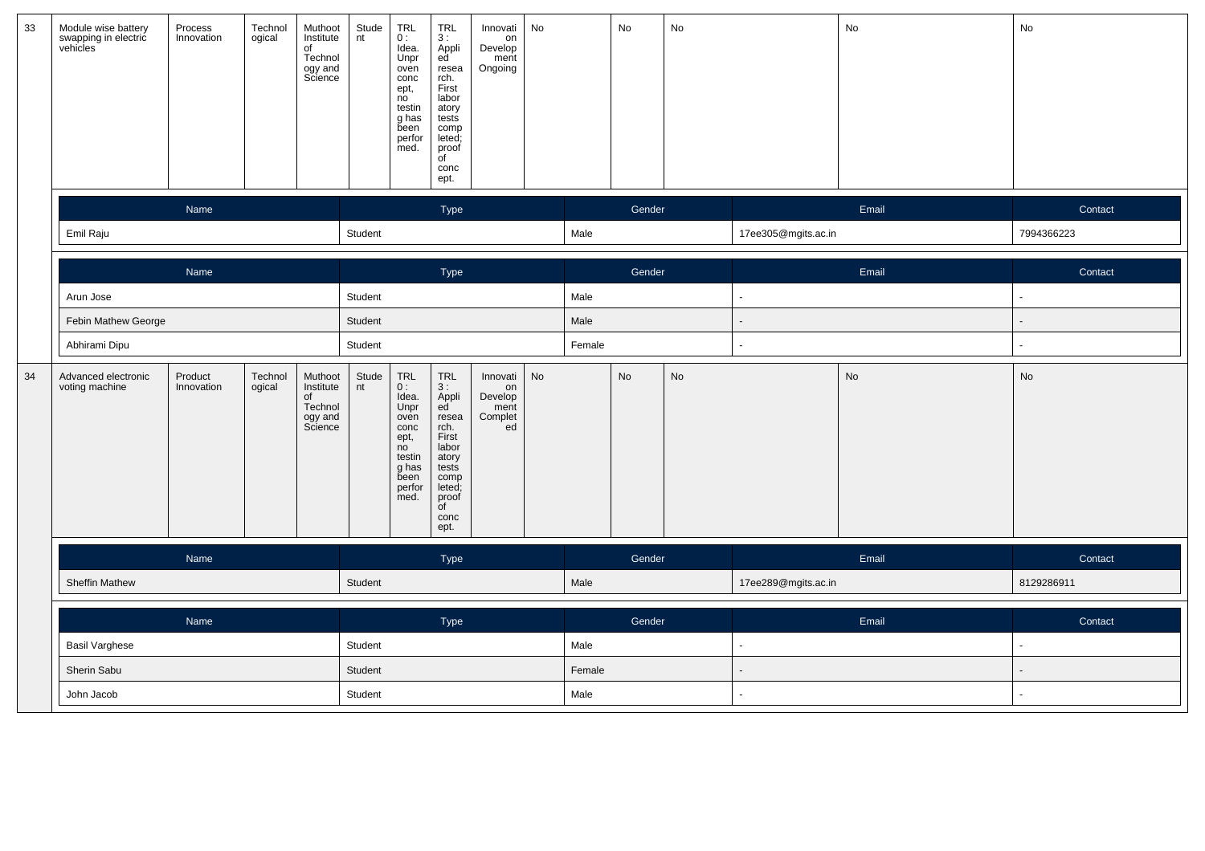| 33 | Module wise battery swapping in electric vehicles | Process Innovation | Technological | Muthoot Institute of Technology and Science | Student | TRL 0 : Idea. Unproven concept, no testing has been performed. | TRL 3 : Applied research. First laboratory tests completed; proof of concept. | Innovation Development Ongoing | No | No | No | No | No |
|---|---|---|---|---|---|---|---|---|---|---|---|---|---|

| Name | Type | Gender | Email | Contact |
|---|---|---|---|---|
| Emil Raju | Student | Male | 17ee305@mgits.ac.in | 7994366223 |

| Name | Type | Gender | Email | Contact |
|---|---|---|---|---|
| Arun Jose | Student | Male | - | - |
| Febin Mathew George | Student | Male | - | - |
| Abhirami Dipu | Student | Female | - | - |

| 34 | Advanced electronic voting machine | Product Innovation | Technological | Muthoot Institute of Technology and Science | Student | TRL 0 : Idea. Unproven concept, no testing has been performed. | TRL 3 : Applied research. First laboratory tests completed; proof of concept. | Innovation Development Completed | No | No | No | No | No |
|---|---|---|---|---|---|---|---|---|---|---|---|---|---|

| Name | Type | Gender | Email | Contact |
|---|---|---|---|---|
| Sheffin Mathew | Student | Male | 17ee289@mgits.ac.in | 8129286911 |

| Name | Type | Gender | Email | Contact |
|---|---|---|---|---|
| Basil Varghese | Student | Male | - | - |
| Sherin Sabu | Student | Female | - | - |
| John Jacob | Student | Male | - | - |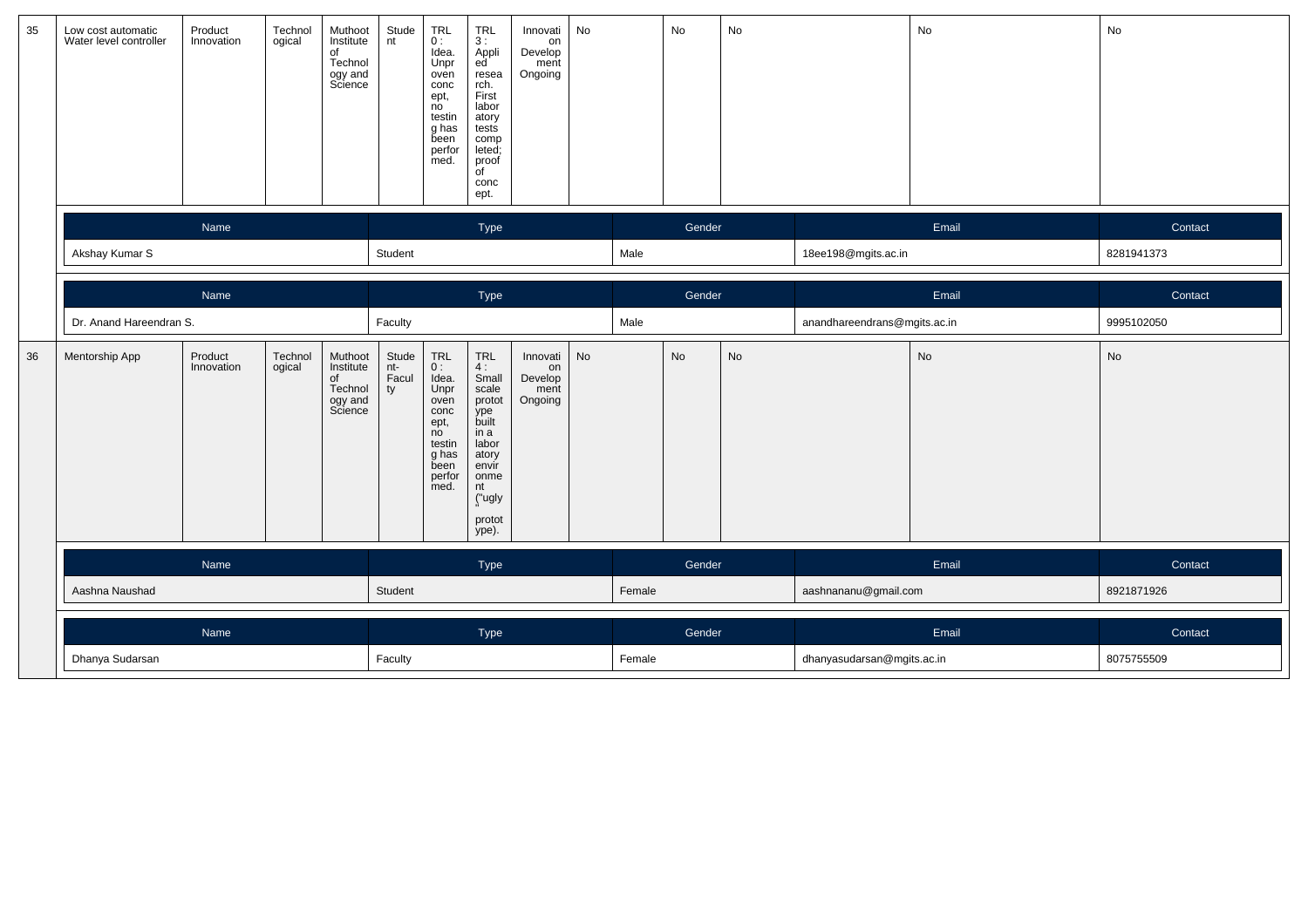| 35 | Low cost automatic Water level controller | Product Innovation | Technological | Muthoot Institute of Technology and Science | Student | TRL 0 : Idea. Unproven concept, no testing has been performed. | TRL 3 : Applied research. First laboratory tests completed; proof of concept. | Innovation Development Ongoing | No | No | No | No | No |
|---|---|---|---|---|---|---|---|---|---|---|---|---|---|

| Name | Type | Gender | Email | Contact |
|---|---|---|---|---|
| Akshay Kumar S | Student | Male | 18ee198@mgits.ac.in | 8281941373 |

| Name | Type | Gender | Email | Contact |
|---|---|---|---|---|
| Dr. Anand Hareendran S. | Faculty | Male | anandhareendrans@mgits.ac.in | 9995102050 |

| 36 | Mentorship App | Product Innovation | Technological | Muthoot Institute of Technology and Science | Student-Faculty | TRL 0 : Idea. Unproven concept, no testing has been performed. | TRL 4 : Small scale prototype built in a laboratory environment ("ugly" prototype). | Innovation Development Ongoing | No | No | No | No | No |
|---|---|---|---|---|---|---|---|---|---|---|---|---|---|

| Name | Type | Gender | Email | Contact |
|---|---|---|---|---|
| Aashna Naushad | Student | Female | aashnananu@gmail.com | 8921871926 |

| Name | Type | Gender | Email | Contact |
|---|---|---|---|---|
| Dhanya Sudarsan | Faculty | Female | dhanyasudarsan@mgits.ac.in | 8075755509 |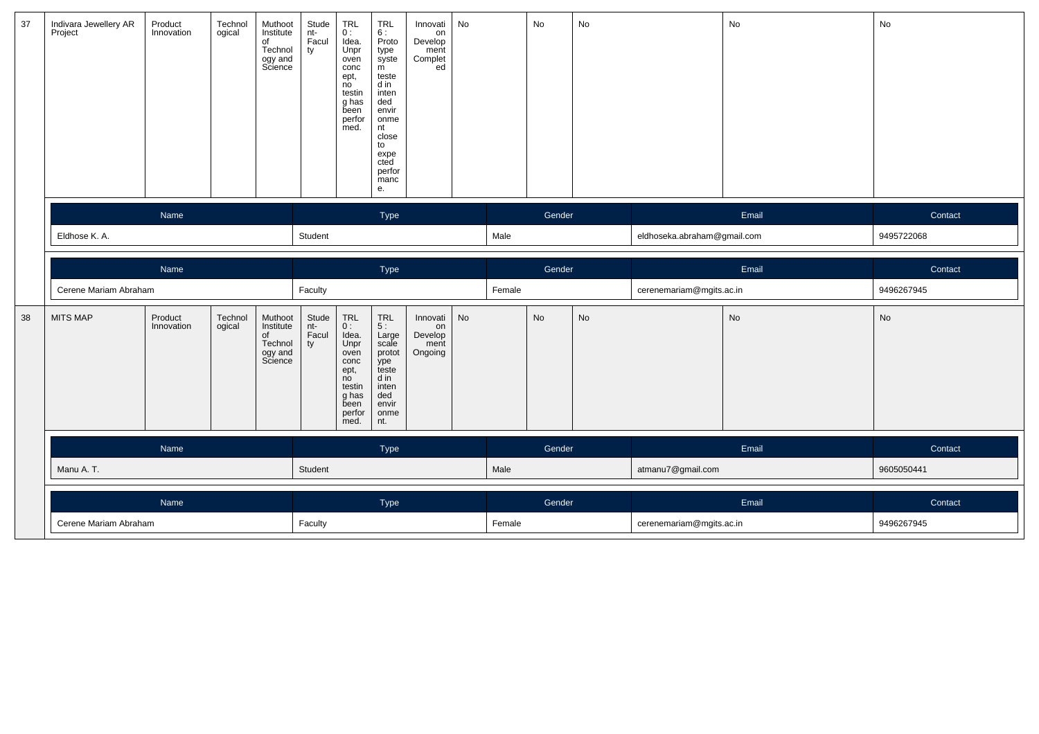| 37 | Indivara Jewellery AR Project | Product Innovation | Technological | Muthoot Institute of Technology and Science | Student-Faculty | TRL 0 : Idea. Unproven concept, no testing has been performed. | TRL 6 : Prototype system tested in intended environment close to expected performance. | Innovation Development Completed | No | No | No | No | No |
|---|---|---|---|---|---|---|---|---|---|---|---|---|---|

| Name | Type | Gender | Email | Contact |
|---|---|---|---|---|
| Eldhose K. A. | Student | Male | eldhoseka.abraham@gmail.com | 9495722068 |

| Name | Type | Gender | Email | Contact |
|---|---|---|---|---|
| Cerene Mariam Abraham | Faculty | Female | cerenemariam@mgits.ac.in | 9496267945 |

| 38 | MITS MAP | Product Innovation | Technological | Muthoot Institute of Technology and Science | Student-Faculty | TRL 0 : Idea. Unproven concept, no testing has been performed. | TRL 5 : Large scale prototype tested in intended environment. | Innovation Development Ongoing | No | No | No | No | No |
|---|---|---|---|---|---|---|---|---|---|---|---|---|---|

| Name | Type | Gender | Email | Contact |
|---|---|---|---|---|
| Manu A. T. | Student | Male | atmanu7@gmail.com | 9605050441 |

| Name | Type | Gender | Email | Contact |
|---|---|---|---|---|
| Cerene Mariam Abraham | Faculty | Female | cerenemariam@mgits.ac.in | 9496267945 |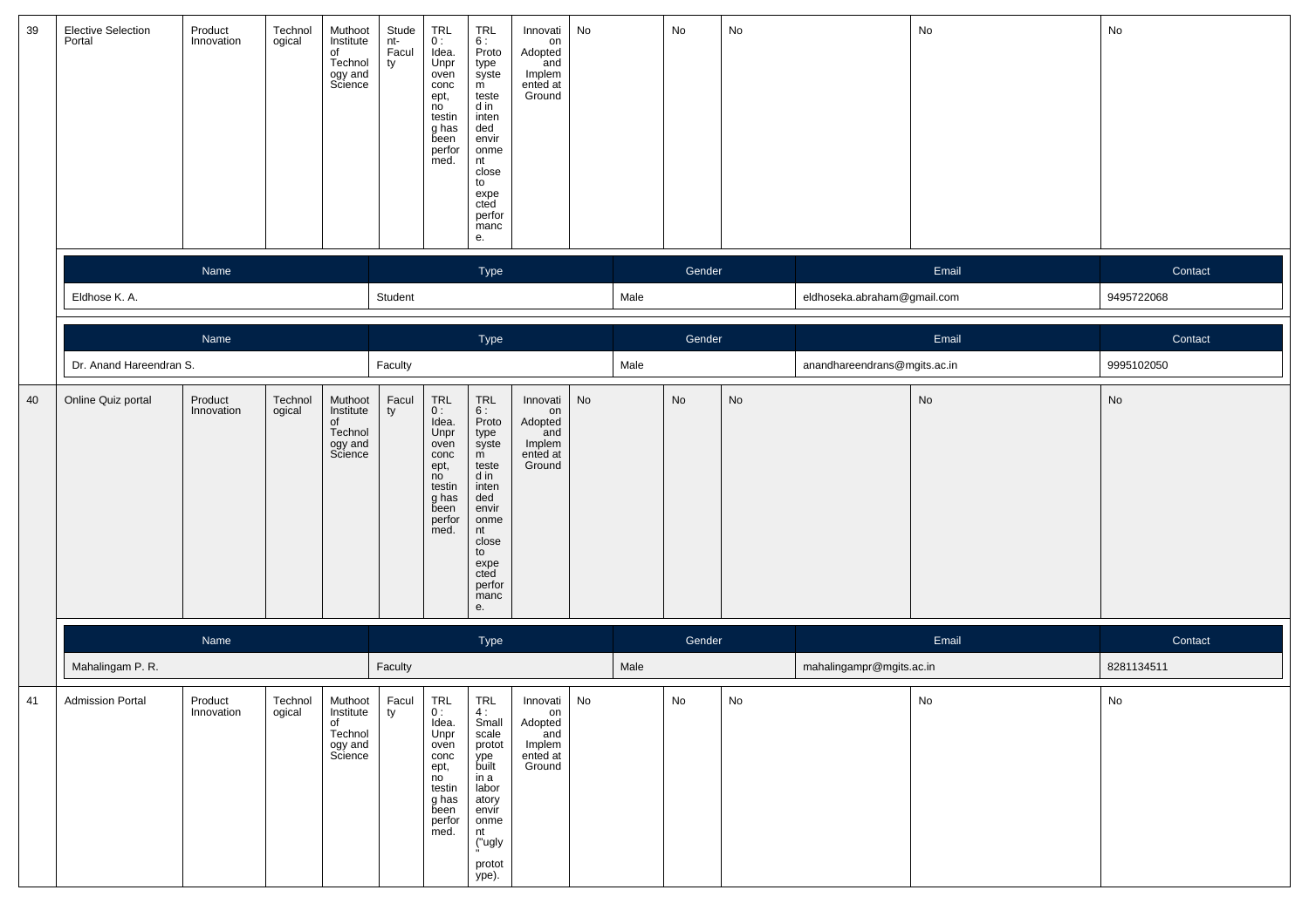| 39 | Elective Selection Portal | Product Innovation | Technological | Muthoot Institute of Technology and Science | Student-Faculty | TRL 0 : Idea. Unproven concept, no testing has been performed. | TRL 6 : Prototype system tested in intended environment close to expected performance. | Innovation Adopted and Implemented at Ground | No | No | No | No | No |
|---|---|---|---|---|---|---|---|---|---|---|---|---|---|

| Name | Type | Gender | Email | Contact |
|---|---|---|---|---|
| Eldhose K. A. | Student | Male | eldhoseka.abraham@gmail.com | 9495722068 |

| Name | Type | Gender | Email | Contact |
|---|---|---|---|---|
| Dr. Anand Hareendran S. | Faculty | Male | anandhareendrans@mgits.ac.in | 9995102050 |

| 40 | Online Quiz portal | Product Innovation | Technological | Muthoot Institute of Technology and Science | Faculty | TRL 0 : Idea. Unproven concept, no testing has been performed. | TRL 6 : Prototype system tested in intended environment close to expected performance. | Innovation Adopted and Implemented at Ground | No | No | No | No | No |
|---|---|---|---|---|---|---|---|---|---|---|---|---|---|

| Name | Type | Gender | Email | Contact |
|---|---|---|---|---|
| Mahalingam P. R. | Faculty | Male | mahalingampr@mgits.ac.in | 8281134511 |

| 41 | Admission Portal | Product Innovation | Technological | Muthoot Institute of Technology and Science | Faculty | TRL 0 : Idea. Unproven concept, no testing has been performed. | TRL 4 : Small scale prototype built in a laboratory environment ("ugly" prototype). | Innovation Adopted and Implemented at Ground | No | No | No | No | No |
|---|---|---|---|---|---|---|---|---|---|---|---|---|---|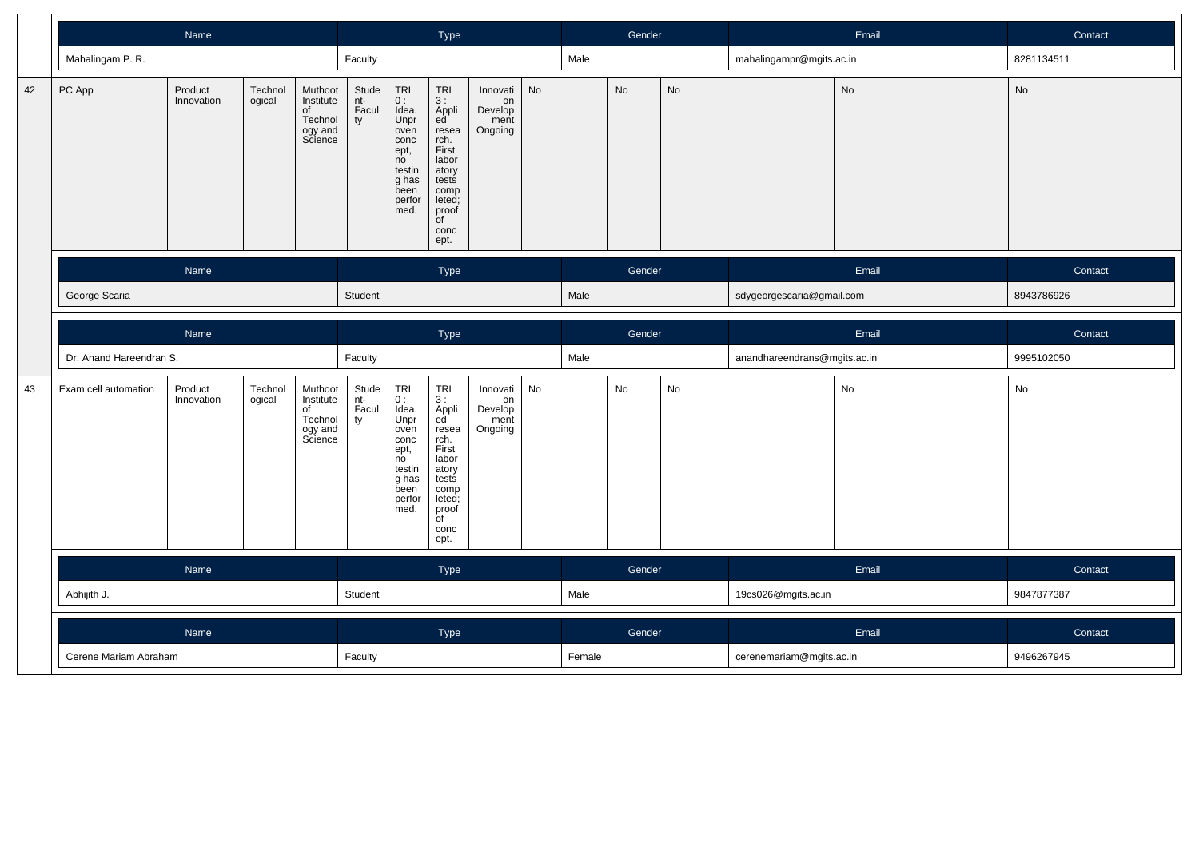| Name | Type | Gender | Email | Contact |
|---|---|---|---|---|
| Mahalingam P. R. | Faculty | Male | mahalingampr@mgits.ac.in | 8281134511 |

| 42 | PC App | Product Innovation | Technological | Muthoot Institute of Technology and Science | Student-Faculty | TRL 0 : Idea. Unproven concept, no testing has been performed. | TRL 3 : Applied research. First laboratory tests completed; proof of concept. | Innovation Development Ongoing | No | No | No | No | No |
|---|---|---|---|---|---|---|---|---|---|---|---|---|---|

| Name | Type | Gender | Email | Contact |
|---|---|---|---|---|
| George Scaria | Student | Male | sdygeorgescaria@gmail.com | 8943786926 |

| Name | Type | Gender | Email | Contact |
|---|---|---|---|---|
| Dr. Anand Hareendran S. | Faculty | Male | anandhareendrans@mgits.ac.in | 9995102050 |

| 43 | Exam cell automation | Product Innovation | Technological | Muthoot Institute of Technology and Science | Student-Faculty | TRL 0 : Idea. Unproven concept, no testing has been performed. | TRL 3 : Applied research. First laboratory tests completed; proof of concept. | Innovation Development Ongoing | No | No | No | No | No |
|---|---|---|---|---|---|---|---|---|---|---|---|---|---|

| Name | Type | Gender | Email | Contact |
|---|---|---|---|---|
| Abhijith J. | Student | Male | 19cs026@mgits.ac.in | 9847877387 |

| Name | Type | Gender | Email | Contact |
|---|---|---|---|---|
| Cerene Mariam Abraham | Faculty | Female | cerenemariam@mgits.ac.in | 9496267945 |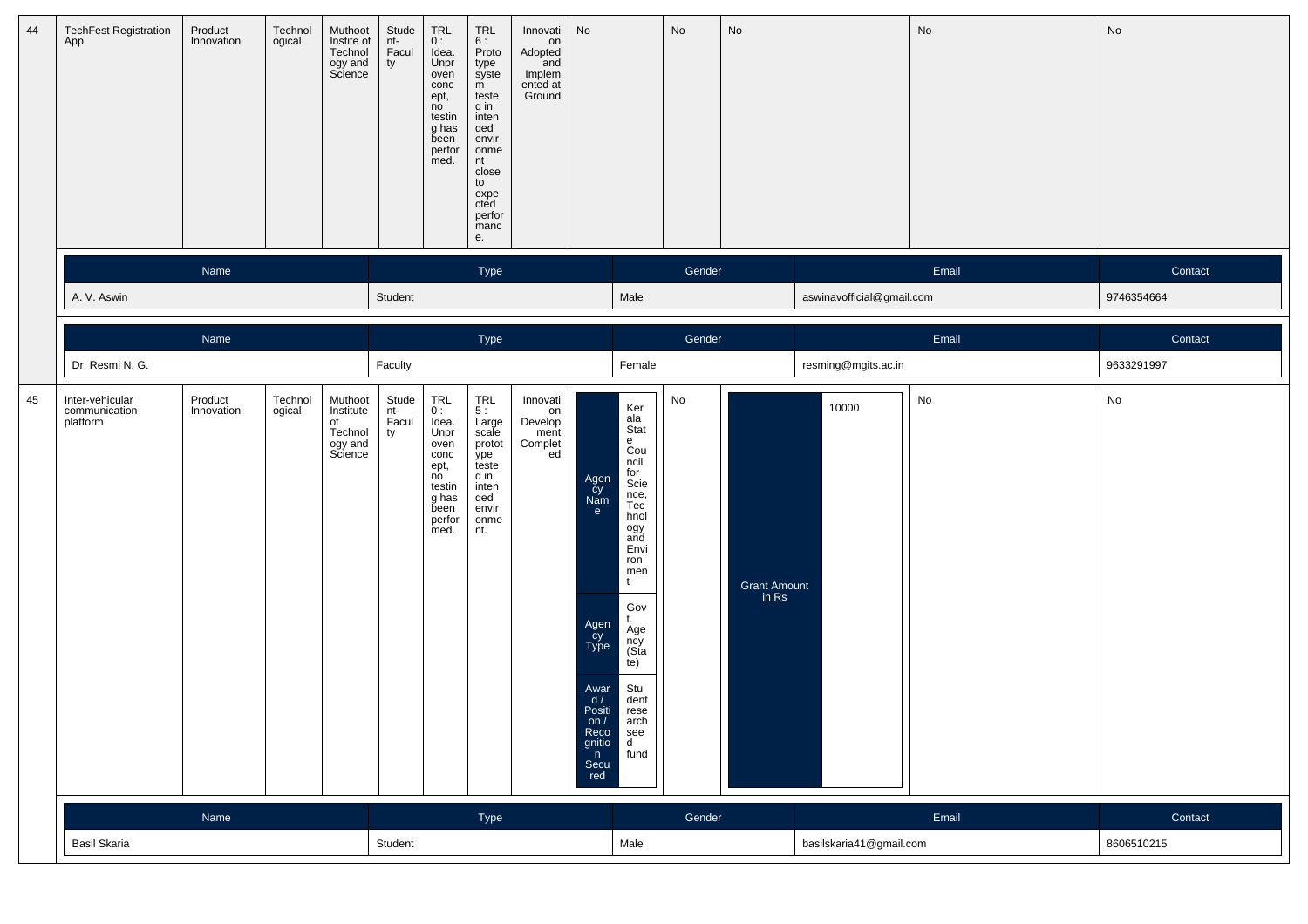| 44 | TechFest Registration App | Product Innovation | Technological | Muthoot Instite of Technology and Science | Student-Faculty | TRL 0 : Idea. Unproven concept, no testing has been performed. | TRL 6 : Prototype system tested in intended environment close to expected performance. | Innovation Adopted and Implemented at Ground | No | No | No | No | No |
|---|---|---|---|---|---|---|---|---|---|---|---|---|---|

| Name | Type | Gender | Email | Contact |
|---|---|---|---|---|
| A. V. Aswin | Student | Male | aswinavofficial@gmail.com | 9746354664 |

| Name | Type | Gender | Email | Contact |
|---|---|---|---|---|
| Dr. Resmi N. G. | Faculty | Female | resming@mgits.ac.in | 9633291997 |

| 45 | Inter-vehicular communication platform | Product Innovation | Technological | Muthoot Institute of Technology and Science | Student-Faculty | TRL 0 : Idea. Unproven concept, no testing has been performed. | TRL 5 : Large scale prototype tested in intended environment. | Innovation Development Completed | Agency Name: Kerala State Council for Science, Technology and Environment; Agency Type: Govt. Agency (State); Award / Position / Recognition Secured: Student research seed fund | No | Grant Amount in Rs: 10000 | No | No |
|---|---|---|---|---|---|---|---|---|---|---|---|---|---|

| Name | Type | Gender | Email | Contact |
|---|---|---|---|---|
| Basil Skaria | Student | Male | basilskaria41@gmail.com | 8606510215 |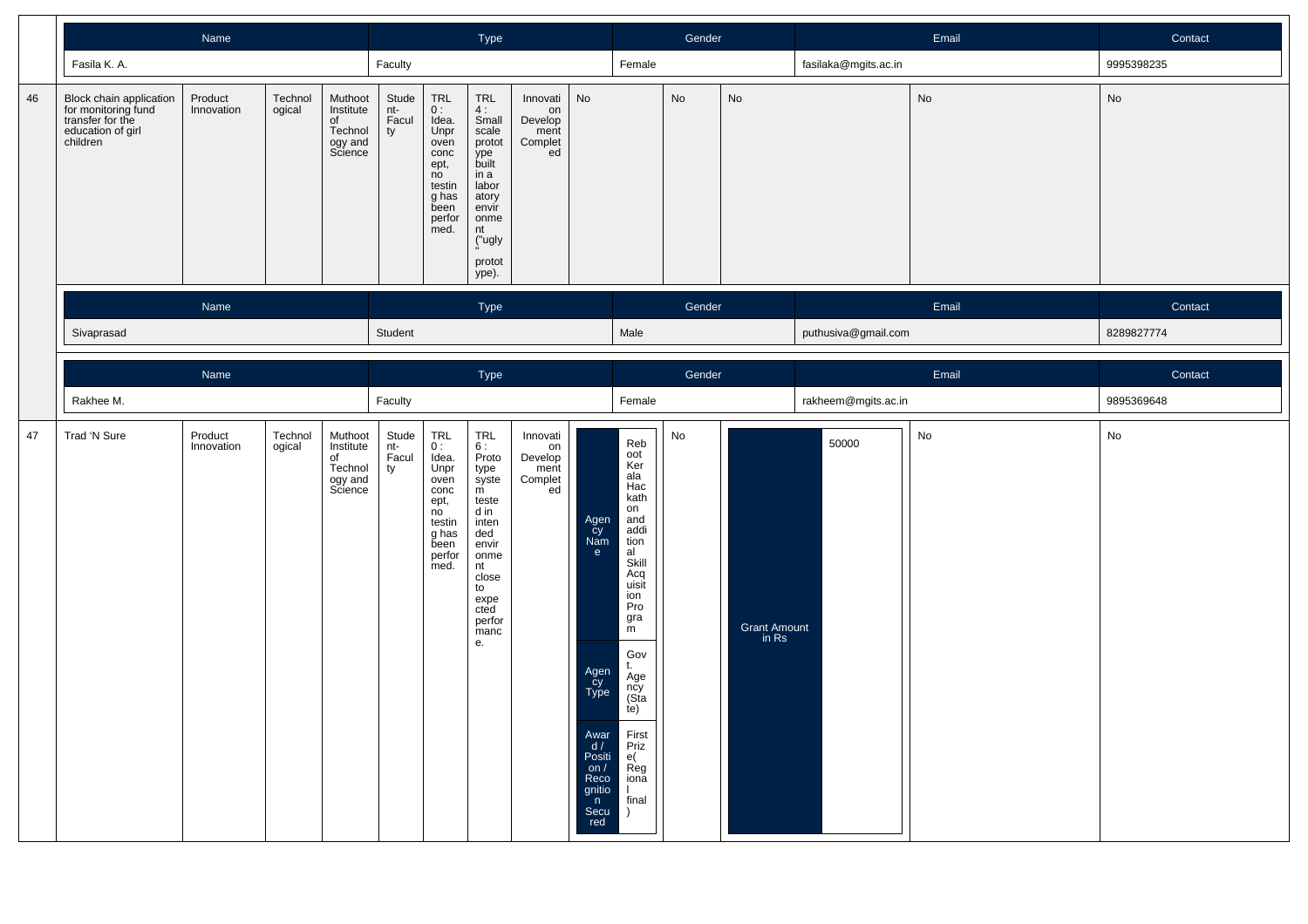| Name | Type | Gender | Email | Contact |
|---|---|---|---|---|
| Fasila K. A. | Faculty | Female | fasilaka@mgits.ac.in | 9995398235 |

| 46 | Block chain application for monitoring fund transfer for the education of girl children | Product Innovation | Technological | Muthoot Institute of Technology and Science | Student-Faculty | TRL 0 : Idea. Unproven concept, no testing has been performed. | TRL 4 : Small scale prototype built in a laboratory environment ("ugly" prototype). | Innovation Development Completed | No | No | No | No | No |
|---|---|---|---|---|---|---|---|---|---|---|---|---|---|

| Name | Type | Gender | Email | Contact |
|---|---|---|---|---|
| Sivaprasad | Student | Male | puthusiva@gmail.com | 8289827774 |

| Name | Type | Gender | Email | Contact |
|---|---|---|---|---|
| Rakhee M. | Faculty | Female | rakheem@mgits.ac.in | 9895369648 |

| 47 | Trad 'N Sure | Product Innovation | Technological | Muthoot Institute of Technology and Science | Student-Faculty | TRL 0 : Idea. Unproven concept, no testing has been performed. | TRL 6 : Prototype system tested in intended environment close to expected performance. | Innovation Development Completed | Agency Name: Reboot Kerala Hackathon and additional Skill Acquisition Program; Agency Type: Govt. Agency (State); Award / Position / Recognition Secured: First Prize( Regional final ) | No | Grant Amount in Rs: 50000 | No | No |
|---|---|---|---|---|---|---|---|---|---|---|---|---|---|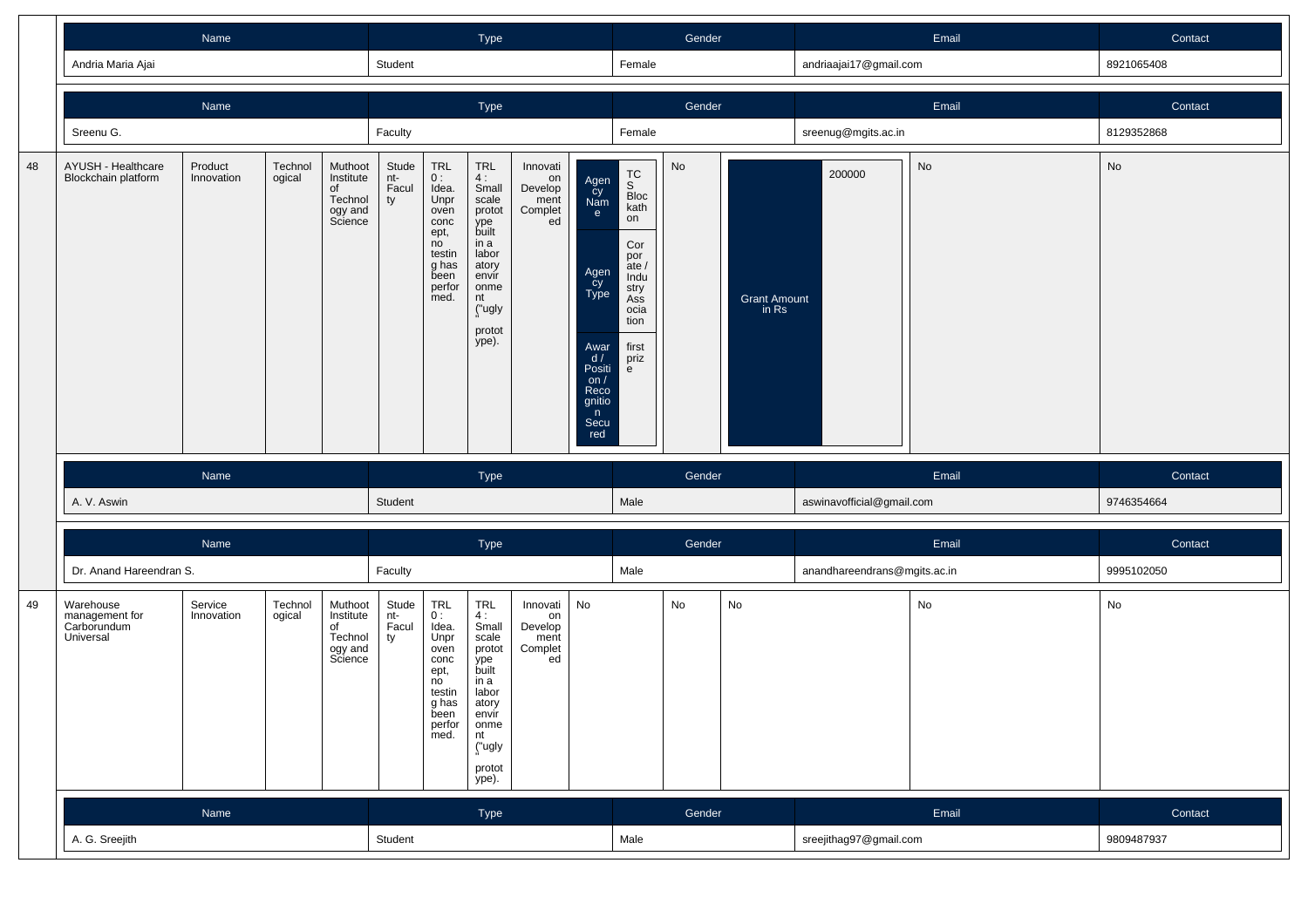| Name | Type | Gender | Email | Contact |
|---|---|---|---|---|
| Andria Maria Ajai | Student | Female | andriaajai17@gmail.com | 8921065408 |

| Name | Type | Gender | Email | Contact |
|---|---|---|---|---|
| Sreenu G. | Faculty | Female | sreenug@mgits.ac.in | 8129352868 |

| | | | | | | | | | | | | | |
|---|---|---|---|---|---|---|---|---|---|---|---|---|---|
| 48 | AYUSH - Healthcare Blockchain platform | Product Innovation | Technological | Muthoot Institute of Technology and Science | Student-Faculty | TRL 0 : Idea. Unproven concept, no testing has been performed. | TRL 4 : Small scale prototype built in a laboratory environment ("ugly" prototype). | Innovation Development Completed | Agency Name: TCS Blockathon; Agency Type: Corporate / Industry Association; Award / Position / Recognition Secured: first prize | No | Grant Amount in Rs: 200000 | No | No |

| Name | Type | Gender | Email | Contact |
|---|---|---|---|---|
| A. V. Aswin | Student | Male | aswinavofficial@gmail.com | 9746354664 |

| Name | Type | Gender | Email | Contact |
|---|---|---|---|---|
| Dr. Anand Hareendran S. | Faculty | Male | anandhareendrans@mgits.ac.in | 9995102050 |

| | | | | | | | | | | | | | |
|---|---|---|---|---|---|---|---|---|---|---|---|---|---|
| 49 | Warehouse management for Carborundum Universal | Service Innovation | Technological | Muthoot Institute of Technology and Science | Student-Faculty | TRL 0 : Idea. Unproven concept, no testing has been performed. | TRL 4 : Small scale prototype built in a laboratory environment ("ugly" prototype). | Innovation Development Completed | No | No | No | No | No |

| Name | Type | Gender | Email | Contact |
|---|---|---|---|---|
| A. G. Sreejith | Student | Male | sreejithag97@gmail.com | 9809487937 |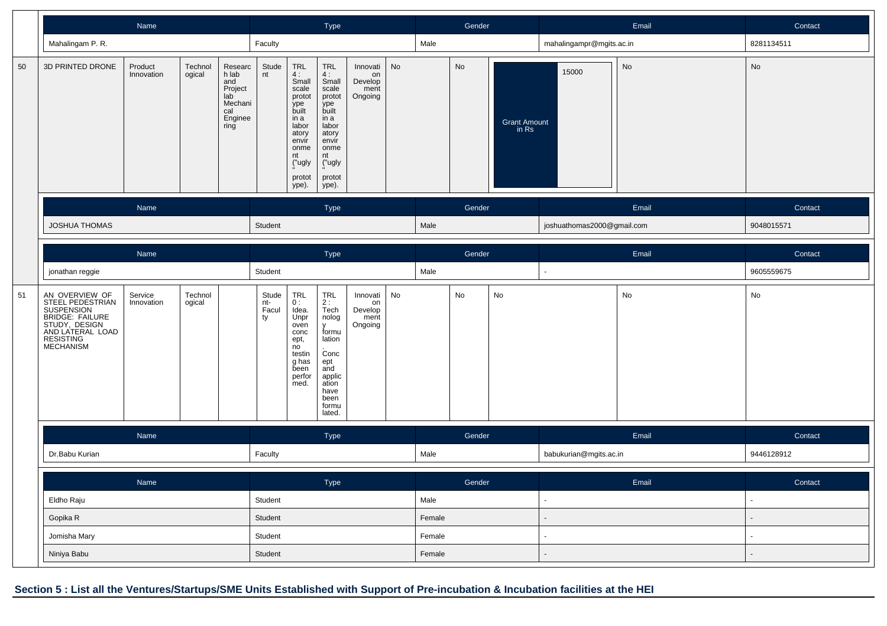| Name | Type | Gender | Email | Contact |
|---|---|---|---|---|
| Mahalingam P. R. | Faculty | Male | mahalingampr@mgits.ac.in | 8281134511 |

| 50 | 3D PRINTED DRONE | Product Innovation | Technological | Research lab and Project lab Mechanical Engineering | Student | TRL 4 : Small scale prototype built in a laboratory environment ("ugly" prototype). | TRL 4 : Small scale prototype built in a laboratory environment ("ugly" prototype). | Innovation Development Ongoing | No | No | Grant Amount in Rs: 15000 | No | No |
|---|---|---|---|---|---|---|---|---|---|---|---|---|---|

| Name | Type | Gender | Email | Contact |
|---|---|---|---|---|
| JOSHUA THOMAS | Student | Male | joshuathomas2000@gmail.com | 9048015571 |

| Name | Type | Gender | Email | Contact |
|---|---|---|---|---|
| jonathan reggie | Student | Male | - | 9605559675 |

| 51 | AN OVERVIEW OF STEEL PEDESTRIAN SUSPENSION BRIDGE: FAILURE STUDY, DESIGN AND LATERAL LOAD RESISTING MECHANISM | Service Innovation | Technological | | Student-Faculty | TRL 0 : Idea. Unproven concept, no testing has been performed. | TRL 2 : Technology formulation. Concept and application have been formulated. | Innovation Development Ongoing | No | No | No | No | No |
|---|---|---|---|---|---|---|---|---|---|---|---|---|---|

| Name | Type | Gender | Email | Contact |
|---|---|---|---|---|
| Dr.Babu Kurian | Faculty | Male | babukurian@mgits.ac.in | 9446128912 |

| Name | Type | Gender | Email | Contact |
|---|---|---|---|---|
| Eldho Raju | Student | Male | - | - |
| Gopika R | Student | Female | - | - |
| Jomisha Mary | Student | Female | - | - |
| Niniya Babu | Student | Female | - | - |

## Section 5 : List all the Ventures/Startups/SME Units Established with Support of Pre-incubation & Incubation facilities at the HEI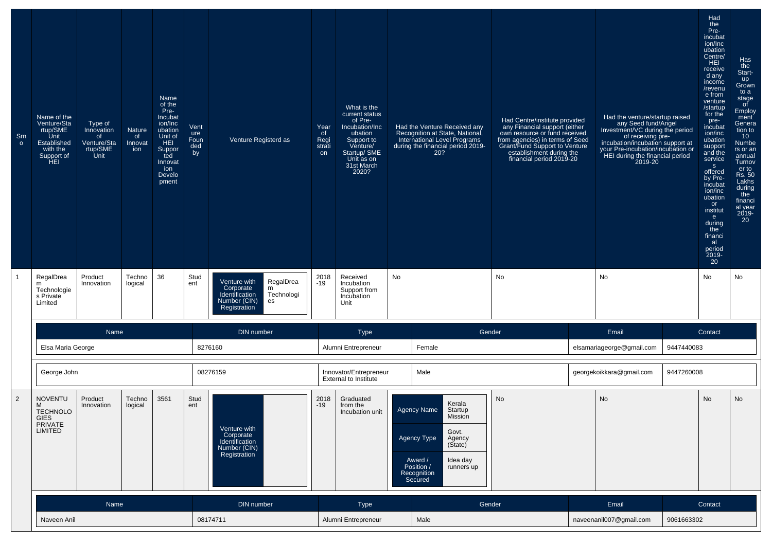| Srno | Name of the Venture/Startup/SME Unit Established with the Support of HEI | Type of Innovation of Venture/Startup/SME Unit | Nature of Innovation | Name of the Pre-Incubation/Incubation Unit of HEI Supported Innovation Development | Venture Founded by | Venture Registerd as | Year of Registration | What is the current status of Pre-Incubation/Incubation Support to Venture/ Startup/ SME Unit as on 31st March 2020? | Had the Venture Received any Recognition at State, National, International Level Programs during the financial period 2019-20? | Had Centre/institute provided any Financial support (either own resource or fund received from agencies) in terms of Seed Grant/Fund Support to Venture establishment during the financial period 2019-20 | Had the venture/startup raised any Seed fund/Angel Investment/VC during the period of receiving pre-incubation/incubation support at your Pre-incubation/incubation or HEI during the financial period 2019-20 | Had the Pre-incubation/Incubation Centre/ HEI received any income /revenue from venture /startup for the pre-incubation/incubation support and the services offered by Pre-incubation/incubation or institute during the financial period 2019-20 | Has the Start-up Grown to a stage of Employment Generation to 10 Numbers or an annual Turnover to Rs. 50 Lakhs during the financial year 2019-20 |
|---|---|---|---|---|---|---|---|---|---|---|---|---|---|
| 1 | RegalDream Technologies Private Limited | Product Innovation | Technological | 36 | Student | Venture with Corporate Identification Number (CIN) Registration: RegalDream Technologies | 2018-19 | Received Incubation Support from Incubation Unit | No | No | No | No | No |

| Name | DIN number | Type | Gender | Email | Contact |
|---|---|---|---|---|---|
| Elsa Maria George | 8276160 | Alumni Entrepreneur | Female | elsamariageorge@gmail.com | 9447440083 |
| George John | 08276159 | Innovator/Entrepreneur External to Institute | Male | georgekoikkara@gmail.com | 9447260008 |

| Srno | Name of the Venture/Startup/SME Unit Established with the Support of HEI | Type of Innovation of Venture/Startup/SME Unit | Nature of Innovation | Name of the Pre-Incubation/Incubation Unit of HEI Supported Innovation Development | Venture Founded by | Venture Registerd as | Year of Registration | What is the current status of Pre-Incubation/Incubation Support to Venture/ Startup/ SME Unit as on 31st March 2020? | Had the Venture Received any Recognition at State, National, International Level Programs during the financial period 2019-20? | Had Centre/institute provided any Financial support (either own resource or fund received from agencies) in terms of Seed Grant/Fund Support to Venture establishment during the financial period 2019-20 | Had the venture/startup raised any Seed fund/Angel Investment/VC during the period of receiving pre-incubation/incubation support at your Pre-incubation/incubation or HEI during the financial period 2019-20 | Had the Pre-incubation/Incubation Centre/ HEI received any income /revenue from venture /startup for the pre-incubation/incubation support and the services offered by Pre-incubation/incubation or institute during the financial period 2019-20 | Has the Start-up Grown to a stage of Employment Generation to 10 Numbers or an annual Turnover to Rs. 50 Lakhs during the financial year 2019-20 |
|---|---|---|---|---|---|---|---|---|---|---|---|---|---|
| 2 | NOVENTUM TECHNOLOGIES PRIVATE LIMITED | Product Innovation | Technological | 3561 | Student | Venture with Corporate Identification Number (CIN) Registration | 2018-19 | Graduated from the Incubation unit | Agency Name: Kerala Startup Mission; Agency Type: Govt. Agency (State); Award / Position / Recognition Secured: Idea day runners up | No | No | No | No |

| Name | DIN number | Type | Gender | Email | Contact |
|---|---|---|---|---|---|
| Naveen Anil | 08174711 | Alumni Entrepreneur | Male | naveenanil007@gmail.com | 9061663302 |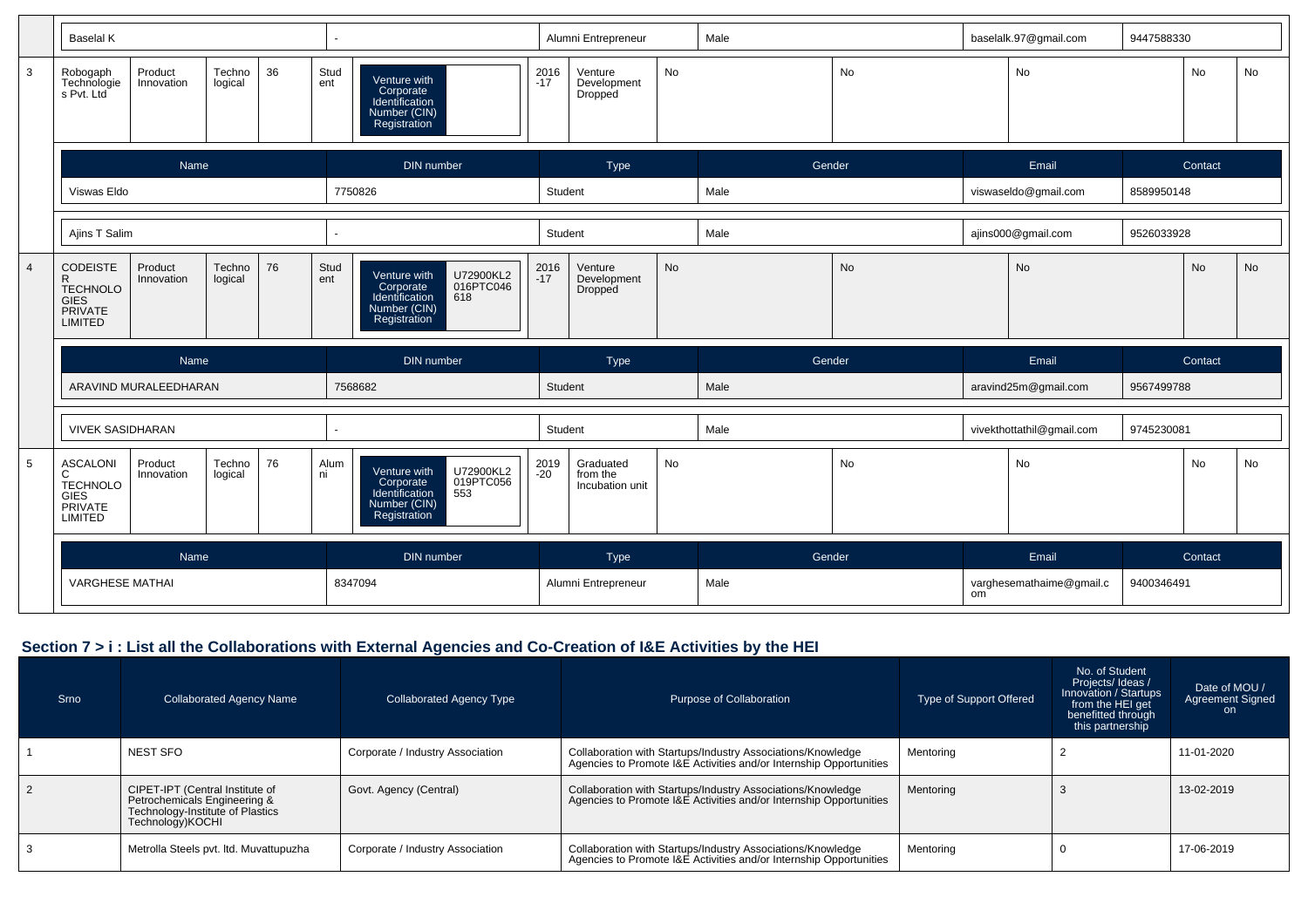| Name | DIN number | Type | Gender | Email | Contact |
|---|---|---|---|---|---|
| Baselal K | - | Alumni Entrepreneur | Male | baselalk.97@gmail.com | 9447588330 |

| 3 | Robogaph Technologies Pvt. Ltd | Product Innovation | Technological | 36 | Student | Venture with Corporate Identification Number (CIN) Registration | | 2016-17 | Venture Development Dropped | No | No | No | No | No |
|---|---|---|---|---|---|---|---|---|---|---|---|---|---|---|

| Name | DIN number | Type | Gender | Email | Contact |
|---|---|---|---|---|---|
| Viswas Eldo | 7750826 | Student | Male | viswaseldo@gmail.com | 8589950148 |
| Ajins T Salim | - | Student | Male | ajins000@gmail.com | 9526033928 |

| 4 | CODEISTER TECHNOLOGIES PRIVATE LIMITED | Product Innovation | Technological | 76 | Student | Venture with Corporate Identification Number (CIN) Registration | U72900KL2016PTC046618 | 2016-17 | Venture Development Dropped | No | No | No | No | No |
|---|---|---|---|---|---|---|---|---|---|---|---|---|---|---|

| Name | DIN number | Type | Gender | Email | Contact |
|---|---|---|---|---|---|
| ARAVIND MURALEEDHARAN | 7568682 | Student | Male | aravind25m@gmail.com | 9567499788 |
| VIVEK SASIDHARAN | - | Student | Male | vivekthottathil@gmail.com | 9745230081 |

| 5 | ASCALONIC TECHNOLOGIES PRIVATE LIMITED | Product Innovation | Technological | 76 | Alumni | Venture with Corporate Identification Number (CIN) Registration | U72900KL2019PTC056553 | 2019-20 | Graduated from the Incubation unit | No | No | No | No | No |
|---|---|---|---|---|---|---|---|---|---|---|---|---|---|---|

| Name | DIN number | Type | Gender | Email | Contact |
|---|---|---|---|---|---|
| VARGHESE MATHAI | 8347094 | Alumni Entrepreneur | Male | varghesemathaime@gmail.com | 9400346491 |

## Section 7 > i : List all the Collaborations with External Agencies and Co-Creation of I&E Activities by the HEI

| Srno | Collaborated Agency Name | Collaborated Agency Type | Purpose of Collaboration | Type of Support Offered | No. of Student Projects/ Ideas / Innovation / Startups from the HEI get benefitted through this partnership | Date of MOU / Agreement Signed on |
|---|---|---|---|---|---|---|
| 1 | NEST SFO | Corporate / Industry Association | Collaboration with Startups/Industry Associations/Knowledge Agencies to Promote I&E Activities and/or Internship Opportunities | Mentoring | 2 | 11-01-2020 |
| 2 | CIPET-IPT (Central Institute of Petrochemicals Engineering & Technology-Institute of Plastics Technology)KOCHI | Govt. Agency (Central) | Collaboration with Startups/Industry Associations/Knowledge Agencies to Promote I&E Activities and/or Internship Opportunities | Mentoring | 3 | 13-02-2019 |
| 3 | Metrolla Steels pvt. ltd. Muvattupuzha | Corporate / Industry Association | Collaboration with Startups/Industry Associations/Knowledge Agencies to Promote I&E Activities and/or Internship Opportunities | Mentoring | 0 | 17-06-2019 |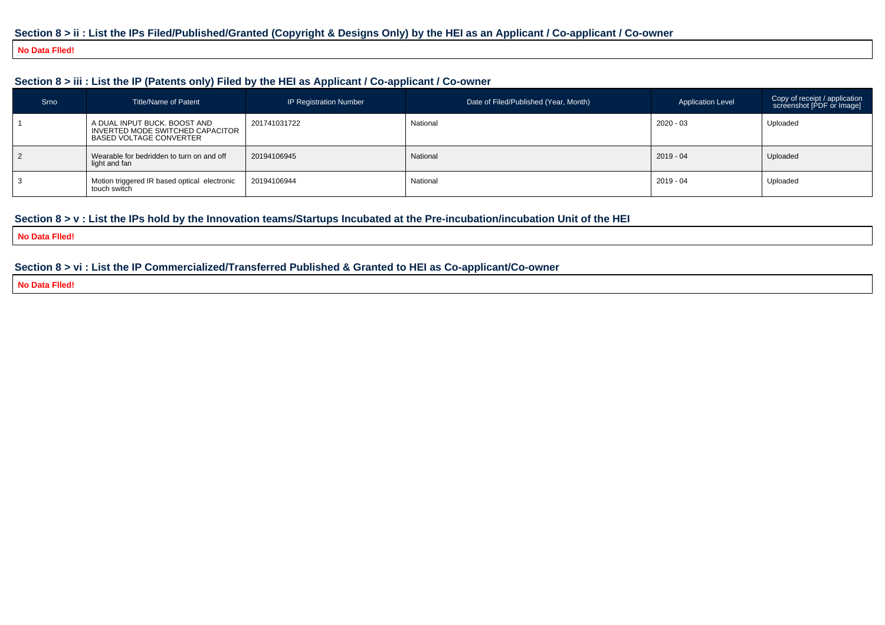### Section 8 > ii : List the IPs Filed/Published/Granted (Copyright & Designs Only) by the HEI as an Applicant / Co-applicant / Co-owner

**No Data FIled!**

### Section 8 > iii : List the IP (Patents only) Filed by the HEI as Applicant / Co-applicant / Co-owner

| Srno | Title/Name of Patent | IP Registration Number | Date of Filed/Published (Year, Month) | Application Level | Copy of receipt / application screenshot [PDF or Image] |
|---|---|---|---|---|---|
| 1 | A DUAL INPUT BUCK, BOOST AND INVERTED MODE SWITCHED CAPACITOR BASED VOLTAGE CONVERTER | 201741031722 | National | 2020 - 03 | Uploaded |
| 2 | Wearable for bedridden to turn on and off light and fan | 20194106945 | National | 2019 - 04 | Uploaded |
| 3 | Motion triggered IR based optical electronic touch switch | 20194106944 | National | 2019 - 04 | Uploaded |

### Section 8 > v : List the IPs hold by the Innovation teams/Startups Incubated at the Pre-incubation/incubation Unit of the HEI

**No Data FIled!**

### Section 8 > vi : List the IP Commercialized/Transferred Published & Granted to HEI as Co-applicant/Co-owner

**No Data FIled!**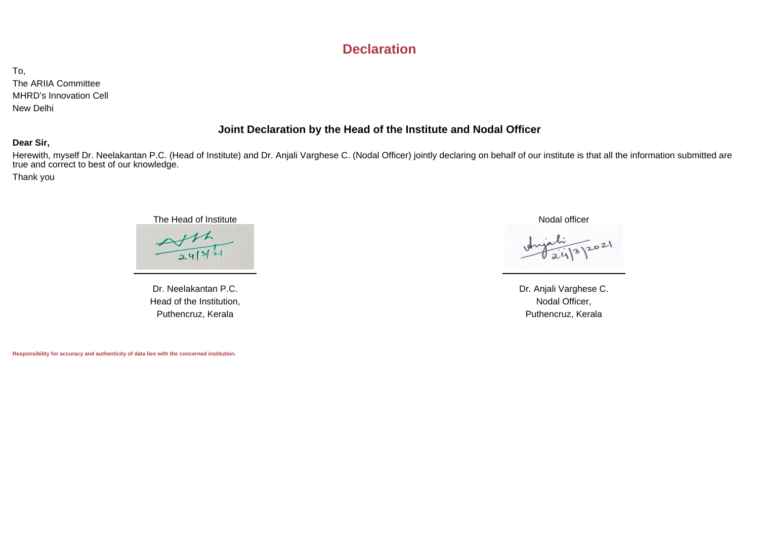# Declaration

To,
The ARIIA Committee
MHRD's Innovation Cell
New Delhi

## Joint Declaration by the Head of the Institute and Nodal Officer

**Dear Sir,**

Herewith, myself Dr. Neelakantan P.C. (Head of Institute) and Dr. Anjali Varghese C. (Nodal Officer) jointly declaring on behalf of our institute is that all the information submitted are true and correct to best of our knowledge.

Thank you

The Head of Institute

24/3/21

Dr. Neelakantan P.C.
Head of the Institution,
Puthencruz, Kerala

Nodal officer

Anjali 24/3/2021

Dr. Anjali Varghese C.
Nodal Officer,
Puthencruz, Kerala

**Responsibility for accuracy and authenticity of data lies with the concerned institution.**